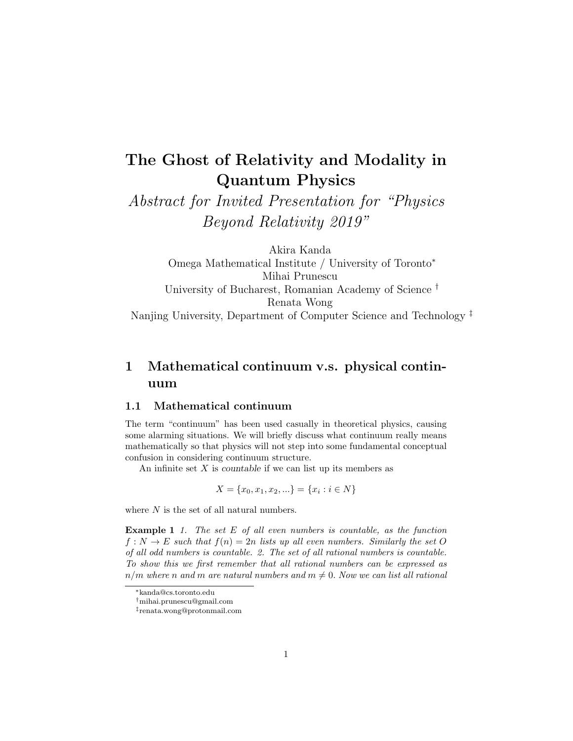# The Ghost of Relativity and Modality in Quantum Physics

*Abstract for Invited Presentation for "Physics Beyond Relativity 2019"*

Akira Kanda
Omega Mathematical Institute / University of Toronto[*]
Mihai Prunescu
University of Bucharest, Romanian Academy of Science [†]
Renata Wong
Nanjing University, Department of Computer Science and Technology [‡]

## 1 Mathematical continuum v.s. physical continuum

### 1.1 Mathematical continuum

The term "continuum" has been used casually in theoretical physics, causing some alarming situations. We will briefly discuss what continuum really means mathematically so that physics will not step into some fundamental conceptual confusion in considering continuum structure.

An infinite set $X$ is *countable* if we can list up its members as

$$X = \{x_0, x_1, x_2, ...\} = \{x_i : i \in N\}$$

where $N$ is the set of all natural numbers.

**Example 1** *1. The set $E$ of all even numbers is countable, as the function $f : N \to E$ such that $f(n) = 2n$ lists up all even numbers. Similarly the set $O$ of all odd numbers is countable. 2. The set of all rational numbers is countable. To show this we first remember that all rational numbers can be expressed as $n/m$ where $n$ and $m$ are natural numbers and $m \neq 0$. Now we can list all rational*

---

[*] kanda@cs.toronto.edu
[†] mihai.prunescu@gmail.com
[‡] renata.wong@protonmail.com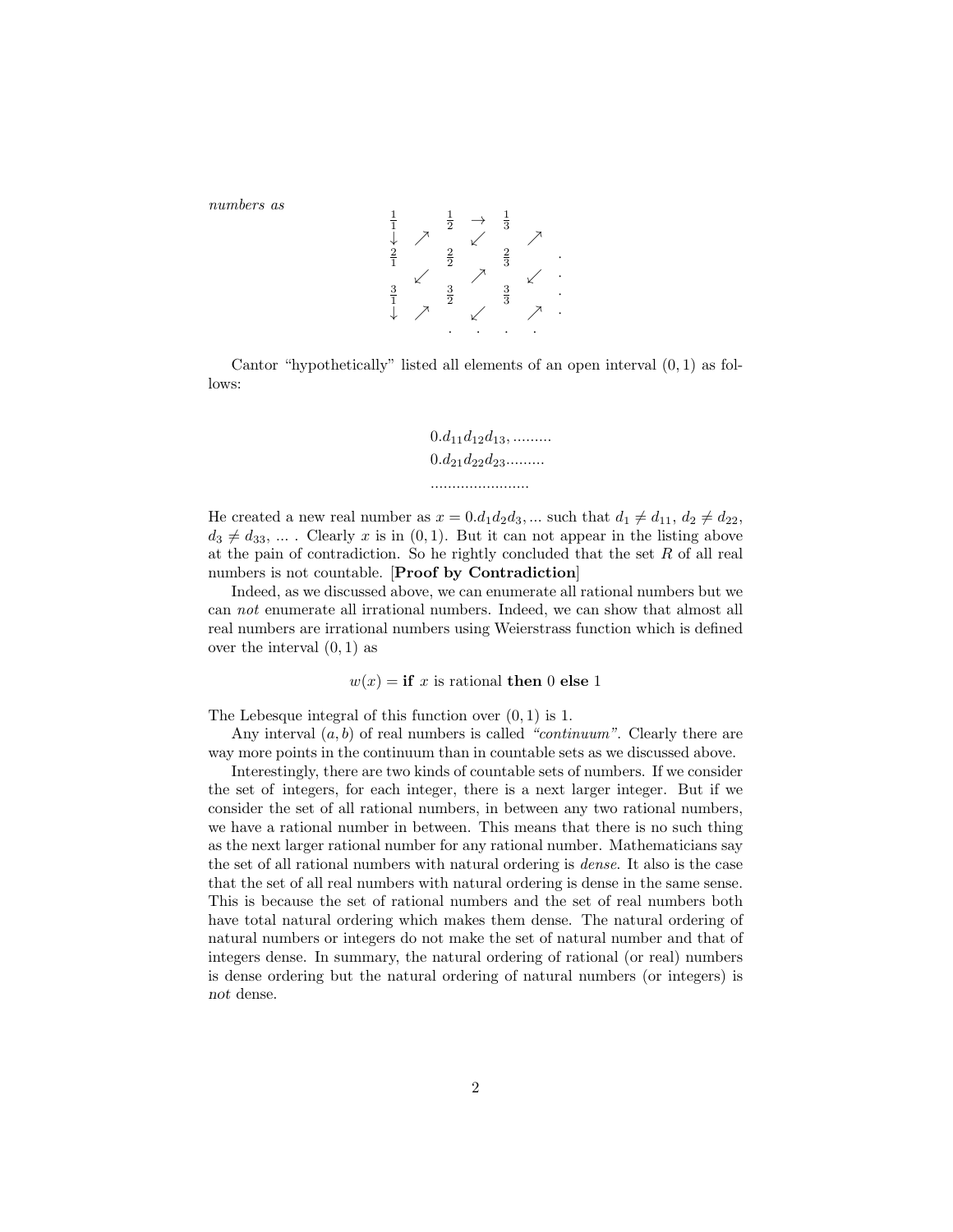*numbers as*

$$
\begin{array}{ccccccc}
\frac{1}{1} & & \frac{1}{2} & \rightarrow & \frac{1}{3} & & \\
\downarrow & \nearrow & & \swarrow & & \nearrow & \\
\frac{2}{1} & & \frac{2}{2} & & \frac{2}{3} & & . \\
& \swarrow & & \nearrow & & \swarrow & . \\
\frac{3}{1} & & \frac{3}{2} & & \frac{3}{3} & & . \\
\downarrow & \nearrow & & \swarrow & & \nearrow & . \\
& & . & . & . & . &
\end{array}
$$

Cantor "hypothetically" listed all elements of an open interval $(0, 1)$ as follows:

$$
\begin{array}{l}
0.d_{11}d_{12}d_{13}, \ldots\ldots\ldots \\
0.d_{21}d_{22}d_{23}\ldots\ldots\ldots \\
\ldots\ldots\ldots\ldots\ldots\ldots\ldots\ldots
\end{array}
$$

He created a new real number as $x = 0.d_1d_2d_3, \ldots$ such that $d_1 \neq d_{11}$, $d_2 \neq d_{22}$, $d_3 \neq d_{33}$, ... . Clearly $x$ is in $(0, 1)$. But it can not appear in the listing above at the pain of contradiction. So he rightly concluded that the set $R$ of all real numbers is not countable. [**Proof by Contradiction**]

Indeed, as we discussed above, we can enumerate all rational numbers but we can *not* enumerate all irrational numbers. Indeed, we can show that almost all real numbers are irrational numbers using Weierstrass function which is defined over the interval $(0, 1)$ as

$$w(x) = \textbf{if } x \text{ is rational } \textbf{then } 0 \textbf{ else } 1$$

The Lebesque integral of this function over $(0, 1)$ is 1.

Any interval $(a, b)$ of real numbers is called *"continuum"*. Clearly there are way more points in the continuum than in countable sets as we discussed above.

Interestingly, there are two kinds of countable sets of numbers. If we consider the set of integers, for each integer, there is a next larger integer. But if we consider the set of all rational numbers, in between any two rational numbers, we have a rational number in between. This means that there is no such thing as the next larger rational number for any rational number. Mathematicians say the set of all rational numbers with natural ordering is *dense*. It also is the case that the set of all real numbers with natural ordering is dense in the same sense. This is because the set of rational numbers and the set of real numbers both have total natural ordering which makes them dense. The natural ordering of natural numbers or integers do not make the set of natural number and that of integers dense. In summary, the natural ordering of rational (or real) numbers is dense ordering but the natural ordering of natural numbers (or integers) is *not* dense.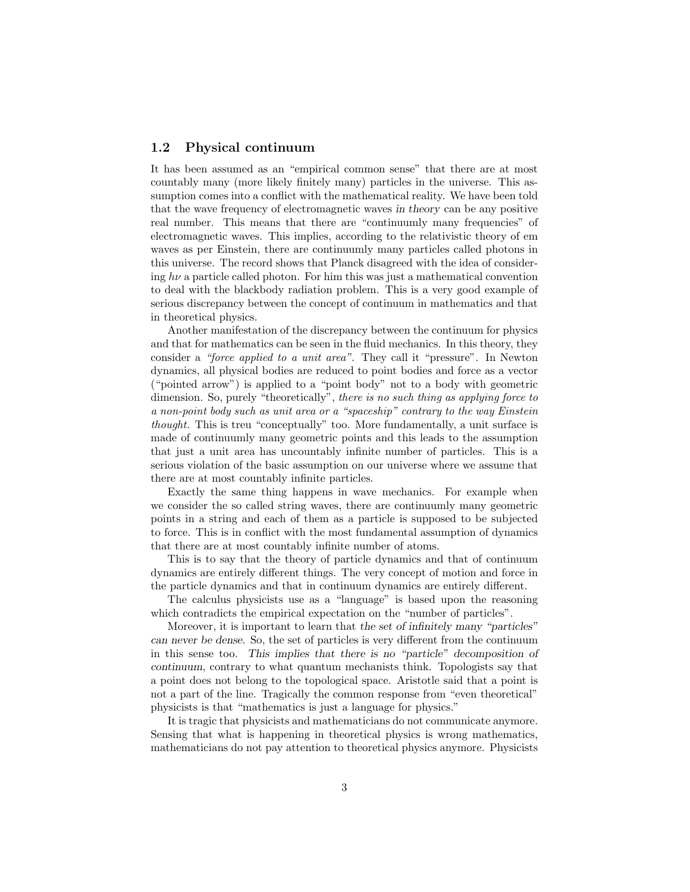## 1.2 Physical continuum

It has been assumed as an "empirical common sense" that there are at most countably many (more likely finitely many) particles in the universe. This assumption comes into a conflict with the mathematical reality. We have been told that the wave frequency of electromagnetic waves *in theory* can be any positive real number. This means that there are "continuumly many frequencies" of electromagnetic waves. This implies, according to the relativistic theory of em waves as per Einstein, there are continuumly many particles called photons in this universe. The record shows that Planck disagreed with the idea of considering $h\nu$ a particle called photon. For him this was just a mathematical convention to deal with the blackbody radiation problem. This is a very good example of serious discrepancy between the concept of continuum in mathematics and that in theoretical physics.

Another manifestation of the discrepancy between the continuum for physics and that for mathematics can be seen in the fluid mechanics. In this theory, they consider a *"force applied to a unit area"*. They call it "pressure". In Newton dynamics, all physical bodies are reduced to point bodies and force as a vector ("pointed arrow") is applied to a "point body" not to a body with geometric dimension. So, purely "theoretically", *there is no such thing as applying force to a non-point body such as unit area or a "spaceship" contrary to the way Einstein thought.* This is treu "conceptually" too. More fundamentally, a unit surface is made of continuumly many geometric points and this leads to the assumption that just a unit area has uncountably infinite number of particles. This is a serious violation of the basic assumption on our universe where we assume that there are at most countably infinite particles.

Exactly the same thing happens in wave mechanics. For example when we consider the so called string waves, there are continuumly many geometric points in a string and each of them as a particle is supposed to be subjected to force. This is in conflict with the most fundamental assumption of dynamics that there are at most countably infinite number of atoms.

This is to say that the theory of particle dynamics and that of continuum dynamics are entirely different things. The very concept of motion and force in the particle dynamics and that in continuum dynamics are entirely different.

The calculus physicists use as a "language" is based upon the reasoning which contradicts the empirical expectation on the "number of particles".

Moreover, it is important to learn that *the set of infinitely many "particles" can never be dense.* So, the set of particles is very different from the continuum in this sense too. *This implies that there is no "particle" decomposition of continuum*, contrary to what quantum mechanists think. Topologists say that a point does not belong to the topological space. Aristotle said that a point is not a part of the line. Tragically the common response from "even theoretical" physicists is that "mathematics is just a language for physics."

It is tragic that physicists and mathematicians do not communicate anymore. Sensing that what is happening in theoretical physics is wrong mathematics, mathematicians do not pay attention to theoretical physics anymore. Physicists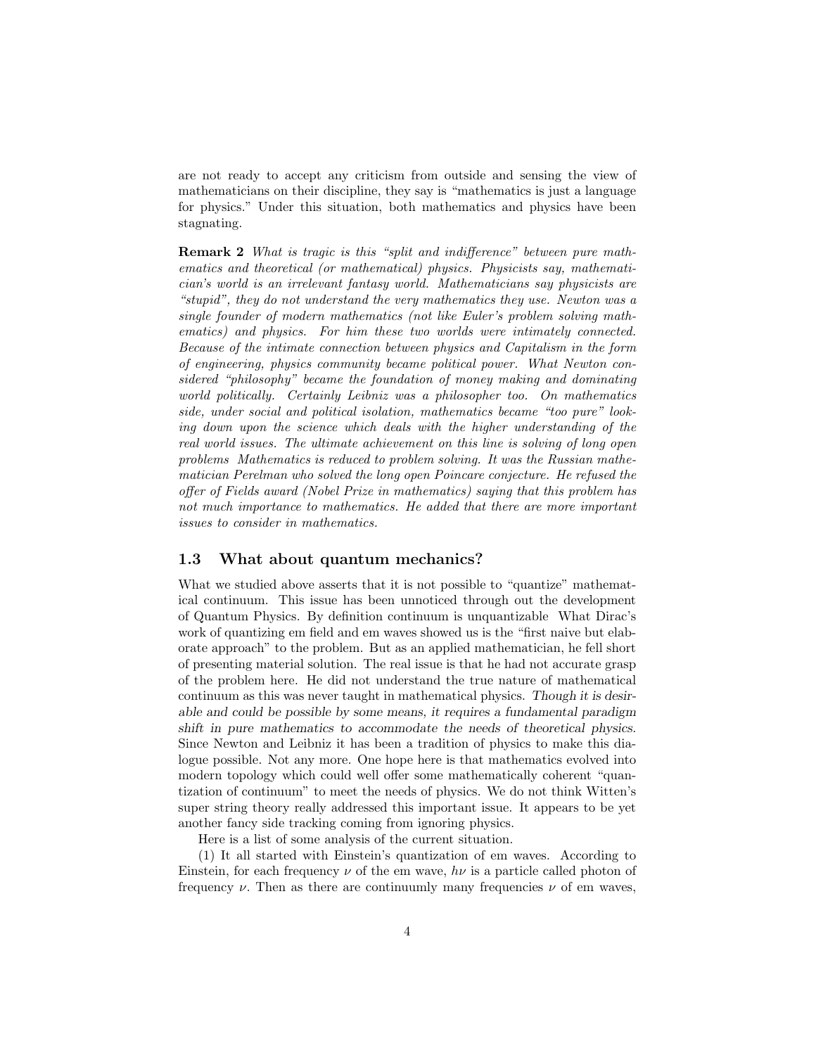are not ready to accept any criticism from outside and sensing the view of mathematicians on their discipline, they say is "mathematics is just a language for physics." Under this situation, both mathematics and physics have been stagnating.

**Remark 2** *What is tragic is this "split and indifference" between pure mathematics and theoretical (or mathematical) physics. Physicists say, mathematician's world is an irrelevant fantasy world. Mathematicians say physicists are "stupid", they do not understand the very mathematics they use. Newton was a single founder of modern mathematics (not like Euler's problem solving mathematics) and physics. For him these two worlds were intimately connected. Because of the intimate connection between physics and Capitalism in the form of engineering, physics community became political power. What Newton considered "philosophy" became the foundation of money making and dominating world politically. Certainly Leibniz was a philosopher too. On mathematics side, under social and political isolation, mathematics became "too pure" looking down upon the science which deals with the higher understanding of the real world issues. The ultimate achievement on this line is solving of long open problems Mathematics is reduced to problem solving. It was the Russian mathematician Perelman who solved the long open Poincare conjecture. He refused the offer of Fields award (Nobel Prize in mathematics) saying that this problem has not much importance to mathematics. He added that there are more important issues to consider in mathematics.*

### 1.3 What about quantum mechanics?

What we studied above asserts that it is not possible to "quantize" mathematical continuum. This issue has been unnoticed through out the development of Quantum Physics. By definition continuum is unquantizable What Dirac's work of quantizing em field and em waves showed us is the "first naive but elaborate approach" to the problem. But as an applied mathematician, he fell short of presenting material solution. The real issue is that he had not accurate grasp of the problem here. He did not understand the true nature of mathematical continuum as this was never taught in mathematical physics. *Though it is desirable and could be possible by some means, it requires a fundamental paradigm shift in pure mathematics to accommodate the needs of theoretical physics.* Since Newton and Leibniz it has been a tradition of physics to make this dialogue possible. Not any more. One hope here is that mathematics evolved into modern topology which could well offer some mathematically coherent "quantization of continuum" to meet the needs of physics. We do not think Witten's super string theory really addressed this important issue. It appears to be yet another fancy side tracking coming from ignoring physics.

Here is a list of some analysis of the current situation.

(1) It all started with Einstein's quantization of em waves. According to Einstein, for each frequency $\nu$ of the em wave, $h\nu$ is a particle called photon of frequency $\nu$. Then as there are continuumly many frequencies $\nu$ of em waves,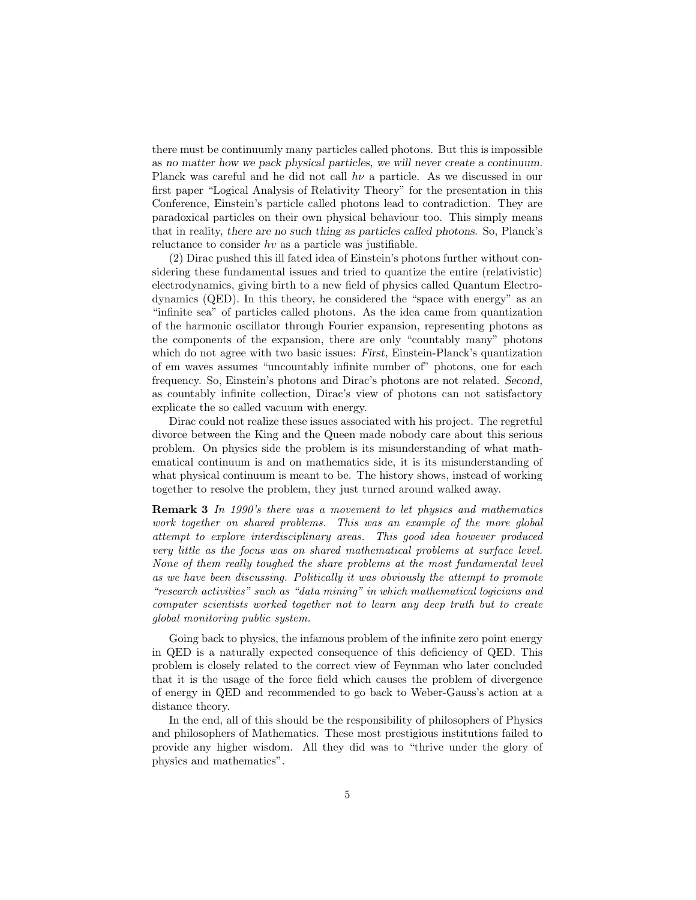there must be continuumly many particles called photons. But this is impossible as *no matter how we pack physical particles, we will never create a continuum.* Planck was careful and he did not call $h\nu$ a particle. As we discussed in our first paper "Logical Analysis of Relativity Theory" for the presentation in this Conference, Einstein's particle called photons lead to contradiction. They are paradoxical particles on their own physical behaviour too. This simply means that in reality, *there are no such thing as particles called photons.* So, Planck's reluctance to consider $hv$ as a particle was justifiable.

(2) Dirac pushed this ill fated idea of Einstein's photons further without considering these fundamental issues and tried to quantize the entire (relativistic) electrodynamics, giving birth to a new field of physics called Quantum Electrodynamics (QED). In this theory, he considered the "space with energy" as an "infinite sea" of particles called photons. As the idea came from quantization of the harmonic oscillator through Fourier expansion, representing photons as the components of the expansion, there are only "countably many" photons which do not agree with two basic issues: *First*, Einstein-Planck's quantization of em waves assumes "uncountably infinite number of" photons, one for each frequency. So, Einstein's photons and Dirac's photons are not related. *Second*, as countably infinite collection, Dirac's view of photons can not satisfactory explicate the so called vacuum with energy.

Dirac could not realize these issues associated with his project. The regretful divorce between the King and the Queen made nobody care about this serious problem. On physics side the problem is its misunderstanding of what mathematical continuum is and on mathematics side, it is its misunderstanding of what physical continuum is meant to be. The history shows, instead of working together to resolve the problem, they just turned around walked away.

**Remark 3** *In 1990's there was a movement to let physics and mathematics work together on shared problems. This was an example of the more global attempt to explore interdisciplinary areas. This good idea however produced very little as the focus was on shared mathematical problems at surface level. None of them really toughed the share problems at the most fundamental level as we have been discussing. Politically it was obviously the attempt to promote "research activities" such as "data mining" in which mathematical logicians and computer scientists worked together not to learn any deep truth but to create global monitoring public system.*

Going back to physics, the infamous problem of the infinite zero point energy in QED is a naturally expected consequence of this deficiency of QED. This problem is closely related to the correct view of Feynman who later concluded that it is the usage of the force field which causes the problem of divergence of energy in QED and recommended to go back to Weber-Gauss's action at a distance theory.

In the end, all of this should be the responsibility of philosophers of Physics and philosophers of Mathematics. These most prestigious institutions failed to provide any higher wisdom. All they did was to "thrive under the glory of physics and mathematics".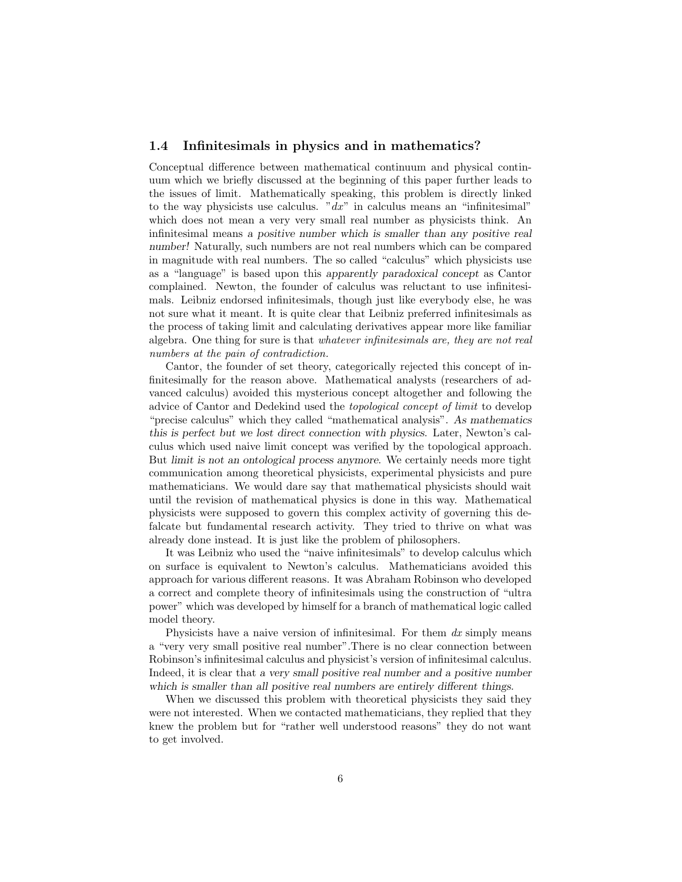### 1.4 Infinitesimals in physics and in mathematics?

Conceptual difference between mathematical continuum and physical continuum which we briefly discussed at the beginning of this paper further leads to the issues of limit. Mathematically speaking, this problem is directly linked to the way physicists use calculus. "$dx$" in calculus means an "infinitesimal" which does not mean a very very small real number as physicists think. An infinitesimal means *a positive number which is smaller than any positive real number!* Naturally, such numbers are not real numbers which can be compared in magnitude with real numbers. The so called "calculus" which physicists use as a "language" is based upon this *apparently paradoxical concept* as Cantor complained. Newton, the founder of calculus was reluctant to use infinitesimals. Leibniz endorsed infinitesimals, though just like everybody else, he was not sure what it meant. It is quite clear that Leibniz preferred infinitesimals as the process of taking limit and calculating derivatives appear more like familiar algebra. One thing for sure is that *whatever infinitesimals are, they are not real numbers at the pain of contradiction.*

Cantor, the founder of set theory, categorically rejected this concept of infinitesimally for the reason above. Mathematical analysts (researchers of advanced calculus) avoided this mysterious concept altogether and following the advice of Cantor and Dedekind used the *topological concept of limit* to develop "precise calculus" which they called "mathematical analysis". *As mathematics this is perfect but we lost direct connection with physics.* Later, Newton's calculus which used naive limit concept was verified by the topological approach. But *limit is not an ontological process anymore*. We certainly needs more tight communication among theoretical physicists, experimental physicists and pure mathematicians. We would dare say that mathematical physicists should wait until the revision of mathematical physics is done in this way. Mathematical physicists were supposed to govern this complex activity of governing this defalcate but fundamental research activity. They tried to thrive on what was already done instead. It is just like the problem of philosophers.

It was Leibniz who used the "naive infinitesimals" to develop calculus which on surface is equivalent to Newton's calculus. Mathematicians avoided this approach for various different reasons. It was Abraham Robinson who developed a correct and complete theory of infinitesimals using the construction of "ultra power" which was developed by himself for a branch of mathematical logic called model theory.

Physicists have a naive version of infinitesimal. For them $dx$ simply means a "very very small positive real number".There is no clear connection between Robinson's infinitesimal calculus and physicist's version of infinitesimal calculus. Indeed, it is clear that *a very small positive real number and a positive number which is smaller than all positive real numbers are entirely different things.*

When we discussed this problem with theoretical physicists they said they were not interested. When we contacted mathematicians, they replied that they knew the problem but for "rather well understood reasons" they do not want to get involved.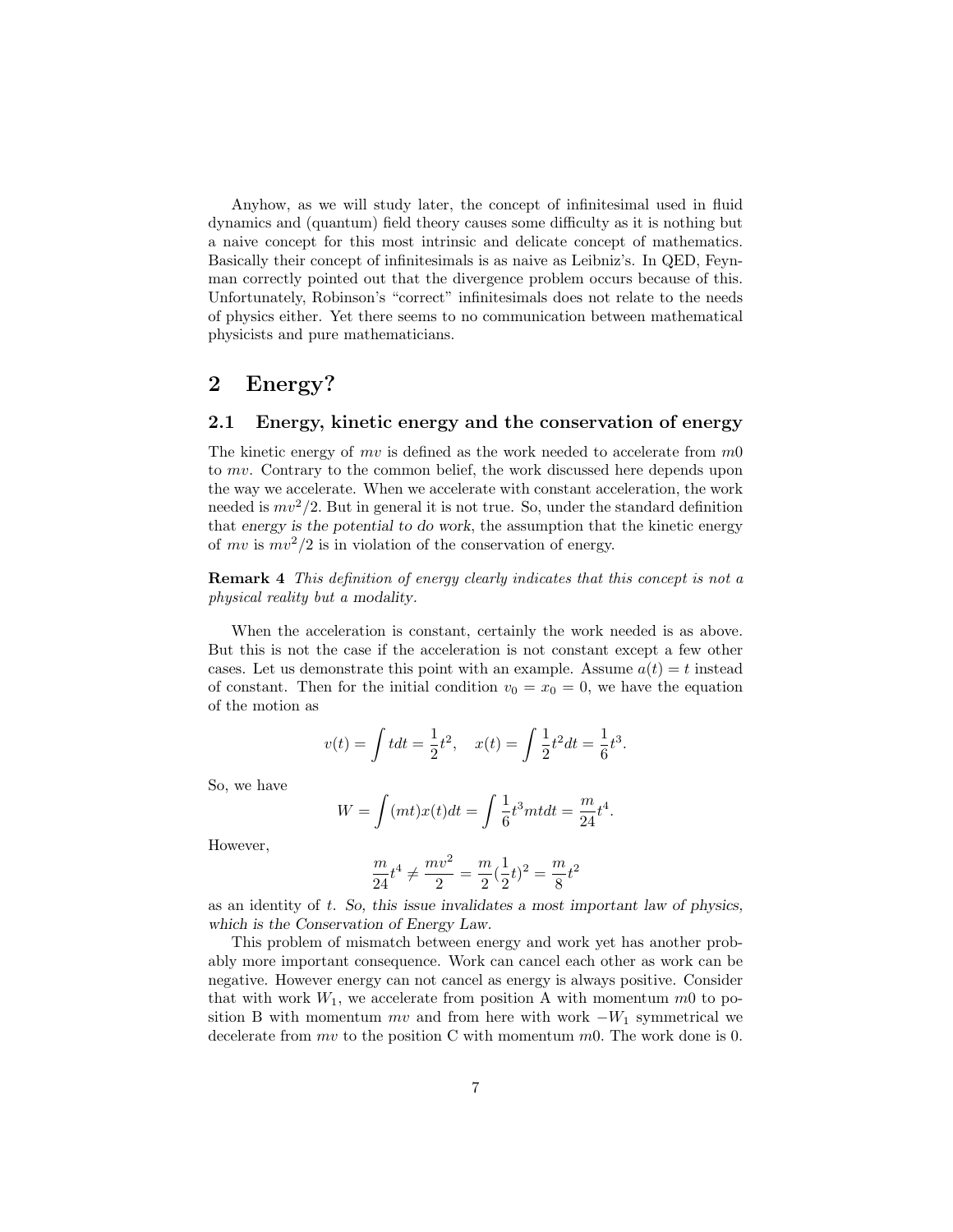Anyhow, as we will study later, the concept of infinitesimal used in fluid dynamics and (quantum) field theory causes some difficulty as it is nothing but a naive concept for this most intrinsic and delicate concept of mathematics. Basically their concept of infinitesimals is as naive as Leibniz's. In QED, Feynman correctly pointed out that the divergence problem occurs because of this. Unfortunately, Robinson's "correct" infinitesimals does not relate to the needs of physics either. Yet there seems to no communication between mathematical physicists and pure mathematicians.

## 2 Energy?

### 2.1 Energy, kinetic energy and the conservation of energy

The kinetic energy of $mv$ is defined as the work needed to accelerate from $m0$ to $mv$. Contrary to the common belief, the work discussed here depends upon the way we accelerate. When we accelerate with constant acceleration, the work needed is $mv^2/2$. But in general it is not true. So, under the standard definition that *energy is the potential to do work*, the assumption that the kinetic energy of $mv$ is $mv^2/2$ is in violation of the conservation of energy.

**Remark 4** *This definition of energy clearly indicates that this concept is not a physical reality but a modality.*

When the acceleration is constant, certainly the work needed is as above. But this is not the case if the acceleration is not constant except a few other cases. Let us demonstrate this point with an example. Assume $a(t) = t$ instead of constant. Then for the initial condition $v_0 = x_0 = 0$, we have the equation of the motion as

$$v(t) = \int t dt = \frac{1}{2}t^2, \quad x(t) = \int \frac{1}{2}t^2 dt = \frac{1}{6}t^3.$$

So, we have

$$W = \int (mt)x(t)dt = \int \frac{1}{6}t^3 mt dt = \frac{m}{24}t^4.$$

However,

$$\frac{m}{24}t^4 \neq \frac{mv^2}{2} = \frac{m}{2}(\frac{1}{2}t)^2 = \frac{m}{8}t^2$$

as an identity of $t$. *So, this issue invalidates a most important law of physics, which is the Conservation of Energy Law.*

This problem of mismatch between energy and work yet has another probably more important consequence. Work can cancel each other as work can be negative. However energy can not cancel as energy is always positive. Consider that with work $W_1$, we accelerate from position A with momentum $m0$ to position B with momentum $mv$ and from here with work $-W_1$ symmetrical we decelerate from $mv$ to the position C with momentum $m0$. The work done is 0.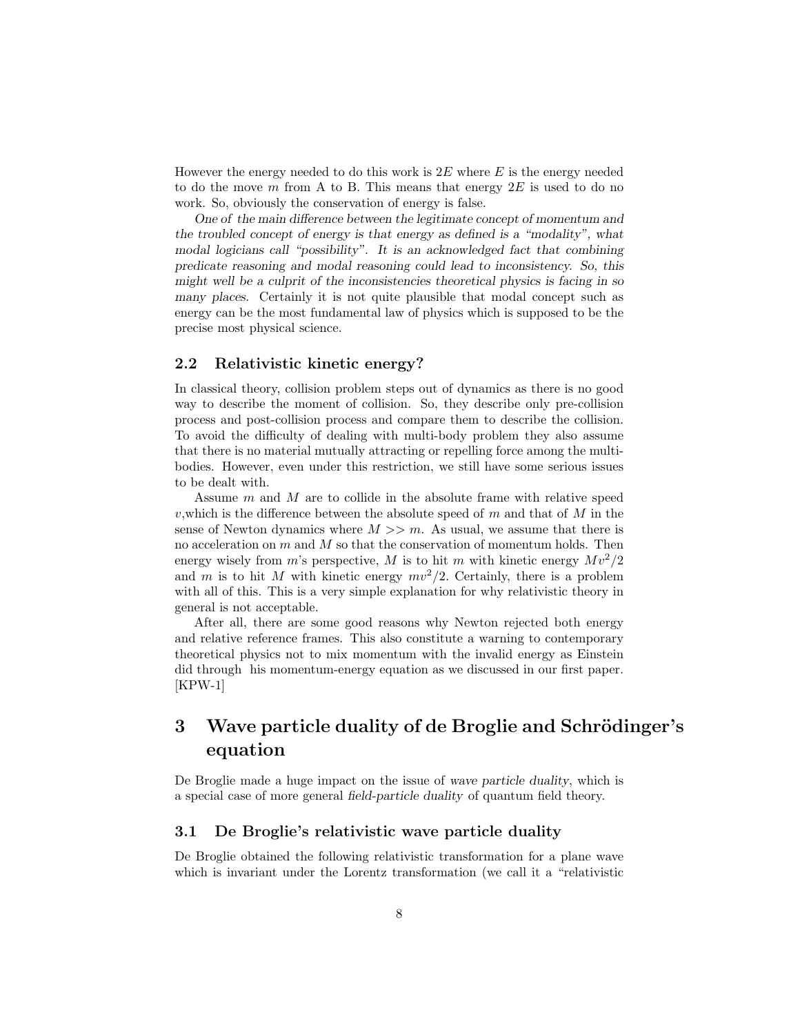However the energy needed to do this work is $2E$ where $E$ is the energy needed to do the move $m$ from A to B. This means that energy $2E$ is used to do no work. So, obviously the conservation of energy is false.

*One of the main difference between the legitimate concept of momentum and the troubled concept of energy is that energy as defined is a "modality", what modal logicians call "possibility". It is an acknowledged fact that combining predicate reasoning and modal reasoning could lead to inconsistency. So, this might well be a culprit of the inconsistencies theoretical physics is facing in so many places.* Certainly it is not quite plausible that modal concept such as energy can be the most fundamental law of physics which is supposed to be the precise most physical science.

### 2.2 Relativistic kinetic energy?

In classical theory, collision problem steps out of dynamics as there is no good way to describe the moment of collision. So, they describe only pre-collision process and post-collision process and compare them to describe the collision. To avoid the difficulty of dealing with multi-body problem they also assume that there is no material mutually attracting or repelling force among the multi-bodies. However, even under this restriction, we still have some serious issues to be dealt with.

Assume $m$ and $M$ are to collide in the absolute frame with relative speed $v$,which is the difference between the absolute speed of $m$ and that of $M$ in the sense of Newton dynamics where $M >> m$. As usual, we assume that there is no acceleration on $m$ and $M$ so that the conservation of momentum holds. Then energy wisely from $m$'s perspective, $M$ is to hit $m$ with kinetic energy $Mv^2/2$ and $m$ is to hit $M$ with kinetic energy $mv^2/2$. Certainly, there is a problem with all of this. This is a very simple explanation for why relativistic theory in general is not acceptable.

After all, there are some good reasons why Newton rejected both energy and relative reference frames. This also constitute a warning to contemporary theoretical physics not to mix momentum with the invalid energy as Einstein did through his momentum-energy equation as we discussed in our first paper. [KPW-1]

## 3 Wave particle duality of de Broglie and Schrödinger's equation

De Broglie made a huge impact on the issue of *wave particle duality*, which is a special case of more general *field-particle duality* of quantum field theory.

### 3.1 De Broglie's relativistic wave particle duality

De Broglie obtained the following relativistic transformation for a plane wave which is invariant under the Lorentz transformation (we call it a "relativistic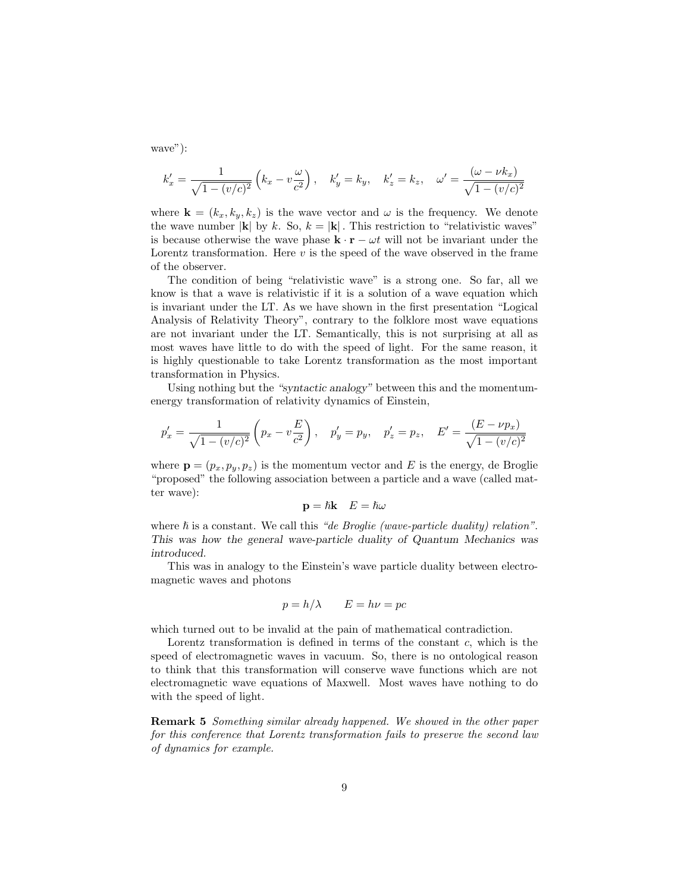wave"):

$$k_x' = \frac{1}{\sqrt{1-(v/c)^2}}\left(k_x - v\frac{\omega}{c^2}\right), \quad k_y' = k_y, \quad k_z' = k_z, \quad \omega' = \frac{(\omega - \nu k_x)}{\sqrt{1-(v/c)^2}}$$

where $\mathbf{k} = (k_x, k_y, k_z)$ is the wave vector and $\omega$ is the frequency. We denote the wave number $|\mathbf{k}|$ by $k$. So, $k = |\mathbf{k}|$. This restriction to "relativistic waves" is because otherwise the wave phase $\mathbf{k} \cdot \mathbf{r} - \omega t$ will not be invariant under the Lorentz transformation. Here $v$ is the speed of the wave observed in the frame of the observer.

The condition of being "relativistic wave" is a strong one. So far, all we know is that a wave is relativistic if it is a solution of a wave equation which is invariant under the LT. As we have shown in the first presentation "Logical Analysis of Relativity Theory", contrary to the folklore most wave equations are not invariant under the LT. Semantically, this is not surprising at all as most waves have little to do with the speed of light. For the same reason, it is highly questionable to take Lorentz transformation as the most important transformation in Physics.

Using nothing but the *"syntactic analogy"* between this and the momentum-energy transformation of relativity dynamics of Einstein,

$$p_x' = \frac{1}{\sqrt{1-(v/c)^2}}\left(p_x - v\frac{E}{c^2}\right), \quad p_y' = p_y, \quad p_z' = p_z, \quad E' = \frac{(E - \nu p_x)}{\sqrt{1-(v/c)^2}}$$

where $\mathbf{p} = (p_x, p_y, p_z)$ is the momentum vector and $E$ is the energy, de Broglie "proposed" the following association between a particle and a wave (called matter wave):

$$\mathbf{p} = \hbar\mathbf{k} \quad E = \hbar\omega$$

where $\hbar$ is a constant. We call this *"de Broglie (wave-particle duality) relation"*. *This was how the general wave-particle duality of Quantum Mechanics was introduced.*

This was in analogy to the Einstein's wave particle duality between electromagnetic waves and photons

$$p = h/\lambda \qquad E = h\nu = pc$$

which turned out to be invalid at the pain of mathematical contradiction.

Lorentz transformation is defined in terms of the constant $c$, which is the speed of electromagnetic waves in vacuum. So, there is no ontological reason to think that this transformation will conserve wave functions which are not electromagnetic wave equations of Maxwell. Most waves have nothing to do with the speed of light.

**Remark 5** *Something similar already happened. We showed in the other paper for this conference that Lorentz transformation fails to preserve the second law of dynamics for example.*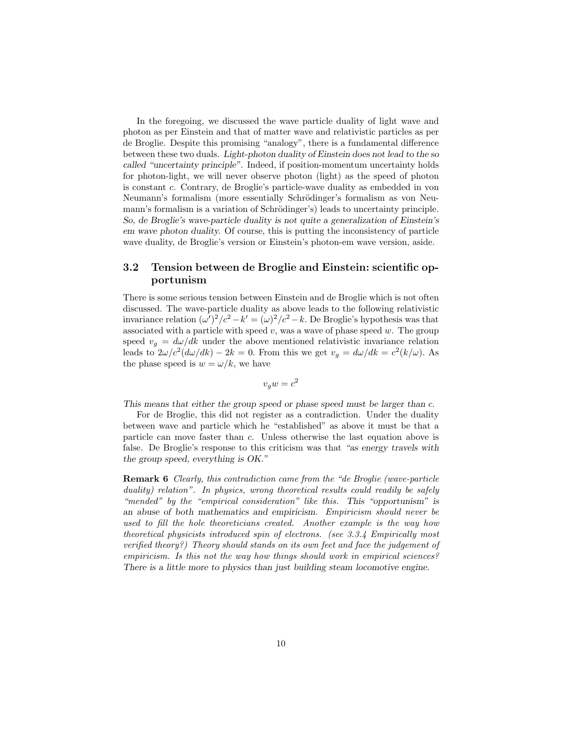In the foregoing, we discussed the wave particle duality of light wave and photon as per Einstein and that of matter wave and relativistic particles as per de Broglie. Despite this promising "analogy", there is a fundamental difference between these two duals. *Light-photon duality of Einstein does not lead to the so called "uncertainty principle"*. Indeed, if position-momentum uncertainty holds for photon-light, we will never observe photon (light) as the speed of photon is constant $c$. Contrary, de Broglie's particle-wave duality as embedded in von Neumann's formalism (more essentially Schrödinger's formalism as von Neumann's formalism is a variation of Schrödinger's) leads to uncertainty principle. *So, de Broglie's wave-particle duality is not quite a generalization of Einstein's em wave photon duality.* Of course, this is putting the inconsistency of particle wave duality, de Broglie's version or Einstein's photon-em wave version, aside.

### 3.2 Tension between de Broglie and Einstein: scientific opportunism

There is some serious tension between Einstein and de Broglie which is not often discussed. The wave-particle duality as above leads to the following relativistic invariance relation $(\omega')^2/c^2 - k' = (\omega)^2/c^2 - k$. De Broglie's hypothesis was that associated with a particle with speed $v$, was a wave of phase speed $w$. The group speed $v_g = d\omega/dk$ under the above mentioned relativistic invariance relation leads to $2\omega/c^2(d\omega/dk) - 2k = 0$. From this we get $v_g = d\omega/dk = c^2(k/\omega)$. As the phase speed is $w = \omega/k$, we have

$$v_g w = c^2$$

*This means that either the group speed or phase speed must be larger than c.*

For de Broglie, this did not register as a contradiction. Under the duality between wave and particle which he "established" as above it must be that a particle can move faster than $c$. Unless otherwise the last equation above is false. De Broglie's response to this criticism was that *"as energy travels with the group speed, everything is OK."*

**Remark 6** *Clearly, this contradiction came from the "de Broglie (wave-particle duality) relation". In physics, wrong theoretical results could readily be safely "mended" by the "empirical consideration" like this. This "opportunism" is an abuse of both mathematics and empiricism. Empiricism should never be used to fill the hole theoreticians created. Another example is the way how theoretical physicists introduced spin of electrons. (see 3.3.4 Empirically most verified theory?) Theory should stands on its own feet and face the judgement of empiricism. Is this not the way how things should work in empirical sciences? There is a little more to physics than just building steam locomotive engine.*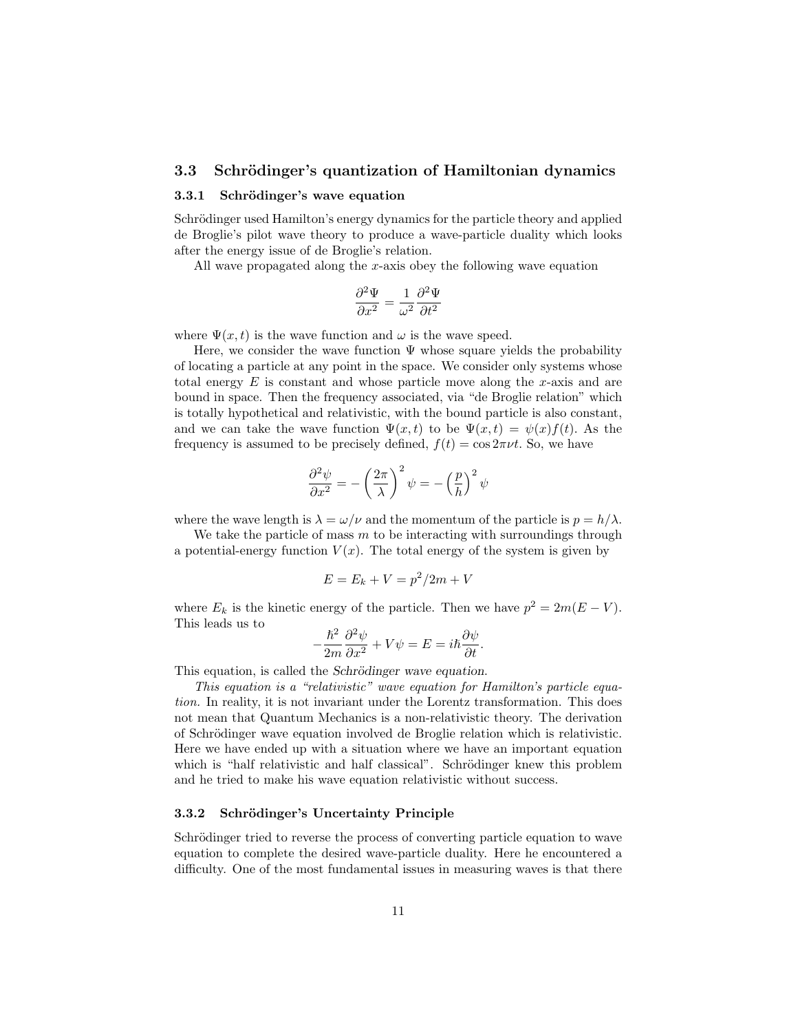## 3.3 Schrödinger's quantization of Hamiltonian dynamics

### 3.3.1 Schrödinger's wave equation

Schrödinger used Hamilton's energy dynamics for the particle theory and applied de Broglie's pilot wave theory to produce a wave-particle duality which looks after the energy issue of de Broglie's relation.

All wave propagated along the $x$-axis obey the following wave equation

$$\frac{\partial^2 \Psi}{\partial x^2} = \frac{1}{\omega^2} \frac{\partial^2 \Psi}{\partial t^2}$$

where $\Psi(x,t)$ is the wave function and $\omega$ is the wave speed.

Here, we consider the wave function $\Psi$ whose square yields the probability of locating a particle at any point in the space. We consider only systems whose total energy $E$ is constant and whose particle move along the $x$-axis and are bound in space. Then the frequency associated, via "de Broglie relation" which is totally hypothetical and relativistic, with the bound particle is also constant, and we can take the wave function $\Psi(x,t)$ to be $\Psi(x,t) = \psi(x)f(t)$. As the frequency is assumed to be precisely defined, $f(t) = \cos 2\pi\nu t$. So, we have

$$\frac{\partial^2 \psi}{\partial x^2} = -\left(\frac{2\pi}{\lambda}\right)^2 \psi = -\left(\frac{p}{\hbar}\right)^2 \psi$$

where the wave length is $\lambda = \omega/\nu$ and the momentum of the particle is $p = h/\lambda$.

We take the particle of mass $m$ to be interacting with surroundings through a potential-energy function $V(x)$. The total energy of the system is given by

$$E = E_k + V = p^2/2m + V$$

where $E_k$ is the kinetic energy of the particle. Then we have $p^2 = 2m(E - V)$. This leads us to

$$-\frac{\hbar^2}{2m}\frac{\partial^2 \psi}{\partial x^2} + V\psi = E = i\hbar\frac{\partial \psi}{\partial t}.$$

This equation, is called the *Schrödinger wave equation*.

*This equation is a "relativistic" wave equation for Hamilton's particle equation.* In reality, it is not invariant under the Lorentz transformation. This does not mean that Quantum Mechanics is a non-relativistic theory. The derivation of Schrödinger wave equation involved de Broglie relation which is relativistic. Here we have ended up with a situation where we have an important equation which is "half relativistic and half classical". Schrödinger knew this problem and he tried to make his wave equation relativistic without success.

### 3.3.2 Schrödinger's Uncertainty Principle

Schrödinger tried to reverse the process of converting particle equation to wave equation to complete the desired wave-particle duality. Here he encountered a difficulty. One of the most fundamental issues in measuring waves is that there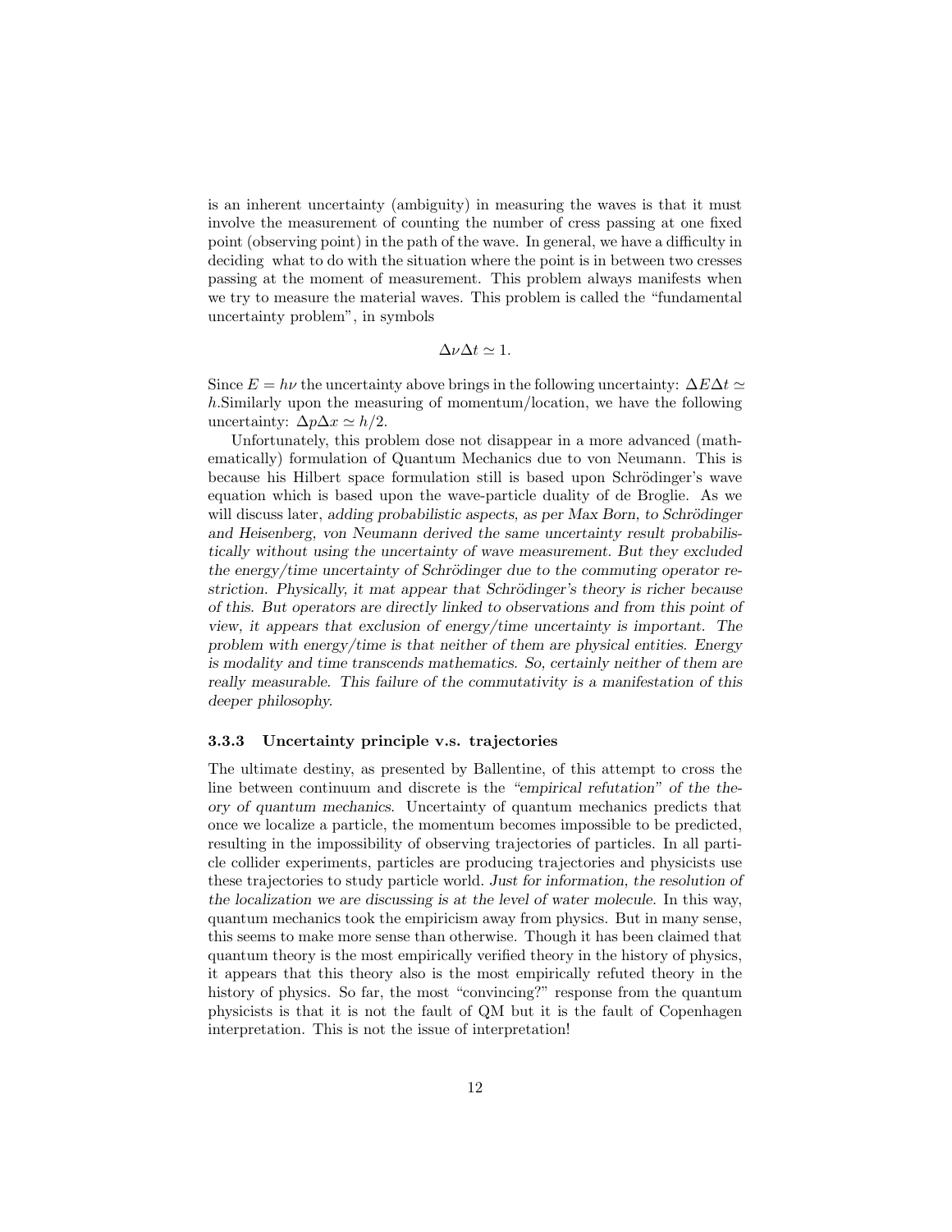is an inherent uncertainty (ambiguity) in measuring the waves is that it must involve the measurement of counting the number of cress passing at one fixed point (observing point) in the path of the wave. In general, we have a difficulty in deciding what to do with the situation where the point is in between two cresses passing at the moment of measurement. This problem always manifests when we try to measure the material waves. This problem is called the "fundamental uncertainty problem", in symbols

$$\Delta\nu\Delta t \simeq 1.$$

Since $E = h\nu$ the uncertainty above brings in the following uncertainty: $\Delta E \Delta t \simeq h$.Similarly upon the measuring of momentum/location, we have the following uncertainty: $\Delta p \Delta x \simeq h/2$.

Unfortunately, this problem dose not disappear in a more advanced (mathematically) formulation of Quantum Mechanics due to von Neumann. This is because his Hilbert space formulation still is based upon Schrödinger's wave equation which is based upon the wave-particle duality of de Broglie. As we will discuss later, *adding probabilistic aspects, as per Max Born, to Schrödinger and Heisenberg, von Neumann derived the same uncertainty result probabilistically without using the uncertainty of wave measurement. But they excluded the energy/time uncertainty of Schrödinger due to the commuting operator restriction. Physically, it mat appear that Schrödinger's theory is richer because of this. But operators are directly linked to observations and from this point of view, it appears that exclusion of energy/time uncertainty is important. The problem with energy/time is that neither of them are physical entities. Energy is modality and time transcends mathematics. So, certainly neither of them are really measurable. This failure of the commutativity is a manifestation of this deeper philosophy.*

### 3.3.3 Uncertainty principle v.s. trajectories

The ultimate destiny, as presented by Ballentine, of this attempt to cross the line between continuum and discrete is the *"empirical refutation" of the theory of quantum mechanics*. Uncertainty of quantum mechanics predicts that once we localize a particle, the momentum becomes impossible to be predicted, resulting in the impossibility of observing trajectories of particles. In all particle collider experiments, particles are producing trajectories and physicists use these trajectories to study particle world. *Just for information, the resolution of the localization we are discussing is at the level of water molecule.* In this way, quantum mechanics took the empiricism away from physics. But in many sense, this seems to make more sense than otherwise. Though it has been claimed that quantum theory is the most empirically verified theory in the history of physics, it appears that this theory also is the most empirically refuted theory in the history of physics. So far, the most "convincing?" response from the quantum physicists is that it is not the fault of QM but it is the fault of Copenhagen interpretation. This is not the issue of interpretation!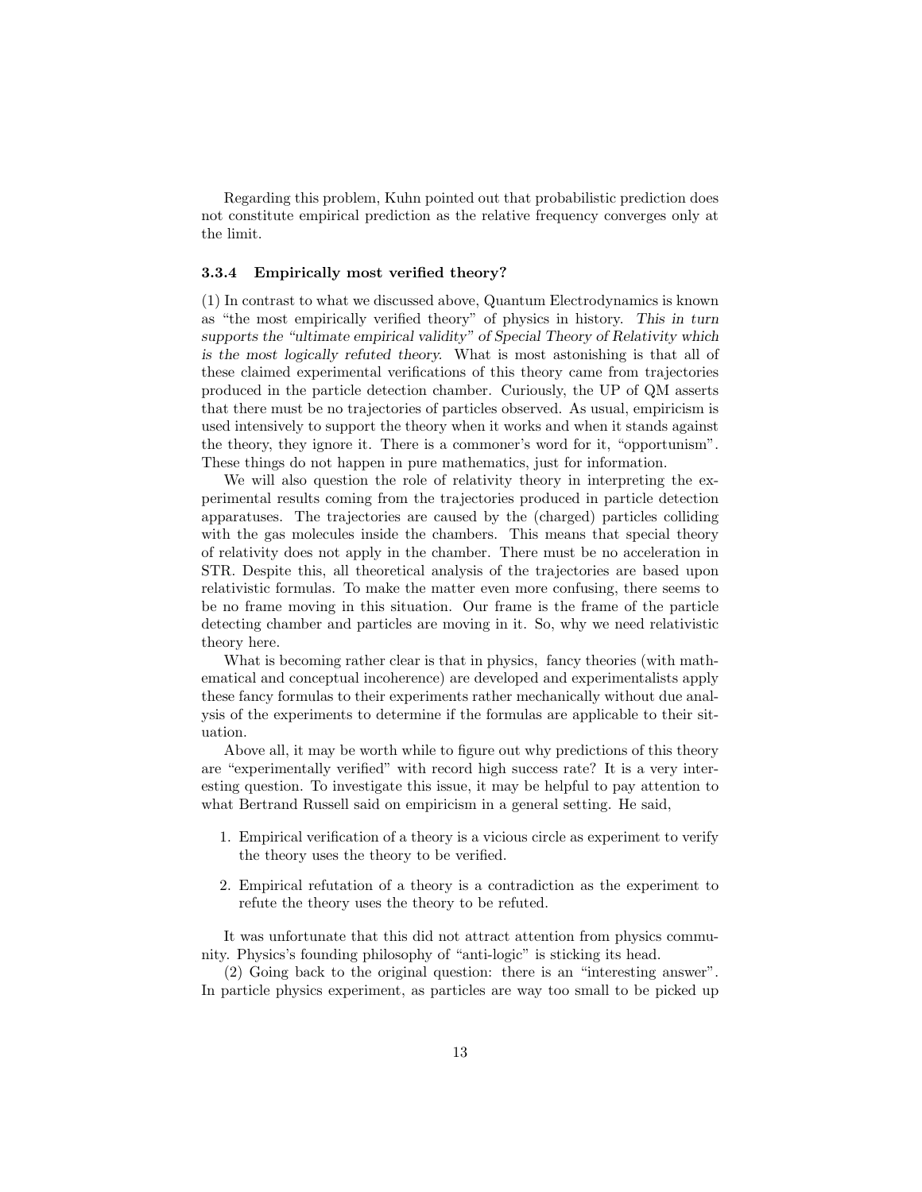Regarding this problem, Kuhn pointed out that probabilistic prediction does not constitute empirical prediction as the relative frequency converges only at the limit.

### 3.3.4 Empirically most verified theory?

(1) In contrast to what we discussed above, Quantum Electrodynamics is known as "the most empirically verified theory" of physics in history. *This in turn supports the "ultimate empirical validity" of Special Theory of Relativity which is the most logically refuted theory.* What is most astonishing is that all of these claimed experimental verifications of this theory came from trajectories produced in the particle detection chamber. Curiously, the UP of QM asserts that there must be no trajectories of particles observed. As usual, empiricism is used intensively to support the theory when it works and when it stands against the theory, they ignore it. There is a commoner's word for it, "opportunism". These things do not happen in pure mathematics, just for information.

We will also question the role of relativity theory in interpreting the experimental results coming from the trajectories produced in particle detection apparatuses. The trajectories are caused by the (charged) particles colliding with the gas molecules inside the chambers. This means that special theory of relativity does not apply in the chamber. There must be no acceleration in STR. Despite this, all theoretical analysis of the trajectories are based upon relativistic formulas. To make the matter even more confusing, there seems to be no frame moving in this situation. Our frame is the frame of the particle detecting chamber and particles are moving in it. So, why we need relativistic theory here.

What is becoming rather clear is that in physics, fancy theories (with mathematical and conceptual incoherence) are developed and experimentalists apply these fancy formulas to their experiments rather mechanically without due analysis of the experiments to determine if the formulas are applicable to their situation.

Above all, it may be worth while to figure out why predictions of this theory are "experimentally verified" with record high success rate? It is a very interesting question. To investigate this issue, it may be helpful to pay attention to what Bertrand Russell said on empiricism in a general setting. He said,

1. Empirical verification of a theory is a vicious circle as experiment to verify the theory uses the theory to be verified.
2. Empirical refutation of a theory is a contradiction as the experiment to refute the theory uses the theory to be refuted.

It was unfortunate that this did not attract attention from physics community. Physics's founding philosophy of "anti-logic" is sticking its head.

(2) Going back to the original question: there is an "interesting answer". In particle physics experiment, as particles are way too small to be picked up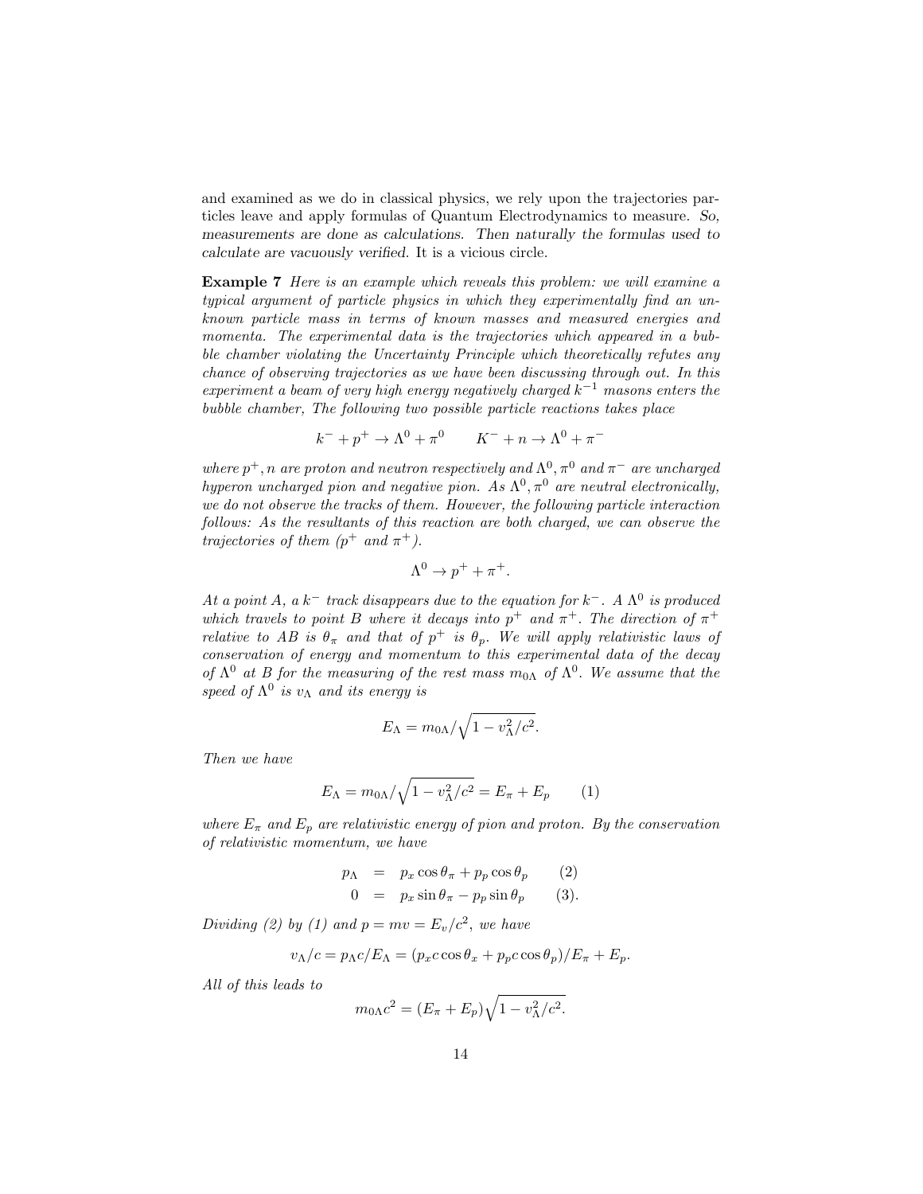and examined as we do in classical physics, we rely upon the trajectories particles leave and apply formulas of Quantum Electrodynamics to measure. *So, measurements are done as calculations. Then naturally the formulas used to calculate are vacuously verified.* It is a vicious circle.

**Example 7** *Here is an example which reveals this problem: we will examine a typical argument of particle physics in which they experimentally find an unknown particle mass in terms of known masses and measured energies and momenta. The experimental data is the trajectories which appeared in a bubble chamber violating the Uncertainty Principle which theoretically refutes any chance of observing trajectories as we have been discussing through out. In this experiment a beam of very high energy negatively charged $k^{-1}$ masons enters the bubble chamber, The following two possible particle reactions takes place*

$$k^- + p^+ \to \Lambda^0 + \pi^0 \qquad K^- + n \to \Lambda^0 + \pi^-$$

*where $p^+, n$ are proton and neutron respectively and $\Lambda^0, \pi^0$ and $\pi^-$ are uncharged hyperon uncharged pion and negative pion. As $\Lambda^0, \pi^0$ are neutral electronically, we do not observe the tracks of them. However, the following particle interaction follows: As the resultants of this reaction are both charged, we can observe the trajectories of them ($p^+$ and $\pi^+$).*

$$\Lambda^0 \to p^+ + \pi^+.$$

*At a point A, a $k^-$ track disappears due to the equation for $k^-$. A $\Lambda^0$ is produced which travels to point B where it decays into $p^+$ and $\pi^+$. The direction of $\pi^+$ relative to AB is $\theta_\pi$ and that of $p^+$ is $\theta_p$. We will apply relativistic laws of conservation of energy and momentum to this experimental data of the decay of $\Lambda^0$ at B for the measuring of the rest mass $m_{0\Lambda}$ of $\Lambda^0$. We assume that the speed of $\Lambda^0$ is $v_\Lambda$ and its energy is*

$$E_\Lambda = m_{0\Lambda}/\sqrt{1 - v_\Lambda^2/c^2}.$$

*Then we have*

$$E_\Lambda = m_{0\Lambda}/\sqrt{1 - v_\Lambda^2/c^2} = E_\pi + E_p \qquad (1)$$

*where $E_\pi$ and $E_p$ are relativistic energy of pion and proton. By the conservation of relativistic momentum, we have*

$$\begin{aligned} p_\Lambda &= p_x \cos\theta_\pi + p_p \cos\theta_p \qquad (2) \\ 0 &= p_x \sin\theta_\pi - p_p \sin\theta_p \qquad (3). \end{aligned}$$

*Dividing (2) by (1) and $p = mv = E_v/c^2$, we have*

$$v_\Lambda/c = p_\Lambda c/E_\Lambda = (p_x c \cos\theta_x + p_p c \cos\theta_p)/E_\pi + E_p.$$

*All of this leads to*

$$m_{0\Lambda} c^2 = (E_\pi + E_p)\sqrt{1 - v_\Lambda^2/c^2}.$$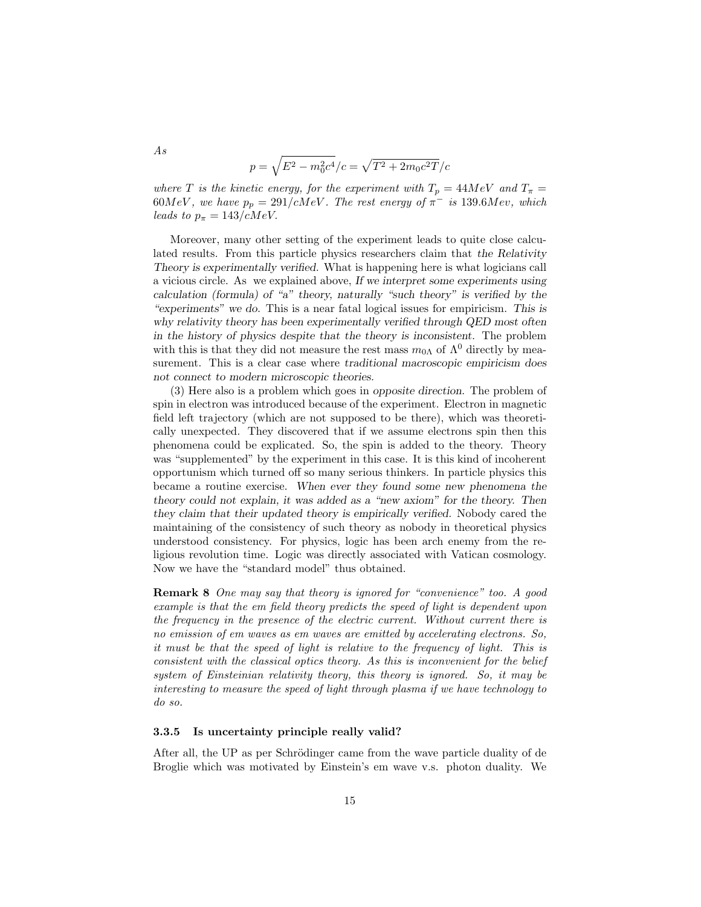*As*

$$p = \sqrt{E^2 - m_0^2c^4}/c = \sqrt{T^2 + 2m_0c^2T}/c$$

*where $T$ is the kinetic energy, for the experiment with $T_p = 44MeV$ and $T_\pi = 60MeV$, we have $p_p = 291/cMeV$. The rest energy of $\pi^-$ is $139.6Mev$, which leads to $p_\pi = 143/cMeV$.*

Moreover, many other setting of the experiment leads to quite close calculated results. From this particle physics researchers claim that *the Relativity Theory is experimentally verified.* What is happening here is what logicians call a vicious circle. As we explained above, *If we interpret some experiments using calculation (formula) of "a" theory, naturally "such theory" is verified by the "experiments" we do.* This is a near fatal logical issues for empiricism. *This is why relativity theory has been experimentally verified through QED most often in the history of physics despite that the theory is inconsistent.* The problem with this is that they did not measure the rest mass $m_{0\Lambda}$ of $\Lambda^0$ directly by measurement. This is a clear case where *traditional macroscopic empiricism does not connect to modern microscopic theories.*

(3) Here also is a problem which goes in *opposite direction.* The problem of spin in electron was introduced because of the experiment. Electron in magnetic field left trajectory (which are not supposed to be there), which was theoretically unexpected. They discovered that if we assume electrons spin then this phenomena could be explicated. So, the spin is added to the theory. Theory was "supplemented" by the experiment in this case. It is this kind of incoherent opportunism which turned off so many serious thinkers. In particle physics this became a routine exercise. *When ever they found some new phenomena the theory could not explain, it was added as a "new axiom" for the theory. Then they claim that their updated theory is empirically verified.* Nobody cared the maintaining of the consistency of such theory as nobody in theoretical physics understood consistency. For physics, logic has been arch enemy from the religious revolution time. Logic was directly associated with Vatican cosmology. Now we have the "standard model" thus obtained.

**Remark 8** *One may say that theory is ignored for "convenience" too. A good example is that the em field theory predicts the speed of light is dependent upon the frequency in the presence of the electric current. Without current there is no emission of em waves as em waves are emitted by accelerating electrons. So, it must be that the speed of light is relative to the frequency of light. This is consistent with the classical optics theory. As this is inconvenient for the belief system of Einsteinian relativity theory, this theory is ignored. So, it may be interesting to measure the speed of light through plasma if we have technology to do so.*

### 3.3.5 Is uncertainty principle really valid?

After all, the UP as per Schrödinger came from the wave particle duality of de Broglie which was motivated by Einstein's em wave v.s. photon duality. We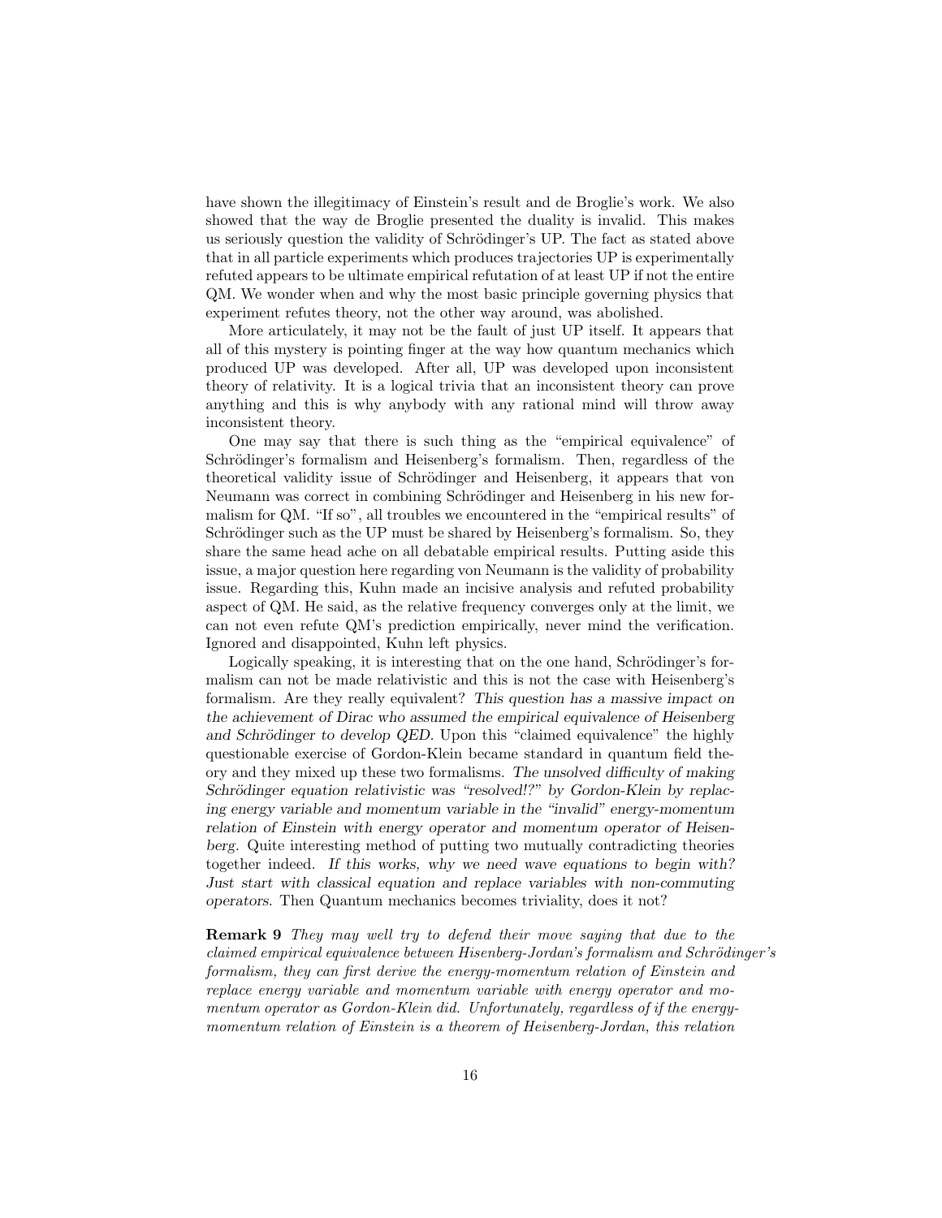have shown the illegitimacy of Einstein's result and de Broglie's work. We also showed that the way de Broglie presented the duality is invalid. This makes us seriously question the validity of Schrödinger's UP. The fact as stated above that in all particle experiments which produces trajectories UP is experimentally refuted appears to be ultimate empirical refutation of at least UP if not the entire QM. We wonder when and why the most basic principle governing physics that experiment refutes theory, not the other way around, was abolished.

More articulately, it may not be the fault of just UP itself. It appears that all of this mystery is pointing finger at the way how quantum mechanics which produced UP was developed. After all, UP was developed upon inconsistent theory of relativity. It is a logical trivia that an inconsistent theory can prove anything and this is why anybody with any rational mind will throw away inconsistent theory.

One may say that there is such thing as the "empirical equivalence" of Schrödinger's formalism and Heisenberg's formalism. Then, regardless of the theoretical validity issue of Schrödinger and Heisenberg, it appears that von Neumann was correct in combining Schrödinger and Heisenberg in his new formalism for QM. "If so", all troubles we encountered in the "empirical results" of Schrödinger such as the UP must be shared by Heisenberg's formalism. So, they share the same head ache on all debatable empirical results. Putting aside this issue, a major question here regarding von Neumann is the validity of probability issue. Regarding this, Kuhn made an incisive analysis and refuted probability aspect of QM. He said, as the relative frequency converges only at the limit, we can not even refute QM's prediction empirically, never mind the verification. Ignored and disappointed, Kuhn left physics.

Logically speaking, it is interesting that on the one hand, Schrödinger's formalism can not be made relativistic and this is not the case with Heisenberg's formalism. Are they really equivalent? *This question has a massive impact on the achievement of Dirac who assumed the empirical equivalence of Heisenberg and Schrödinger to develop QED.* Upon this "claimed equivalence" the highly questionable exercise of Gordon-Klein became standard in quantum field theory and they mixed up these two formalisms. *The unsolved difficulty of making Schrödinger equation relativistic was "resolved!?" by Gordon-Klein by replacing energy variable and momentum variable in the "invalid" energy-momentum relation of Einstein with energy operator and momentum operator of Heisenberg.* Quite interesting method of putting two mutually contradicting theories together indeed. *If this works, why we need wave equations to begin with? Just start with classical equation and replace variables with non-commuting operators.* Then Quantum mechanics becomes triviality, does it not?

**Remark 9** *They may well try to defend their move saying that due to the claimed empirical equivalence between Hisenberg-Jordan's formalism and Schrödinger's formalism, they can first derive the energy-momentum relation of Einstein and replace energy variable and momentum variable with energy operator and momentum operator as Gordon-Klein did. Unfortunately, regardless of if the energy-momentum relation of Einstein is a theorem of Heisenberg-Jordan, this relation*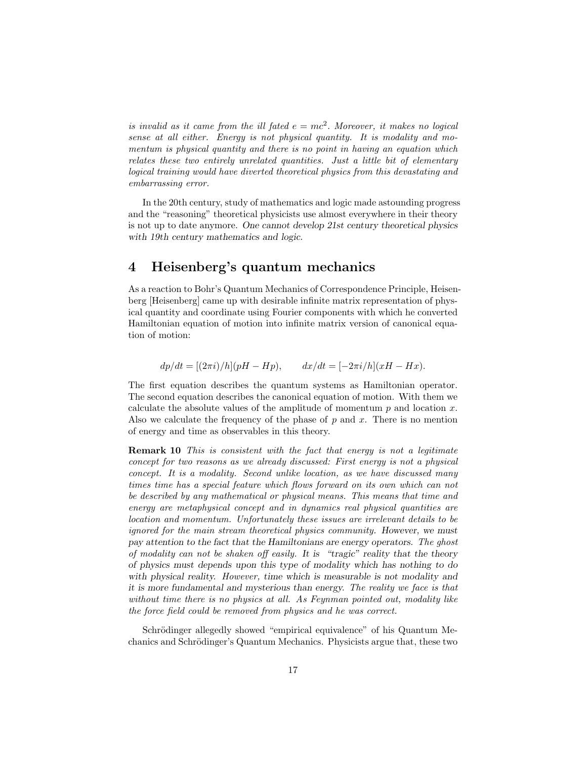*is invalid as it came from the ill fated $e = mc^2$. Moreover, it makes no logical sense at all either. Energy is not physical quantity. It is modality and momentum is physical quantity and there is no point in having an equation which relates these two entirely unrelated quantities. Just a little bit of elementary logical training would have diverted theoretical physics from this devastating and embarrassing error.*

In the 20th century, study of mathematics and logic made astounding progress and the "reasoning" theoretical physicists use almost everywhere in their theory is not up to date anymore. *One cannot develop 21st century theoretical physics with 19th century mathematics and logic.*

## 4 Heisenberg's quantum mechanics

As a reaction to Bohr's Quantum Mechanics of Correspondence Principle, Heisenberg [Heisenberg] came up with desirable infinite matrix representation of physical quantity and coordinate using Fourier components with which he converted Hamiltonian equation of motion into infinite matrix version of canonical equation of motion:

$$dp/dt = [(2\pi i)/h](pH - Hp), \qquad dx/dt = [-2\pi i/h](xH - Hx).$$

The first equation describes the quantum systems as Hamiltonian operator. The second equation describes the canonical equation of motion. With them we calculate the absolute values of the amplitude of momentum $p$ and location $x$. Also we calculate the frequency of the phase of $p$ and $x$. There is no mention of energy and time as observables in this theory.

**Remark 10** *This is consistent with the fact that energy is not a legitimate concept for two reasons as we already discussed: First energy is not a physical concept. It is a modality. Second unlike location, as we have discussed many times time has a special feature which flows forward on its own which can not be described by any mathematical or physical means. This means that time and energy are metaphysical concept and in dynamics real physical quantities are location and momentum. Unfortunately these issues are irrelevant details to be ignored for the main stream theoretical physics community. However, we must pay attention to the fact that the Hamiltonians are energy operators. The ghost of modality can not be shaken off easily. It is "tragic" reality that the theory of physics must depends upon this type of modality which has nothing to do with physical reality. However, time which is measurable is not modality and it is more fundamental and mysterious than energy. The reality we face is that without time there is no physics at all. As Feynman pointed out, modality like the force field could be removed from physics and he was correct.*

Schrödinger allegedly showed "empirical equivalence" of his Quantum Mechanics and Schrödinger's Quantum Mechanics. Physicists argue that, these two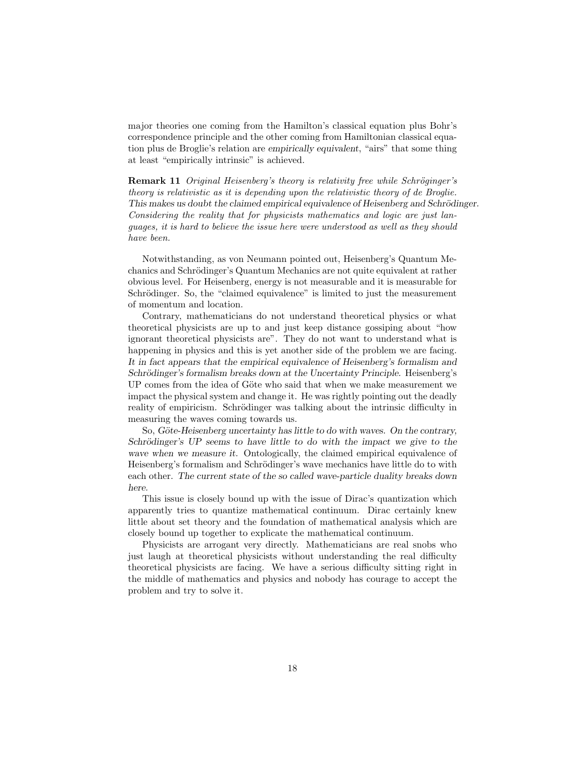major theories one coming from the Hamilton's classical equation plus Bohr's correspondence principle and the other coming from Hamiltonian classical equation plus de Broglie's relation are *empirically equivalent*, "airs" that some thing at least "empirically intrinsic" is achieved.

**Remark 11** *Original Heisenberg's theory is relativity free while Schröginger's theory is relativistic as it is depending upon the relativistic theory of de Broglie. This makes us doubt the claimed empirical equivalence of Heisenberg and Schrödinger. Considering the reality that for physicists mathematics and logic are just languages, it is hard to believe the issue here were understood as well as they should have been.*

Notwithstanding, as von Neumann pointed out, Heisenberg's Quantum Mechanics and Schrödinger's Quantum Mechanics are not quite equivalent at rather obvious level. For Heisenberg, energy is not measurable and it is measurable for Schrödinger. So, the "claimed equivalence" is limited to just the measurement of momentum and location.

Contrary, mathematicians do not understand theoretical physics or what theoretical physicists are up to and just keep distance gossiping about "how ignorant theoretical physicists are". They do not want to understand what is happening in physics and this is yet another side of the problem we are facing. *It in fact appears that the empirical equivalence of Heisenberg's formalism and Schrödinger's formalism breaks down at the Uncertainty Principle.* Heisenberg's UP comes from the idea of Göte who said that when we make measurement we impact the physical system and change it. He was rightly pointing out the deadly reality of empiricism. Schrödinger was talking about the intrinsic difficulty in measuring the waves coming towards us.

So, *Göte-Heisenberg uncertainty has little to do with waves. On the contrary, Schrödinger's UP seems to have little to do with the impact we give to the wave when we measure it.* Ontologically, the claimed empirical equivalence of Heisenberg's formalism and Schrödinger's wave mechanics have little do to with each other. *The current state of the so called wave-particle duality breaks down here.*

This issue is closely bound up with the issue of Dirac's quantization which apparently tries to quantize mathematical continuum. Dirac certainly knew little about set theory and the foundation of mathematical analysis which are closely bound up together to explicate the mathematical continuum.

Physicists are arrogant very directly. Mathematicians are real snobs who just laugh at theoretical physicists without understanding the real difficulty theoretical physicists are facing. We have a serious difficulty sitting right in the middle of mathematics and physics and nobody has courage to accept the problem and try to solve it.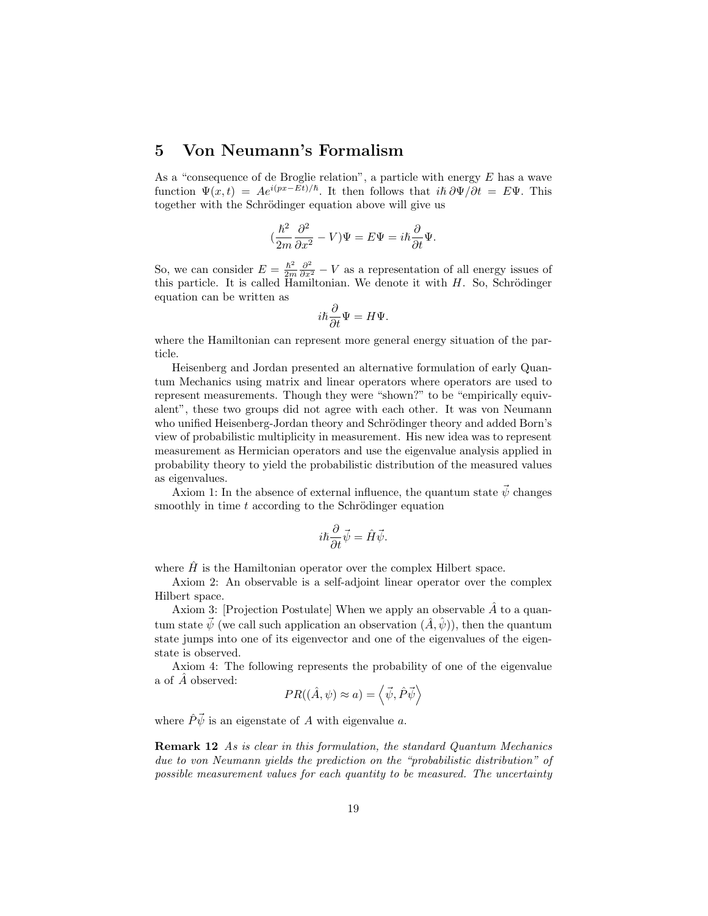## 5 Von Neumann's Formalism

As a "consequence of de Broglie relation", a particle with energy $E$ has a wave function $\Psi(x,t) = Ae^{i(px-Et)/\hbar}$. It then follows that $i\hbar\,\partial\Psi/\partial t = E\Psi$. This together with the Schrödinger equation above will give us

$$(\frac{\hbar^2}{2m}\frac{\partial^2}{\partial x^2} - V)\Psi = E\Psi = i\hbar\frac{\partial}{\partial t}\Psi.$$

So, we can consider $E = \frac{\hbar^2}{2m}\frac{\partial^2}{\partial x^2} - V$ as a representation of all energy issues of this particle. It is called Hamiltonian. We denote it with $H$. So, Schrödinger equation can be written as

$$i\hbar\frac{\partial}{\partial t}\Psi = H\Psi.$$

where the Hamiltonian can represent more general energy situation of the particle.

Heisenberg and Jordan presented an alternative formulation of early Quantum Mechanics using matrix and linear operators where operators are used to represent measurements. Though they were "shown?" to be "empirically equivalent", these two groups did not agree with each other. It was von Neumann who unified Heisenberg-Jordan theory and Schrödinger theory and added Born's view of probabilistic multiplicity in measurement. His new idea was to represent measurement as Hermician operators and use the eigenvalue analysis applied in probability theory to yield the probabilistic distribution of the measured values as eigenvalues.

Axiom 1: In the absence of external influence, the quantum state $\vec{\psi}$ changes smoothly in time $t$ according to the Schrödinger equation

$$i\hbar\frac{\partial}{\partial t}\vec{\psi} = \hat{H}\vec{\psi}.$$

where $\hat{H}$ is the Hamiltonian operator over the complex Hilbert space.

Axiom 2: An observable is a self-adjoint linear operator over the complex Hilbert space.

Axiom 3: [Projection Postulate] When we apply an observable $\hat{A}$ to a quantum state $\vec{\psi}$ (we call such application an observation $(\hat{A}, \hat{\psi})$), then the quantum state jumps into one of its eigenvector and one of the eigenvalues of the eigenstate is observed.

Axiom 4: The following represents the probability of one of the eigenvalue a of $\hat{A}$ observed:

$$PR((\hat{A}, \psi) \approx a) = \left\langle \vec{\psi}, \hat{P}\vec{\psi} \right\rangle$$

where $\hat{P}\vec{\psi}$ is an eigenstate of $A$ with eigenvalue $a$.

**Remark 12** *As is clear in this formulation, the standard Quantum Mechanics due to von Neumann yields the prediction on the "probabilistic distribution" of possible measurement values for each quantity to be measured. The uncertainty*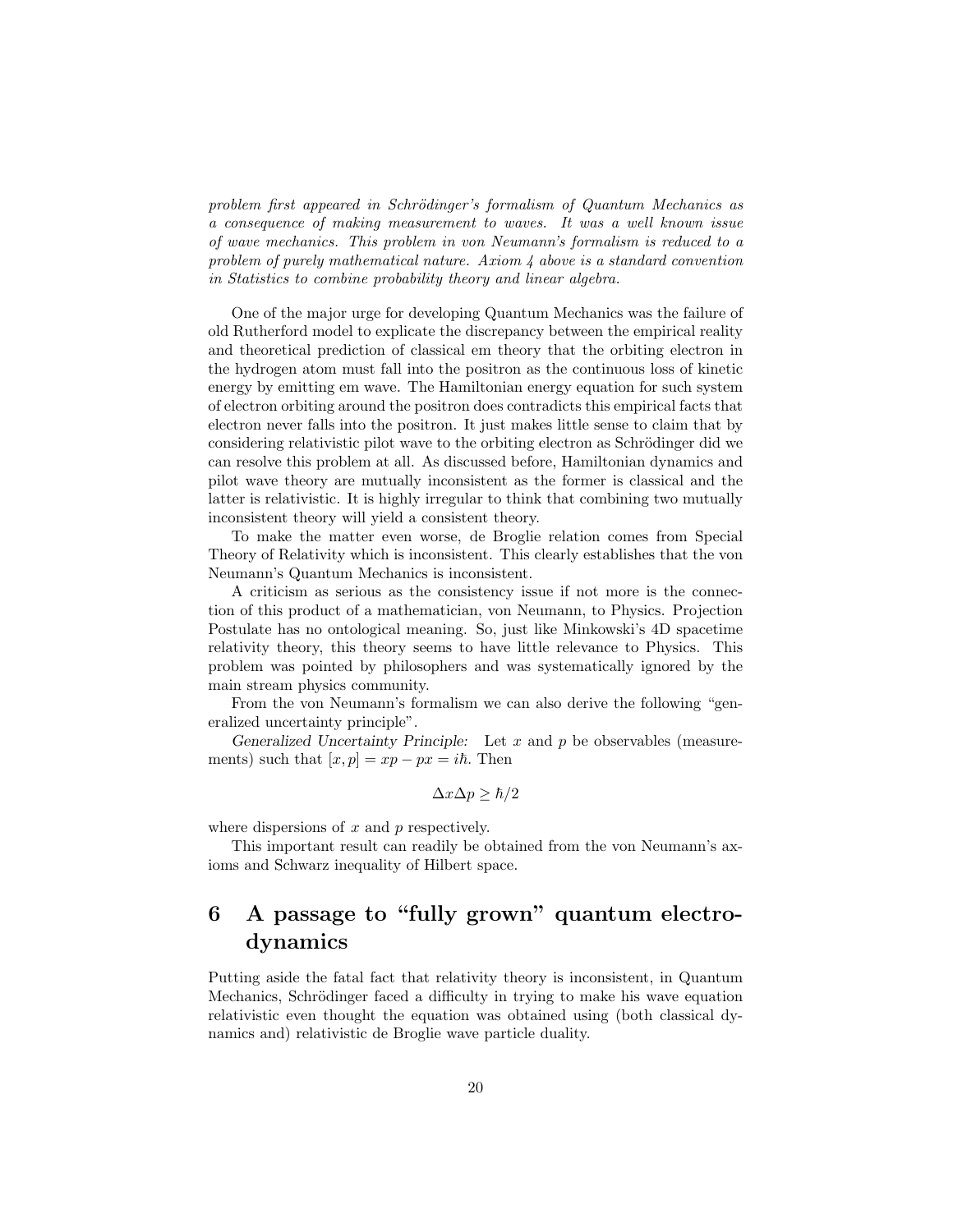*problem first appeared in Schrödinger's formalism of Quantum Mechanics as a consequence of making measurement to waves. It was a well known issue of wave mechanics. This problem in von Neumann's formalism is reduced to a problem of purely mathematical nature. Axiom 4 above is a standard convention in Statistics to combine probability theory and linear algebra.*

One of the major urge for developing Quantum Mechanics was the failure of old Rutherford model to explicate the discrepancy between the empirical reality and theoretical prediction of classical em theory that the orbiting electron in the hydrogen atom must fall into the positron as the continuous loss of kinetic energy by emitting em wave. The Hamiltonian energy equation for such system of electron orbiting around the positron does contradicts this empirical facts that electron never falls into the positron. It just makes little sense to claim that by considering relativistic pilot wave to the orbiting electron as Schrödinger did we can resolve this problem at all. As discussed before, Hamiltonian dynamics and pilot wave theory are mutually inconsistent as the former is classical and the latter is relativistic. It is highly irregular to think that combining two mutually inconsistent theory will yield a consistent theory.

To make the matter even worse, de Broglie relation comes from Special Theory of Relativity which is inconsistent. This clearly establishes that the von Neumann's Quantum Mechanics is inconsistent.

A criticism as serious as the consistency issue if not more is the connection of this product of a mathematician, von Neumann, to Physics. Projection Postulate has no ontological meaning. So, just like Minkowski's 4D spacetime relativity theory, this theory seems to have little relevance to Physics. This problem was pointed by philosophers and was systematically ignored by the main stream physics community.

From the von Neumann's formalism we can also derive the following "generalized uncertainty principle".

*Generalized Uncertainty Principle:* Let $x$ and $p$ be observables (measurements) such that $[x, p] = xp - px = i\hbar$. Then

$$\Delta x \Delta p \geq \hbar/2$$

where dispersions of $x$ and $p$ respectively.

This important result can readily be obtained from the von Neumann's axioms and Schwarz inequality of Hilbert space.

# 6 A passage to "fully grown" quantum electrodynamics

Putting aside the fatal fact that relativity theory is inconsistent, in Quantum Mechanics, Schrödinger faced a difficulty in trying to make his wave equation relativistic even thought the equation was obtained using (both classical dynamics and) relativistic de Broglie wave particle duality.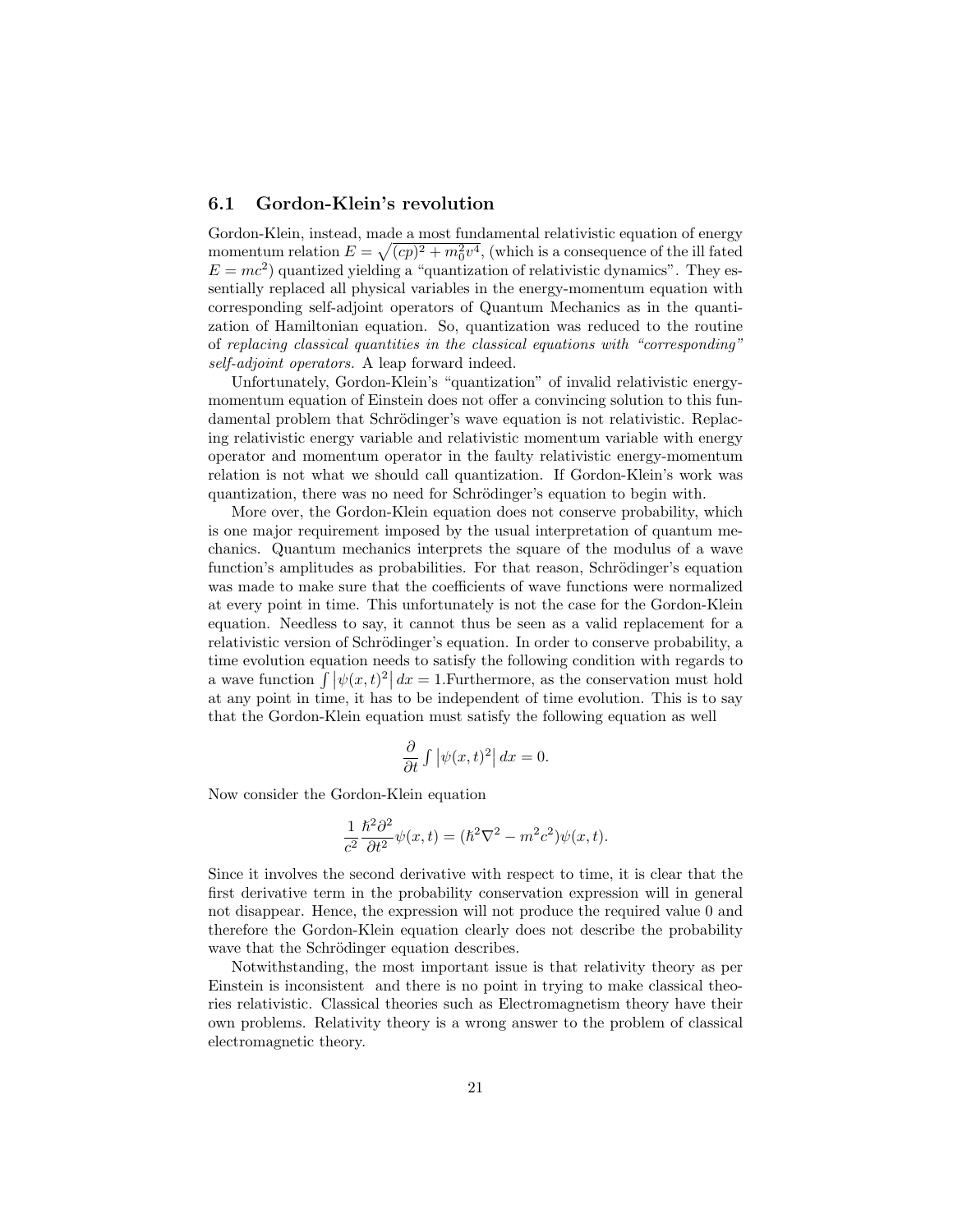### 6.1 Gordon-Klein's revolution

Gordon-Klein, instead, made a most fundamental relativistic equation of energy momentum relation $E = \sqrt{(cp)^2 + m_0^2 v^4}$, (which is a consequence of the ill fated $E = mc^2$) quantized yielding a "quantization of relativistic dynamics". They essentially replaced all physical variables in the energy-momentum equation with corresponding self-adjoint operators of Quantum Mechanics as in the quantization of Hamiltonian equation. So, quantization was reduced to the routine of *replacing classical quantities in the classical equations with "corresponding" self-adjoint operators.* A leap forward indeed.

Unfortunately, Gordon-Klein's "quantization" of invalid relativistic energy-momentum equation of Einstein does not offer a convincing solution to this fundamental problem that Schrödinger's wave equation is not relativistic. Replacing relativistic energy variable and relativistic momentum variable with energy operator and momentum operator in the faulty relativistic energy-momentum relation is not what we should call quantization. If Gordon-Klein's work was quantization, there was no need for Schrödinger's equation to begin with.

More over, the Gordon-Klein equation does not conserve probability, which is one major requirement imposed by the usual interpretation of quantum mechanics. Quantum mechanics interprets the square of the modulus of a wave function's amplitudes as probabilities. For that reason, Schrödinger's equation was made to make sure that the coefficients of wave functions were normalized at every point in time. This unfortunately is not the case for the Gordon-Klein equation. Needless to say, it cannot thus be seen as a valid replacement for a relativistic version of Schrödinger's equation. In order to conserve probability, a time evolution equation needs to satisfy the following condition with regards to a wave function $\int \left|\psi(x,t)^2\right| dx = 1$.Furthermore, as the conservation must hold at any point in time, it has to be independent of time evolution. This is to say that the Gordon-Klein equation must satisfy the following equation as well

$$\frac{\partial}{\partial t} \int \left|\psi(x,t)^2\right| dx = 0.$$

Now consider the Gordon-Klein equation

$$\frac{1}{c^2} \frac{\hbar^2 \partial^2}{\partial t^2} \psi(x,t) = (\hbar^2 \nabla^2 - m^2 c^2) \psi(x,t).$$

Since it involves the second derivative with respect to time, it is clear that the first derivative term in the probability conservation expression will in general not disappear. Hence, the expression will not produce the required value 0 and therefore the Gordon-Klein equation clearly does not describe the probability wave that the Schrödinger equation describes.

Notwithstanding, the most important issue is that relativity theory as per Einstein is inconsistent and there is no point in trying to make classical theories relativistic. Classical theories such as Electromagnetism theory have their own problems. Relativity theory is a wrong answer to the problem of classical electromagnetic theory.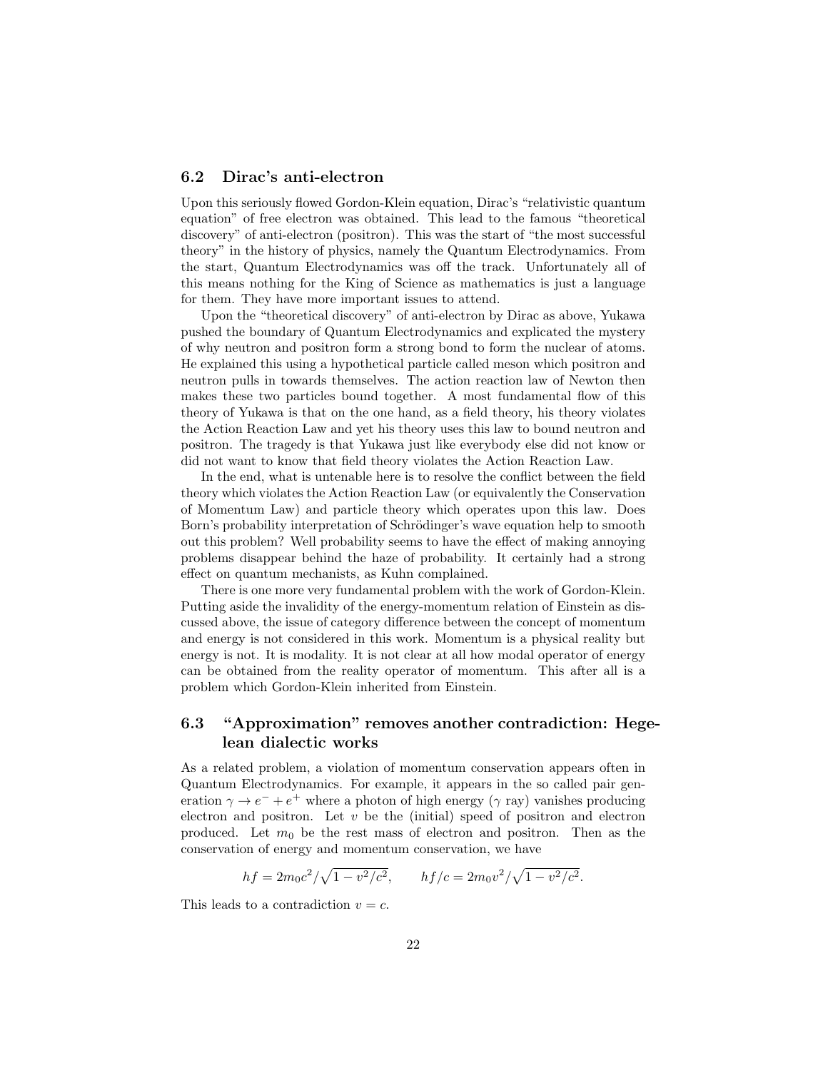## 6.2 Dirac's anti-electron

Upon this seriously flowed Gordon-Klein equation, Dirac's "relativistic quantum equation" of free electron was obtained. This lead to the famous "theoretical discovery" of anti-electron (positron). This was the start of "the most successful theory" in the history of physics, namely the Quantum Electrodynamics. From the start, Quantum Electrodynamics was off the track. Unfortunately all of this means nothing for the King of Science as mathematics is just a language for them. They have more important issues to attend.

Upon the "theoretical discovery" of anti-electron by Dirac as above, Yukawa pushed the boundary of Quantum Electrodynamics and explicated the mystery of why neutron and positron form a strong bond to form the nuclear of atoms. He explained this using a hypothetical particle called meson which positron and neutron pulls in towards themselves. The action reaction law of Newton then makes these two particles bound together. A most fundamental flow of this theory of Yukawa is that on the one hand, as a field theory, his theory violates the Action Reaction Law and yet his theory uses this law to bound neutron and positron. The tragedy is that Yukawa just like everybody else did not know or did not want to know that field theory violates the Action Reaction Law.

In the end, what is untenable here is to resolve the conflict between the field theory which violates the Action Reaction Law (or equivalently the Conservation of Momentum Law) and particle theory which operates upon this law. Does Born's probability interpretation of Schrödinger's wave equation help to smooth out this problem? Well probability seems to have the effect of making annoying problems disappear behind the haze of probability. It certainly had a strong effect on quantum mechanists, as Kuhn complained.

There is one more very fundamental problem with the work of Gordon-Klein. Putting aside the invalidity of the energy-momentum relation of Einstein as discussed above, the issue of category difference between the concept of momentum and energy is not considered in this work. Momentum is a physical reality but energy is not. It is modality. It is not clear at all how modal operator of energy can be obtained from the reality operator of momentum. This after all is a problem which Gordon-Klein inherited from Einstein.

## 6.3 "Approximation" removes another contradiction: Hegelean dialectic works

As a related problem, a violation of momentum conservation appears often in Quantum Electrodynamics. For example, it appears in the so called pair generation $\gamma \to e^- + e^+$ where a photon of high energy ($\gamma$ ray) vanishes producing electron and positron. Let $v$ be the (initial) speed of positron and electron produced. Let $m_0$ be the rest mass of electron and positron. Then as the conservation of energy and momentum conservation, we have

$$hf = 2m_0c^2/\sqrt{1 - v^2/c^2}, \qquad hf/c = 2m_0v^2/\sqrt{1 - v^2/c^2}.$$

This leads to a contradiction $v = c$.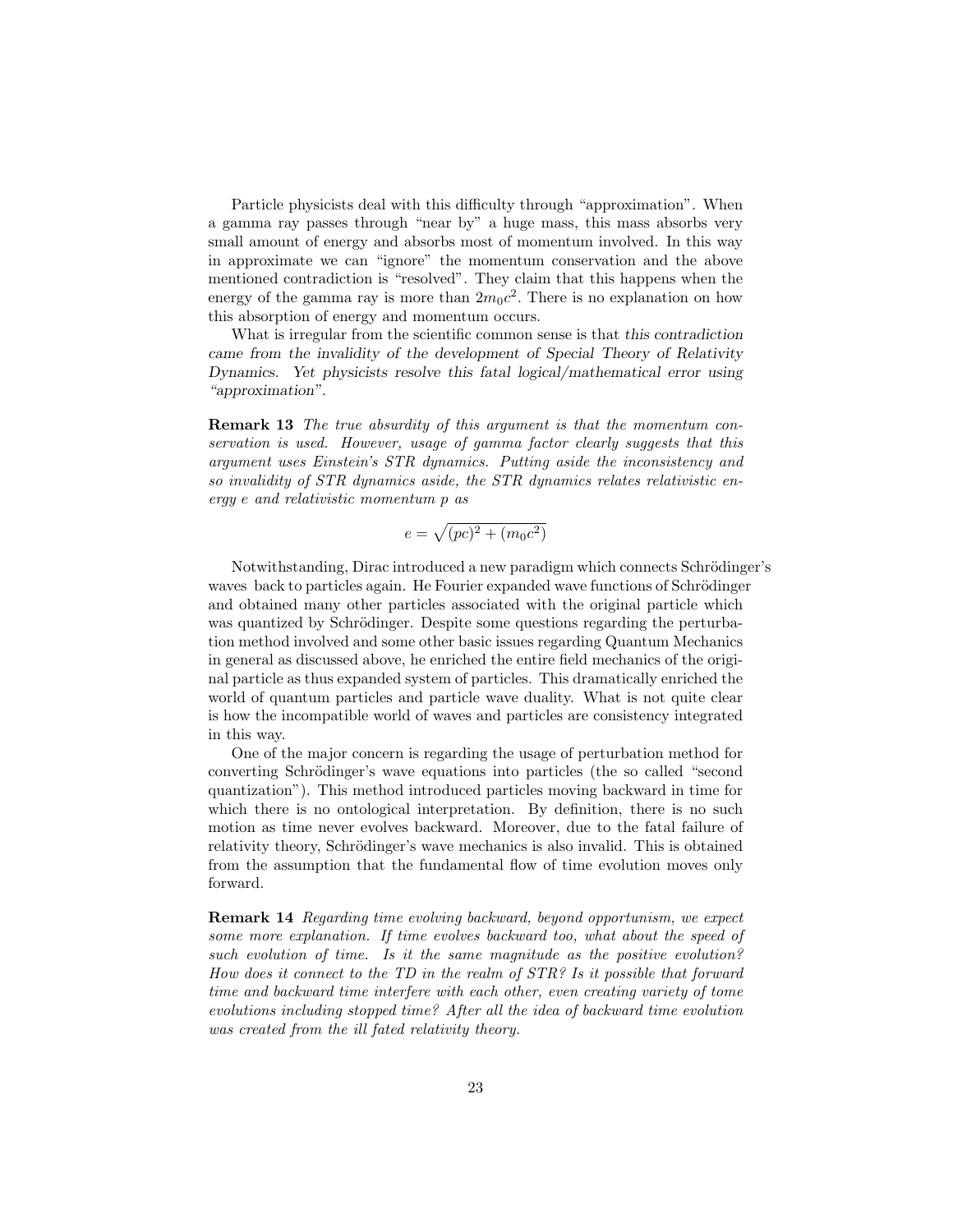Particle physicists deal with this difficulty through "approximation". When a gamma ray passes through "near by" a huge mass, this mass absorbs very small amount of energy and absorbs most of momentum involved. In this way in approximate we can "ignore" the momentum conservation and the above mentioned contradiction is "resolved". They claim that this happens when the energy of the gamma ray is more than $2m_0c^2$. There is no explanation on how this absorption of energy and momentum occurs.

What is irregular from the scientific common sense is that *this contradiction came from the invalidity of the development of Special Theory of Relativity Dynamics. Yet physicists resolve this fatal logical/mathematical error using "approximation".*

**Remark 13** *The true absurdity of this argument is that the momentum conservation is used. However, usage of gamma factor clearly suggests that this argument uses Einstein's STR dynamics. Putting aside the inconsistency and so invalidity of STR dynamics aside, the STR dynamics relates relativistic energy e and relativistic momentum p as*

$$e = \sqrt{(pc)^2 + (m_0c^2)}$$

Notwithstanding, Dirac introduced a new paradigm which connects Schrödinger's waves back to particles again. He Fourier expanded wave functions of Schrödinger and obtained many other particles associated with the original particle which was quantized by Schrödinger. Despite some questions regarding the perturbation method involved and some other basic issues regarding Quantum Mechanics in general as discussed above, he enriched the entire field mechanics of the original particle as thus expanded system of particles. This dramatically enriched the world of quantum particles and particle wave duality. What is not quite clear is how the incompatible world of waves and particles are consistency integrated in this way.

One of the major concern is regarding the usage of perturbation method for converting Schrödinger's wave equations into particles (the so called "second quantization"). This method introduced particles moving backward in time for which there is no ontological interpretation. By definition, there is no such motion as time never evolves backward. Moreover, due to the fatal failure of relativity theory, Schrödinger's wave mechanics is also invalid. This is obtained from the assumption that the fundamental flow of time evolution moves only forward.

**Remark 14** *Regarding time evolving backward, beyond opportunism, we expect some more explanation. If time evolves backward too, what about the speed of such evolution of time. Is it the same magnitude as the positive evolution? How does it connect to the TD in the realm of STR? Is it possible that forward time and backward time interfere with each other, even creating variety of tome evolutions including stopped time? After all the idea of backward time evolution was created from the ill fated relativity theory.*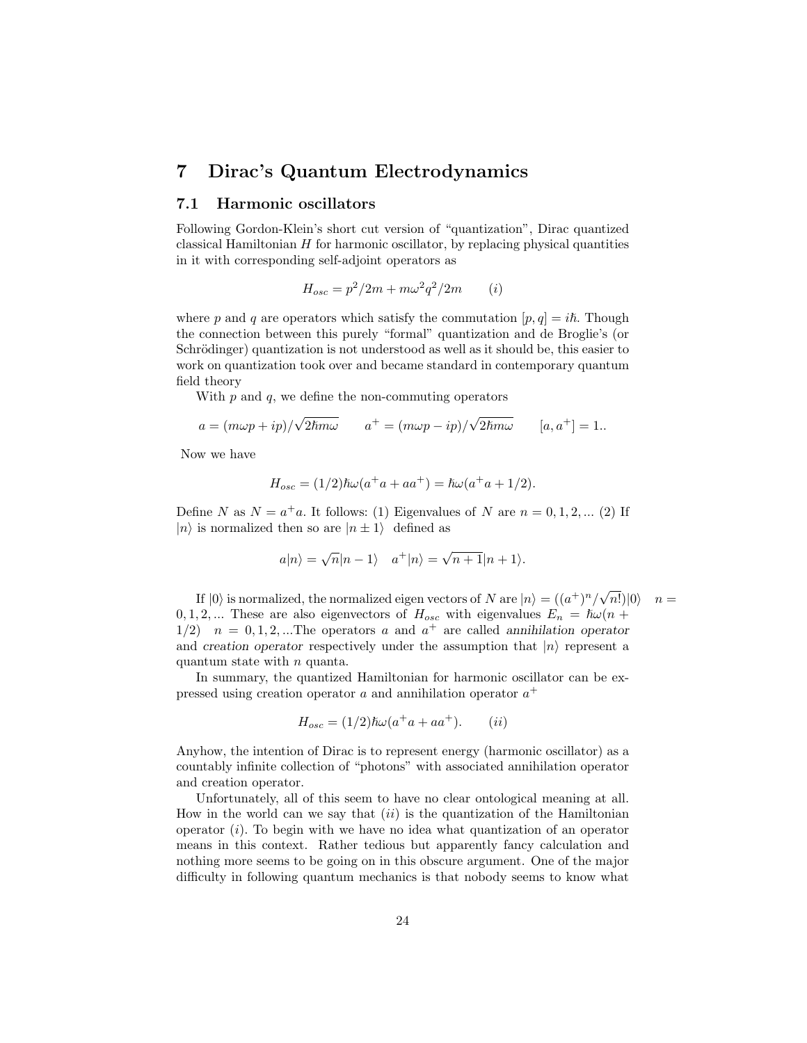# 7 Dirac's Quantum Electrodynamics

## 7.1 Harmonic oscillators

Following Gordon-Klein's short cut version of "quantization", Dirac quantized classical Hamiltonian $H$ for harmonic oscillator, by replacing physical quantities in it with corresponding self-adjoint operators as

$$H_{osc} = p^2/2m + m\omega^2 q^2/2m \qquad (i)$$

where $p$ and $q$ are operators which satisfy the commutation $[p, q] = i\hbar$. Though the connection between this purely "formal" quantization and de Broglie's (or Schrödinger) quantization is not understood as well as it should be, this easier to work on quantization took over and became standard in contemporary quantum field theory

With $p$ and $q$, we define the non-commuting operators

$$a = (m\omega p + ip)/\sqrt{2\hbar m\omega} \qquad a^+ = (m\omega p - ip)/\sqrt{2\hbar m\omega} \qquad [a, a^+] = 1..$$

Now we have

$$H_{osc} = (1/2)\hbar\omega(a^+a + aa^+) = \hbar\omega(a^+a + 1/2).$$

Define $N$ as $N = a^+a$. It follows: (1) Eigenvalues of $N$ are $n = 0, 1, 2, ...$ (2) If $|n\rangle$ is normalized then so are $|n \pm 1\rangle$ defined as

$$a|n\rangle = \sqrt{n}|n-1\rangle \quad a^+|n\rangle = \sqrt{n+1}|n+1\rangle.$$

If $|0\rangle$ is normalized, the normalized eigen vectors of $N$ are $|n\rangle = ((a^+)^n/\sqrt{n!})|0\rangle \quad n = 0, 1, 2, ...$ These are also eigenvectors of $H_{osc}$ with eigenvalues $E_n = \hbar\omega(n + 1/2) \quad n = 0, 1, 2, ...$The operators $a$ and $a^+$ are called *annihilation operator* and *creation operator* respectively under the assumption that $|n\rangle$ represent a quantum state with $n$ quanta.

In summary, the quantized Hamiltonian for harmonic oscillator can be expressed using creation operator $a$ and annihilation operator $a^+$

$$H_{osc} = (1/2)\hbar\omega(a^+a + aa^+). \qquad (ii)$$

Anyhow, the intention of Dirac is to represent energy (harmonic oscillator) as a countably infinite collection of "photons" with associated annihilation operator and creation operator.

Unfortunately, all of this seem to have no clear ontological meaning at all. How in the world can we say that $(ii)$ is the quantization of the Hamiltonian operator $(i)$. To begin with we have no idea what quantization of an operator means in this context. Rather tedious but apparently fancy calculation and nothing more seems to be going on in this obscure argument. One of the major difficulty in following quantum mechanics is that nobody seems to know what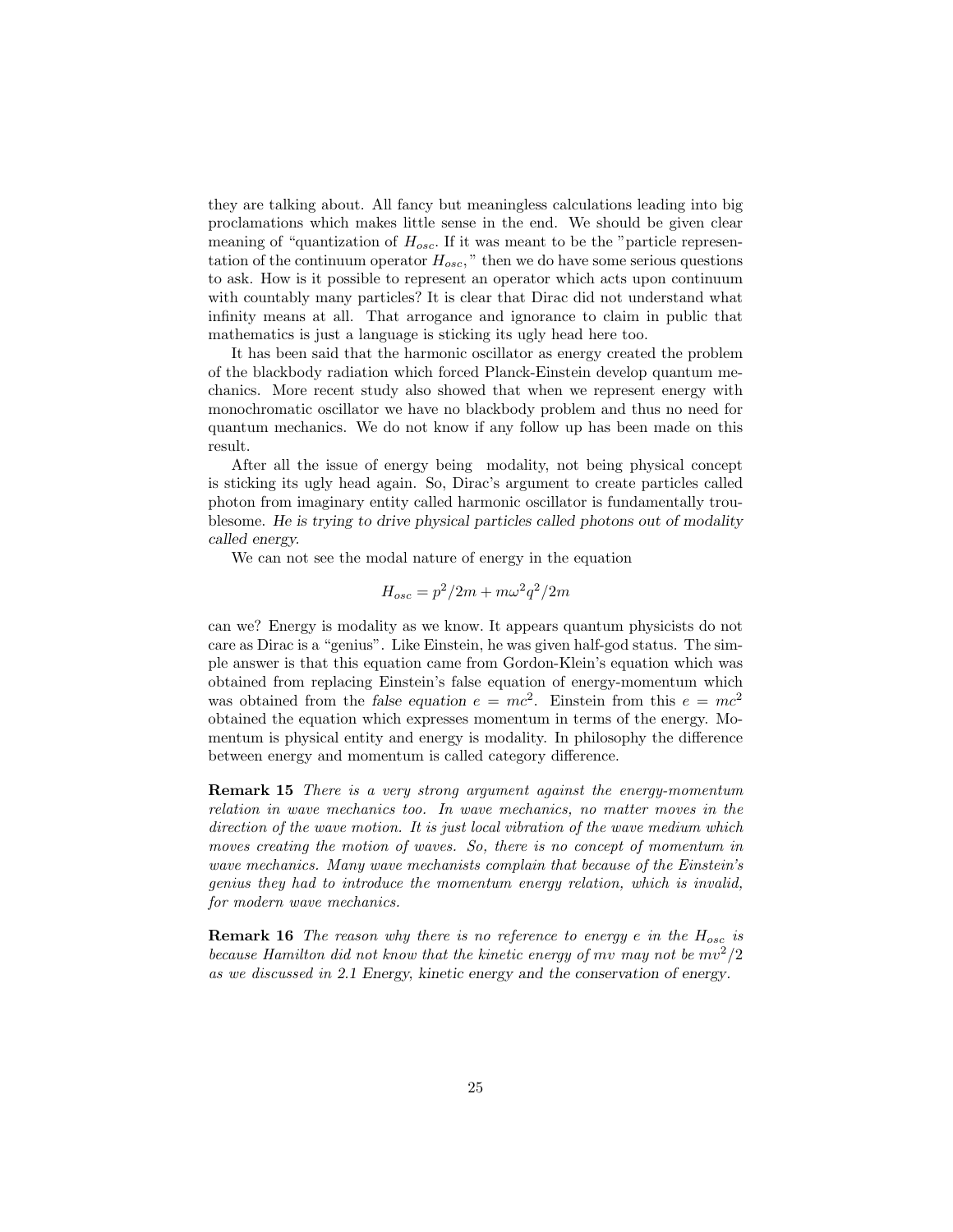they are talking about. All fancy but meaningless calculations leading into big proclamations which makes little sense in the end. We should be given clear meaning of "quantization of $H_{osc}$. If it was meant to be the "particle representation of the continuum operator $H_{osc}$," then we do have some serious questions to ask. How is it possible to represent an operator which acts upon continuum with countably many particles? It is clear that Dirac did not understand what infinity means at all. That arrogance and ignorance to claim in public that mathematics is just a language is sticking its ugly head here too.

It has been said that the harmonic oscillator as energy created the problem of the blackbody radiation which forced Planck-Einstein develop quantum mechanics. More recent study also showed that when we represent energy with monochromatic oscillator we have no blackbody problem and thus no need for quantum mechanics. We do not know if any follow up has been made on this result.

After all the issue of energy being modality, not being physical concept is sticking its ugly head again. So, Dirac's argument to create particles called photon from imaginary entity called harmonic oscillator is fundamentally troublesome. *He is trying to drive physical particles called photons out of modality called energy.*

We can not see the modal nature of energy in the equation

$$H_{osc} = p^2/2m + m\omega^2 q^2/2m$$

can we? Energy is modality as we know. It appears quantum physicists do not care as Dirac is a "genius". Like Einstein, he was given half-god status. The simple answer is that this equation came from Gordon-Klein's equation which was obtained from replacing Einstein's false equation of energy-momentum which was obtained from the *false equation* $e = mc^2$. Einstein from this $e = mc^2$ obtained the equation which expresses momentum in terms of the energy. Momentum is physical entity and energy is modality. In philosophy the difference between energy and momentum is called category difference.

**Remark 15** *There is a very strong argument against the energy-momentum relation in wave mechanics too. In wave mechanics, no matter moves in the direction of the wave motion. It is just local vibration of the wave medium which moves creating the motion of waves. So, there is no concept of momentum in wave mechanics. Many wave mechanists complain that because of the Einstein's genius they had to introduce the momentum energy relation, which is invalid, for modern wave mechanics.*

**Remark 16** *The reason why there is no reference to energy $e$ in the $H_{osc}$ is because Hamilton did not know that the kinetic energy of $mv$ may not be $mv^2/2$ as we discussed in 2.1 Energy, kinetic energy and the conservation of energy.*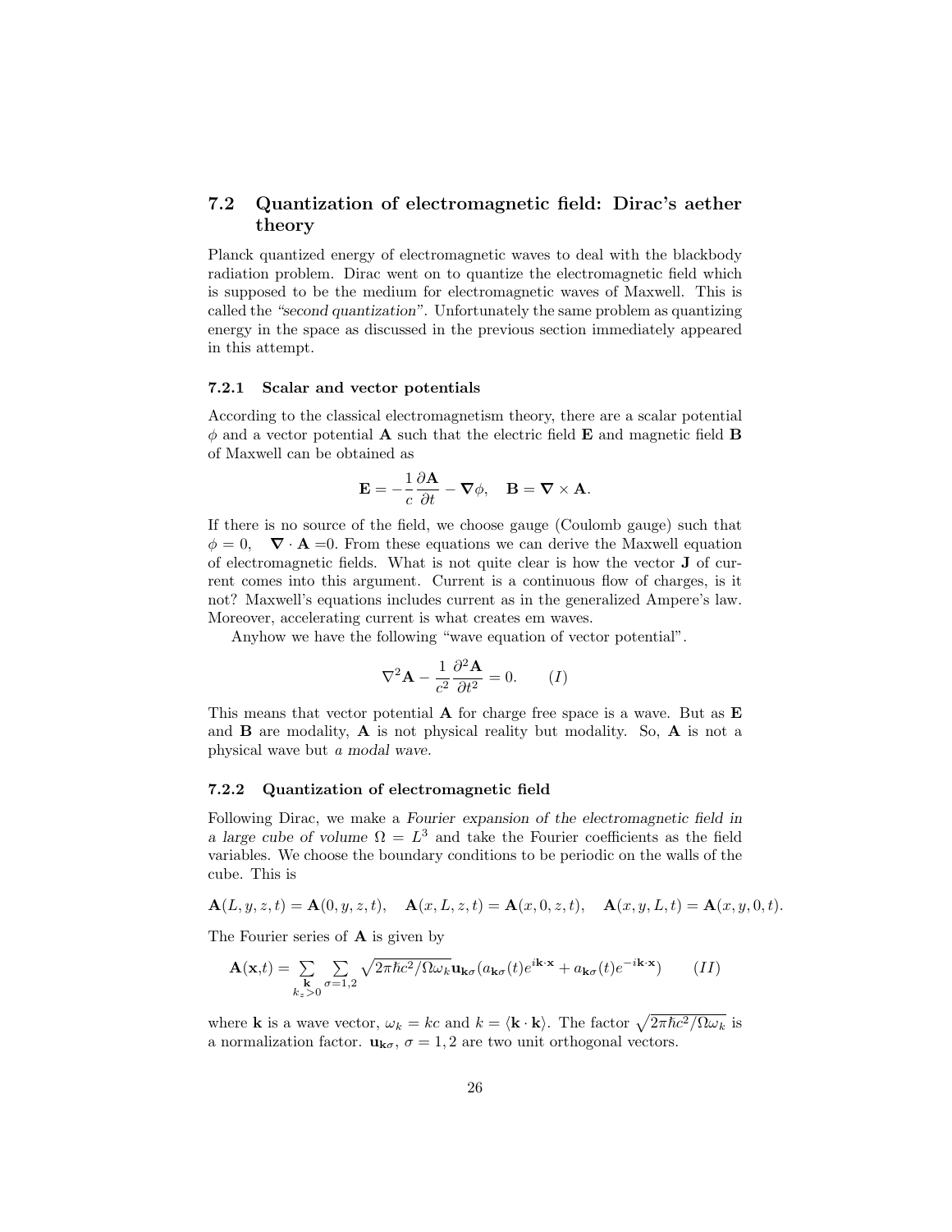## 7.2 Quantization of electromagnetic field: Dirac's aether theory

Planck quantized energy of electromagnetic waves to deal with the blackbody radiation problem. Dirac went on to quantize the electromagnetic field which is supposed to be the medium for electromagnetic waves of Maxwell. This is called the *"second quantization"*. Unfortunately the same problem as quantizing energy in the space as discussed in the previous section immediately appeared in this attempt.

### 7.2.1 Scalar and vector potentials

According to the classical electromagnetism theory, there are a scalar potential $\phi$ and a vector potential $\mathbf{A}$ such that the electric field $\mathbf{E}$ and magnetic field $\mathbf{B}$ of Maxwell can be obtained as

$$\mathbf{E} = -\frac{1}{c}\frac{\partial \mathbf{A}}{\partial t} - \boldsymbol{\nabla}\phi, \quad \mathbf{B} = \boldsymbol{\nabla} \times \mathbf{A}.$$

If there is no source of the field, we choose gauge (Coulomb gauge) such that $\phi = 0, \quad \boldsymbol{\nabla} \cdot \mathbf{A} = 0$. From these equations we can derive the Maxwell equation of electromagnetic fields. What is not quite clear is how the vector $\mathbf{J}$ of current comes into this argument. Current is a continuous flow of charges, is it not? Maxwell's equations includes current as in the generalized Ampere's law. Moreover, accelerating current is what creates em waves.

Anyhow we have the following "wave equation of vector potential".

$$\nabla^2 \mathbf{A} - \frac{1}{c^2}\frac{\partial^2 \mathbf{A}}{\partial t^2} = 0. \qquad (I)$$

This means that vector potential $\mathbf{A}$ for charge free space is a wave. But as $\mathbf{E}$ and $\mathbf{B}$ are modality, $\mathbf{A}$ is not physical reality but modality. So, $\mathbf{A}$ is not a physical wave but *a modal wave*.

### 7.2.2 Quantization of electromagnetic field

Following Dirac, we make a *Fourier expansion of the electromagnetic field in a large cube of volume* $\Omega = L^3$ and take the Fourier coefficients as the field variables. We choose the boundary conditions to be periodic on the walls of the cube. This is

$$\mathbf{A}(L,y,z,t) = \mathbf{A}(0,y,z,t), \quad \mathbf{A}(x,L,z,t) = \mathbf{A}(x,0,z,t), \quad \mathbf{A}(x,y,L,t) = \mathbf{A}(x,y,0,t).$$

The Fourier series of $\mathbf{A}$ is given by

$$\mathbf{A}(\mathbf{x},t) = \sum_{\substack{\mathbf{k} \\ k_z>0}} \sum_{\sigma=1,2} \sqrt{2\pi\hbar c^2/\Omega\omega_k}\,\mathbf{u}_{\mathbf{k}\sigma}(a_{\mathbf{k}\sigma}(t)e^{i\mathbf{k}\cdot\mathbf{x}} + a_{\mathbf{k}\sigma}(t)e^{-i\mathbf{k}\cdot\mathbf{x}}) \qquad (II)$$

where $\mathbf{k}$ is a wave vector, $\omega_k = kc$ and $k = \langle \mathbf{k}\cdot\mathbf{k}\rangle$. The factor $\sqrt{2\pi\hbar c^2/\Omega\omega_k}$ is a normalization factor. $\mathbf{u}_{\mathbf{k}\sigma}$, $\sigma = 1, 2$ are two unit orthogonal vectors.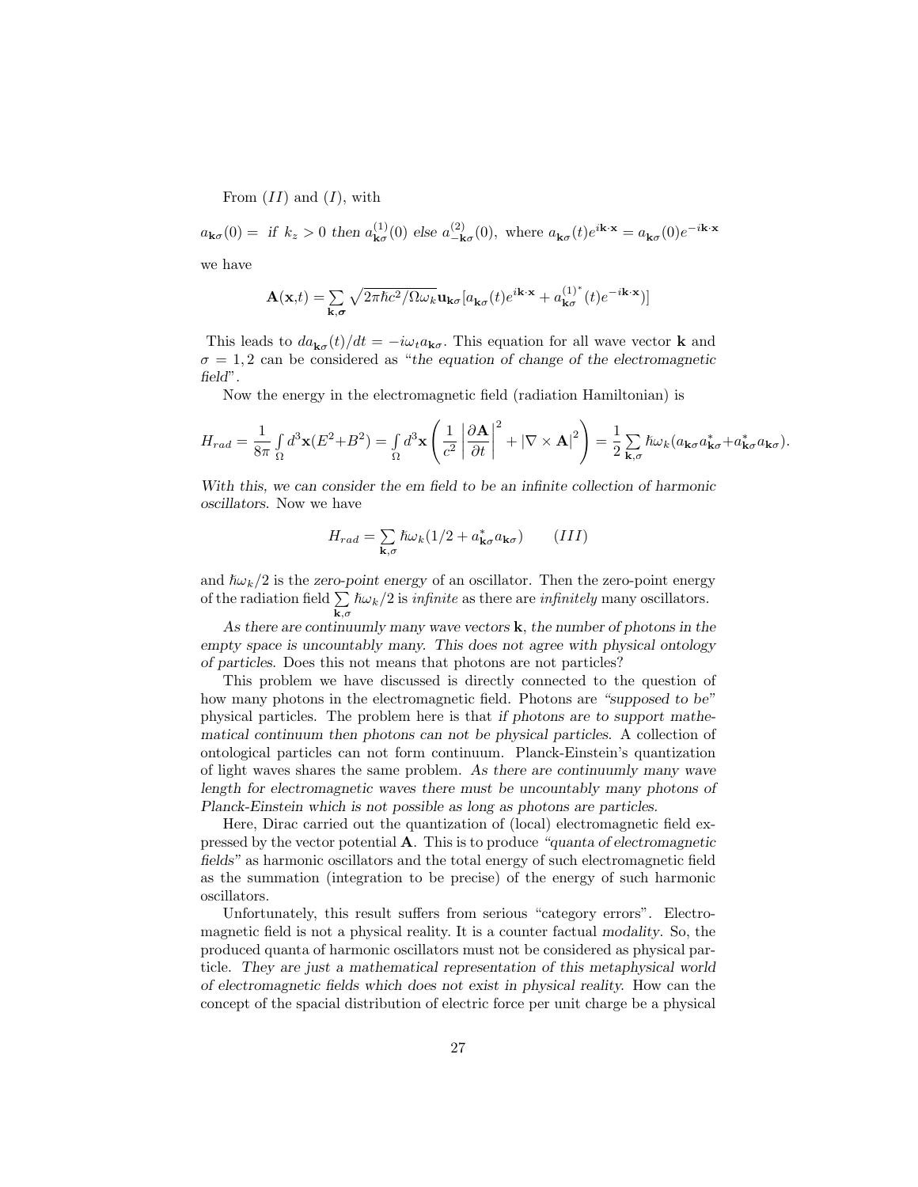From $(II)$ and $(I)$, with

$a_{\mathbf{k}\sigma}(0) =$ *if* $k_z > 0$ *then* $a^{(1)}_{\mathbf{k}\sigma}(0)$ *else* $a^{(2)}_{-\mathbf{k}\sigma}(0)$, where $a_{\mathbf{k}\sigma}(t)e^{i\mathbf{k}\cdot\mathbf{x}} = a_{\mathbf{k}\sigma}(0)e^{-i\mathbf{k}\cdot\mathbf{x}}$

we have

$$\mathbf{A}(\mathbf{x},t) = \sum_{\mathbf{k},\boldsymbol{\sigma}} \sqrt{2\pi\hbar c^2/\Omega\omega_k}\mathbf{u}_{\mathbf{k}\sigma}[a_{\mathbf{k}\sigma}(t)e^{i\mathbf{k}\cdot\mathbf{x}} + a^{(1)^*}_{\mathbf{k}\sigma}(t)e^{-i\mathbf{k}\cdot\mathbf{x}})]$$

This leads to $da_{\mathbf{k}\sigma}(t)/dt = -i\omega_t a_{\mathbf{k}\sigma}$. This equation for all wave vector $\mathbf{k}$ and $\sigma = 1, 2$ can be considered as "*the equation of change of the electromagnetic field*".

Now the energy in the electromagnetic field (radiation Hamiltonian) is

$$H_{rad} = \frac{1}{8\pi}\int_\Omega d^3\mathbf{x}(E^2+B^2) = \int_\Omega d^3\mathbf{x}\left(\frac{1}{c^2}\left|\frac{\partial \mathbf{A}}{\partial t}\right|^2 + |\nabla\times\mathbf{A}|^2\right) = \frac{1}{2}\sum_{\mathbf{k},\sigma}\hbar\omega_k(a_{\mathbf{k}\sigma}a^*_{\mathbf{k}\sigma}+a^*_{\mathbf{k}\sigma}a_{\mathbf{k}\sigma}).$$

*With this, we can consider the em field to be an infinite collection of harmonic oscillators.* Now we have

$$H_{rad} = \sum_{\mathbf{k},\sigma}\hbar\omega_k(1/2 + a^*_{\mathbf{k}\sigma}a_{\mathbf{k}\sigma}) \qquad (III)$$

and $\hbar\omega_k/2$ is the *zero-point energy* of an oscillator. Then the zero-point energy of the radiation field $\sum_{\mathbf{k},\sigma}\hbar\omega_k/2$ is *infinite* as there are *infinitely* many oscillators.

*As there are continuumly many wave vectors* $\mathbf{k}$, *the number of photons in the empty space is uncountably many. This does not agree with physical ontology of particles.* Does this not means that photons are not particles?

This problem we have discussed is directly connected to the question of how many photons in the electromagnetic field. Photons are *"supposed to be"* physical particles. The problem here is that *if photons are to support mathematical continuum then photons can not be physical particles.* A collection of ontological particles can not form continuum. Planck-Einstein's quantization of light waves shares the same problem. *As there are continuumly many wave length for electromagnetic waves there must be uncountably many photons of Planck-Einstein which is not possible as long as photons are particles.*

Here, Dirac carried out the quantization of (local) electromagnetic field expressed by the vector potential $\mathbf{A}$. This is to produce *"quanta of electromagnetic fields"* as harmonic oscillators and the total energy of such electromagnetic field as the summation (integration to be precise) of the energy of such harmonic oscillators.

Unfortunately, this result suffers from serious "category errors". Electromagnetic field is not a physical reality. It is a counter factual *modality*. So, the produced quanta of harmonic oscillators must not be considered as physical particle. *They are just a mathematical representation of this metaphysical world of electromagnetic fields which does not exist in physical reality.* How can the concept of the spacial distribution of electric force per unit charge be a physical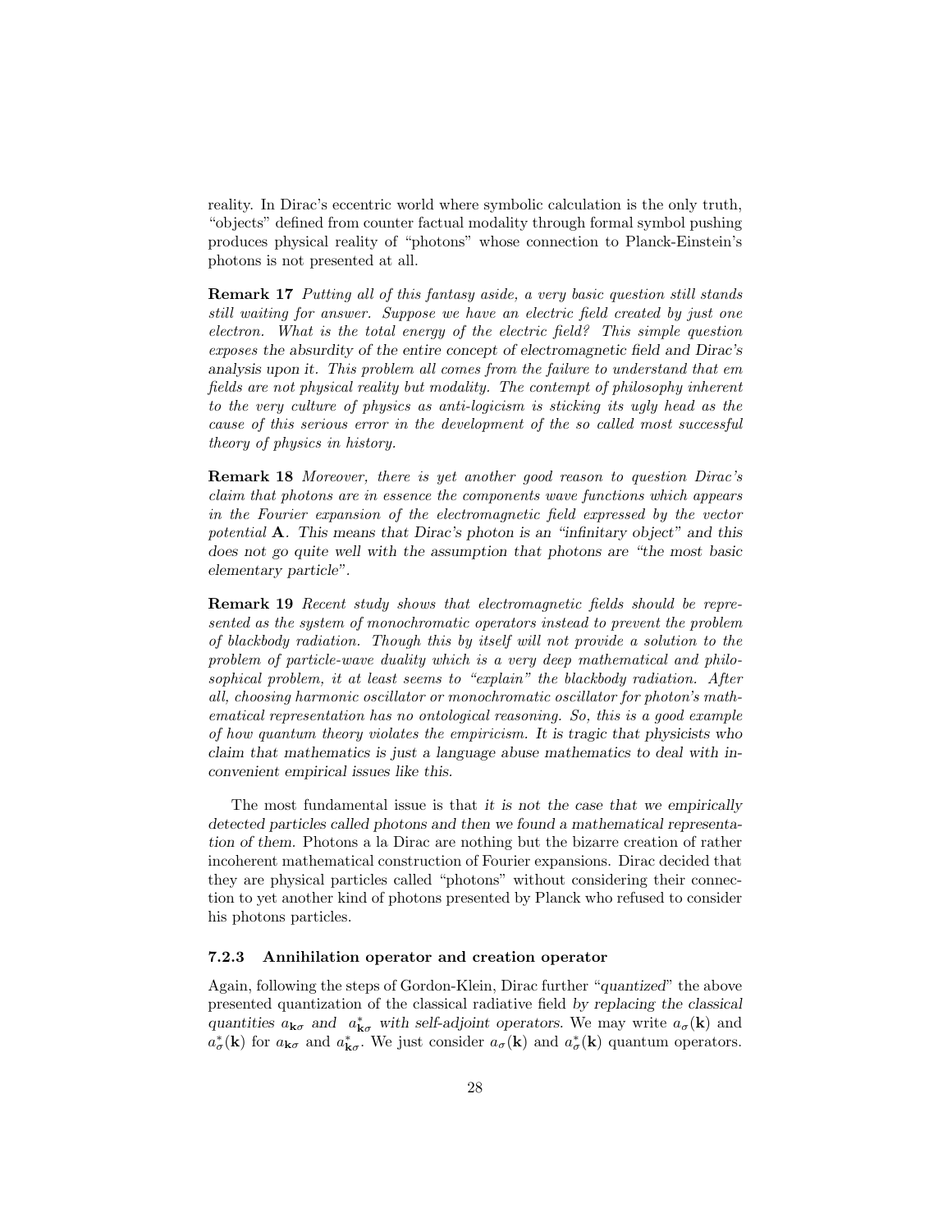reality. In Dirac's eccentric world where symbolic calculation is the only truth, "objects" defined from counter factual modality through formal symbol pushing produces physical reality of "photons" whose connection to Planck-Einstein's photons is not presented at all.

**Remark 17** *Putting all of this fantasy aside, a very basic question still stands still waiting for answer. Suppose we have an electric field created by just one electron. What is the total energy of the electric field? This simple question exposes the absurdity of the entire concept of electromagnetic field and Dirac's analysis upon it. This problem all comes from the failure to understand that em fields are not physical reality but modality. The contempt of philosophy inherent to the very culture of physics as anti-logicism is sticking its ugly head as the cause of this serious error in the development of the so called most successful theory of physics in history.*

**Remark 18** *Moreover, there is yet another good reason to question Dirac's claim that photons are in essence the components wave functions which appears in the Fourier expansion of the electromagnetic field expressed by the vector potential* **A**. *This means that Dirac's photon is an "infinitary object" and this does not go quite well with the assumption that photons are "the most basic elementary particle".*

**Remark 19** *Recent study shows that electromagnetic fields should be represented as the system of monochromatic operators instead to prevent the problem of blackbody radiation. Though this by itself will not provide a solution to the problem of particle-wave duality which is a very deep mathematical and philosophical problem, it at least seems to "explain" the blackbody radiation. After all, choosing harmonic oscillator or monochromatic oscillator for photon's mathematical representation has no ontological reasoning. So, this is a good example of how quantum theory violates the empiricism. It is tragic that physicists who claim that mathematics is just a language abuse mathematics to deal with inconvenient empirical issues like this.*

The most fundamental issue is that *it is not the case that we empirically detected particles called photons and then we found a mathematical representation of them.* Photons a la Dirac are nothing but the bizarre creation of rather incoherent mathematical construction of Fourier expansions. Dirac decided that they are physical particles called "photons" without considering their connection to yet another kind of photons presented by Planck who refused to consider his photons particles.

### 7.2.3 Annihilation operator and creation operator

Again, following the steps of Gordon-Klein, Dirac further "*quantized*" the above presented quantization of the classical radiative field *by replacing the classical quantities $a_{\mathbf{k}\sigma}$ and $a^*_{\mathbf{k}\sigma}$ with self-adjoint operators.* We may write $a_\sigma(\mathbf{k})$ and $a^*_\sigma(\mathbf{k})$ for $a_{\mathbf{k}\sigma}$ and $a^*_{\mathbf{k}\sigma}$. We just consider $a_\sigma(\mathbf{k})$ and $a^*_\sigma(\mathbf{k})$ quantum operators.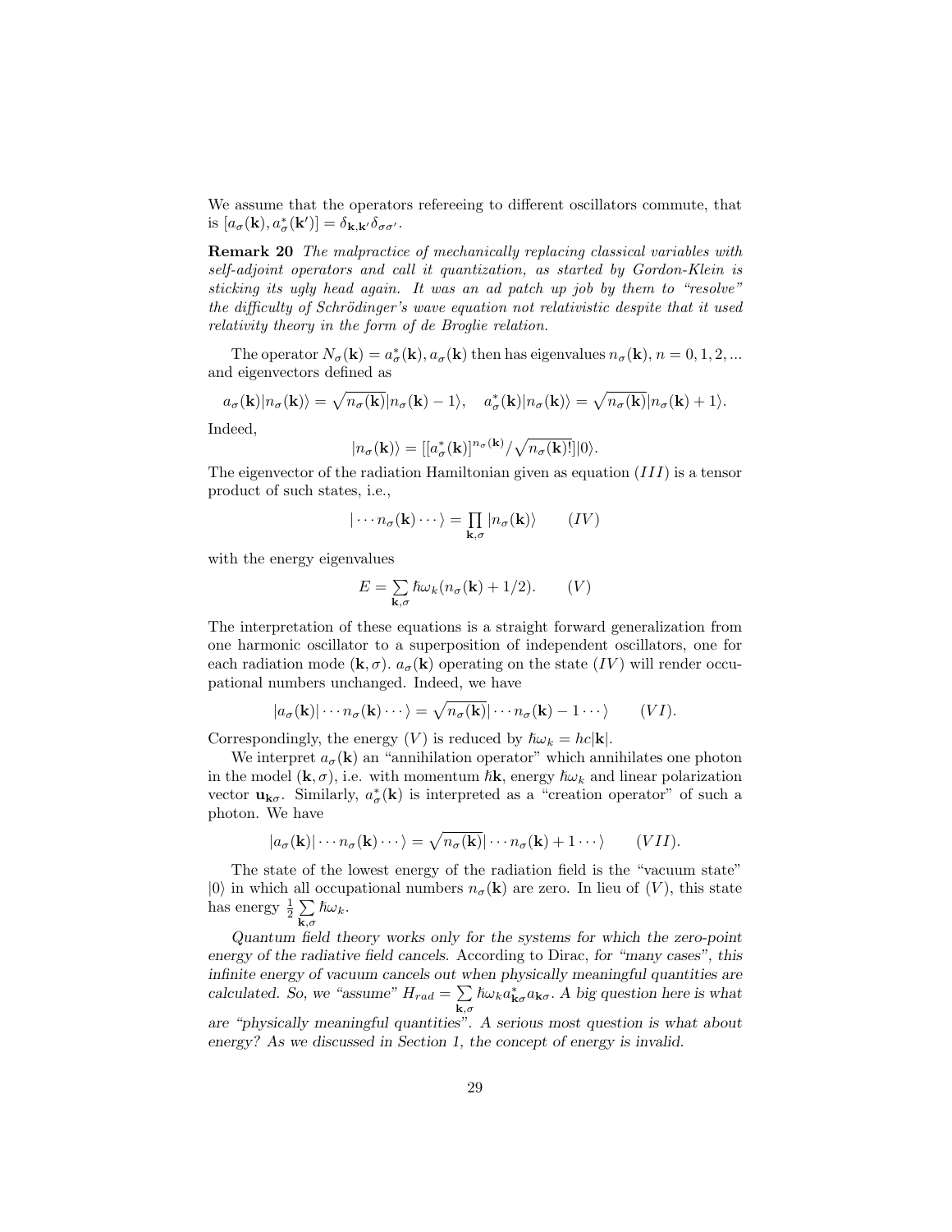We assume that the operators refereeing to different oscillators commute, that is $[a_\sigma(\mathbf{k}), a^*_\sigma(\mathbf{k}')] = \delta_{\mathbf{k},\mathbf{k}'}\delta_{\sigma\sigma'}$.

**Remark 20** *The malpractice of mechanically replacing classical variables with self-adjoint operators and call it quantization, as started by Gordon-Klein is sticking its ugly head again. It was an ad patch up job by them to "resolve" the difficulty of Schrödinger's wave equation not relativistic despite that it used relativity theory in the form of de Broglie relation.*

The operator $N_\sigma(\mathbf{k}) = a^*_\sigma(\mathbf{k}), a_\sigma(\mathbf{k})$ then has eigenvalues $n_\sigma(\mathbf{k}), n = 0, 1, 2, ...$ and eigenvectors defined as

$$a_\sigma(\mathbf{k})|n_\sigma(\mathbf{k})\rangle = \sqrt{n_\sigma(\mathbf{k})}|n_\sigma(\mathbf{k}) - 1\rangle, \quad a^*_\sigma(\mathbf{k})|n_\sigma(\mathbf{k})\rangle = \sqrt{n_\sigma(\mathbf{k})}|n_\sigma(\mathbf{k}) + 1\rangle.$$

Indeed,

$$|n_\sigma(\mathbf{k})\rangle = [[a^*_\sigma(\mathbf{k})]^{n_\sigma(\mathbf{k})}/\sqrt{n_\sigma(\mathbf{k})!}]|0\rangle.$$

The eigenvector of the radiation Hamiltonian given as equation $(III)$ is a tensor product of such states, i.e.,

$$|\cdots n_\sigma(\mathbf{k})\cdots\rangle = \prod_{\mathbf{k},\sigma} |n_\sigma(\mathbf{k})\rangle \qquad (IV)$$

with the energy eigenvalues

$$E = \sum_{\mathbf{k},\sigma} \hbar\omega_k(n_\sigma(\mathbf{k}) + 1/2). \qquad (V)$$

The interpretation of these equations is a straight forward generalization from one harmonic oscillator to a superposition of independent oscillators, one for each radiation mode $(\mathbf{k}, \sigma)$. $a_\sigma(\mathbf{k})$ operating on the state $(IV)$ will render occupational numbers unchanged. Indeed, we have

$$|a_\sigma(\mathbf{k})|\cdots n_\sigma(\mathbf{k})\cdots\rangle = \sqrt{n_\sigma(\mathbf{k})}|\cdots n_\sigma(\mathbf{k}) - 1\cdots\rangle \qquad (VI).$$

Correspondingly, the energy $(V)$ is reduced by $\hbar\omega_k = hc|\mathbf{k}|$.

We interpret $a_\sigma(\mathbf{k})$ an "annihilation operator" which annihilates one photon in the model $(\mathbf{k}, \sigma)$, i.e. with momentum $\hbar\mathbf{k}$, energy $\hbar\omega_k$ and linear polarization vector $\mathbf{u}_{\mathbf{k}\sigma}$. Similarly, $a^*_\sigma(\mathbf{k})$ is interpreted as a "creation operator" of such a photon. We have

$$|a_\sigma(\mathbf{k})|\cdots n_\sigma(\mathbf{k})\cdots\rangle = \sqrt{n_\sigma(\mathbf{k})}|\cdots n_\sigma(\mathbf{k}) + 1\cdots\rangle \qquad (VII).$$

The state of the lowest energy of the radiation field is the "vacuum state" $|0\rangle$ in which all occupational numbers $n_\sigma(\mathbf{k})$ are zero. In lieu of $(V)$, this state has energy $\frac{1}{2}\sum_{\mathbf{k},\sigma}\hbar\omega_k$.

*Quantum field theory works only for the systems for which the zero-point energy of the radiative field cancels.* According to Dirac, *for "many cases", this infinite energy of vacuum cancels out when physically meaningful quantities are calculated.* So, we "assume" $H_{rad} = \sum_{\mathbf{k},\sigma}\hbar\omega_k a^*_{\mathbf{k}\sigma}a_{\mathbf{k}\sigma}$. *A big question here is what are "physically meaningful quantities". A serious most question is what about energy? As we discussed in Section 1, the concept of energy is invalid.*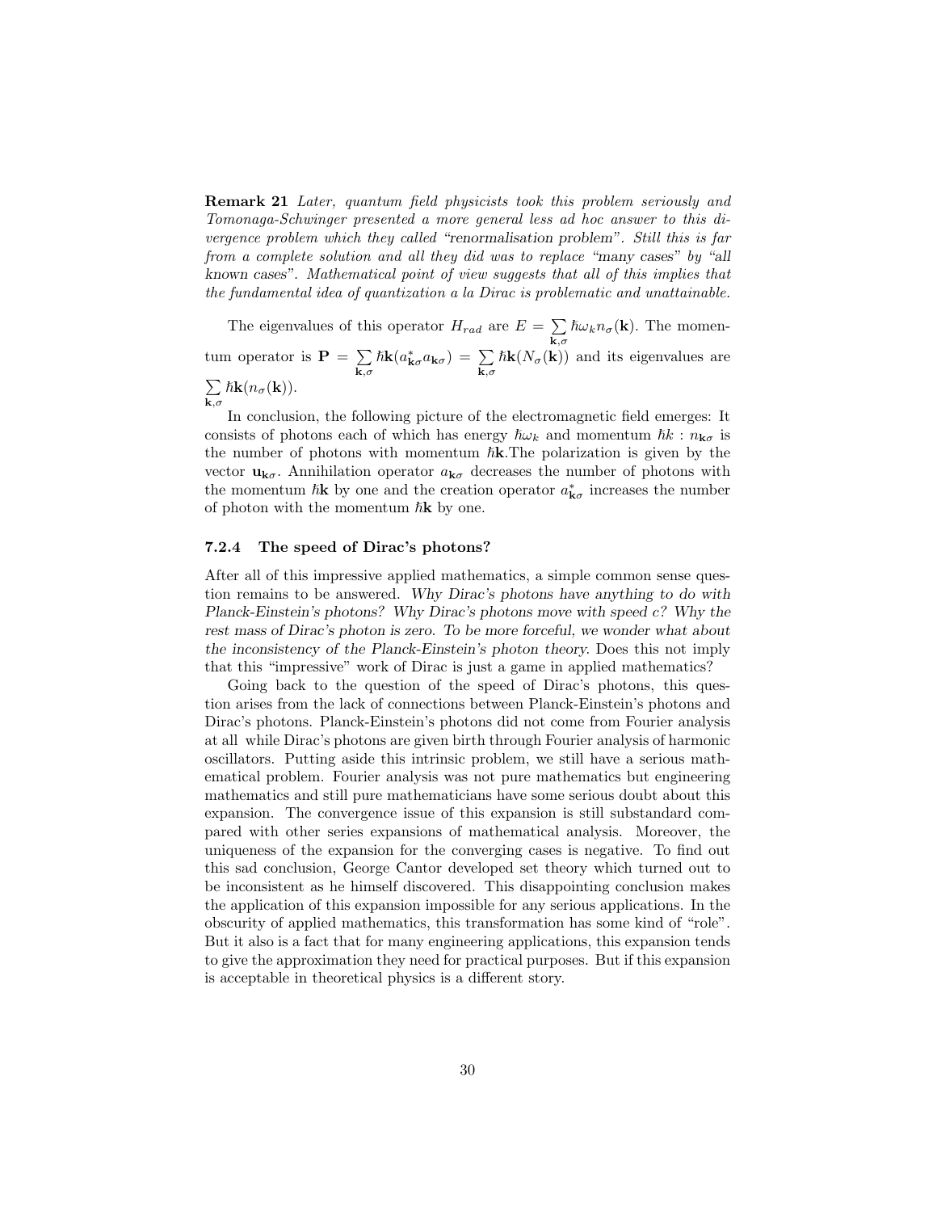**Remark 21** *Later, quantum field physicists took this problem seriously and Tomonaga-Schwinger presented a more general less ad hoc answer to this divergence problem which they called "renormalisation problem". Still this is far from a complete solution and all they did was to replace "many cases" by "all known cases". Mathematical point of view suggests that all of this implies that the fundamental idea of quantization a la Dirac is problematic and unattainable.*

The eigenvalues of this operator $H_{rad}$ are $E = \sum_{\mathbf{k},\sigma} \hbar\omega_k n_\sigma(\mathbf{k})$. The momentum operator is $\mathbf{P} = \sum_{\mathbf{k},\sigma} \hbar\mathbf{k}(a^*_{\mathbf{k}\sigma} a_{\mathbf{k}\sigma}) = \sum_{\mathbf{k},\sigma} \hbar\mathbf{k}(N_\sigma(\mathbf{k}))$ and its eigenvalues are $\sum_{\mathbf{k},\sigma} \hbar\mathbf{k}(n_\sigma(\mathbf{k}))$.

In conclusion, the following picture of the electromagnetic field emerges: It consists of photons each of which has energy $\hbar\omega_k$ and momentum $\hbar k$ : $n_{\mathbf{k}\sigma}$ is the number of photons with momentum $\hbar\mathbf{k}$.The polarization is given by the vector $\mathbf{u}_{\mathbf{k}\sigma}$. Annihilation operator $a_{\mathbf{k}\sigma}$ decreases the number of photons with the momentum $\hbar\mathbf{k}$ by one and the creation operator $a^*_{\mathbf{k}\sigma}$ increases the number of photon with the momentum $\hbar\mathbf{k}$ by one.

### 7.2.4 The speed of Dirac's photons?

After all of this impressive applied mathematics, a simple common sense question remains to be answered. *Why Dirac's photons have anything to do with Planck-Einstein's photons? Why Dirac's photons move with speed c? Why the rest mass of Dirac's photon is zero. To be more forceful, we wonder what about the inconsistency of the Planck-Einstein's photon theory.* Does this not imply that this "impressive" work of Dirac is just a game in applied mathematics?

Going back to the question of the speed of Dirac's photons, this question arises from the lack of connections between Planck-Einstein's photons and Dirac's photons. Planck-Einstein's photons did not come from Fourier analysis at all while Dirac's photons are given birth through Fourier analysis of harmonic oscillators. Putting aside this intrinsic problem, we still have a serious mathematical problem. Fourier analysis was not pure mathematics but engineering mathematics and still pure mathematicians have some serious doubt about this expansion. The convergence issue of this expansion is still substandard compared with other series expansions of mathematical analysis. Moreover, the uniqueness of the expansion for the converging cases is negative. To find out this sad conclusion, George Cantor developed set theory which turned out to be inconsistent as he himself discovered. This disappointing conclusion makes the application of this expansion impossible for any serious applications. In the obscurity of applied mathematics, this transformation has some kind of "role". But it also is a fact that for many engineering applications, this expansion tends to give the approximation they need for practical purposes. But if this expansion is acceptable in theoretical physics is a different story.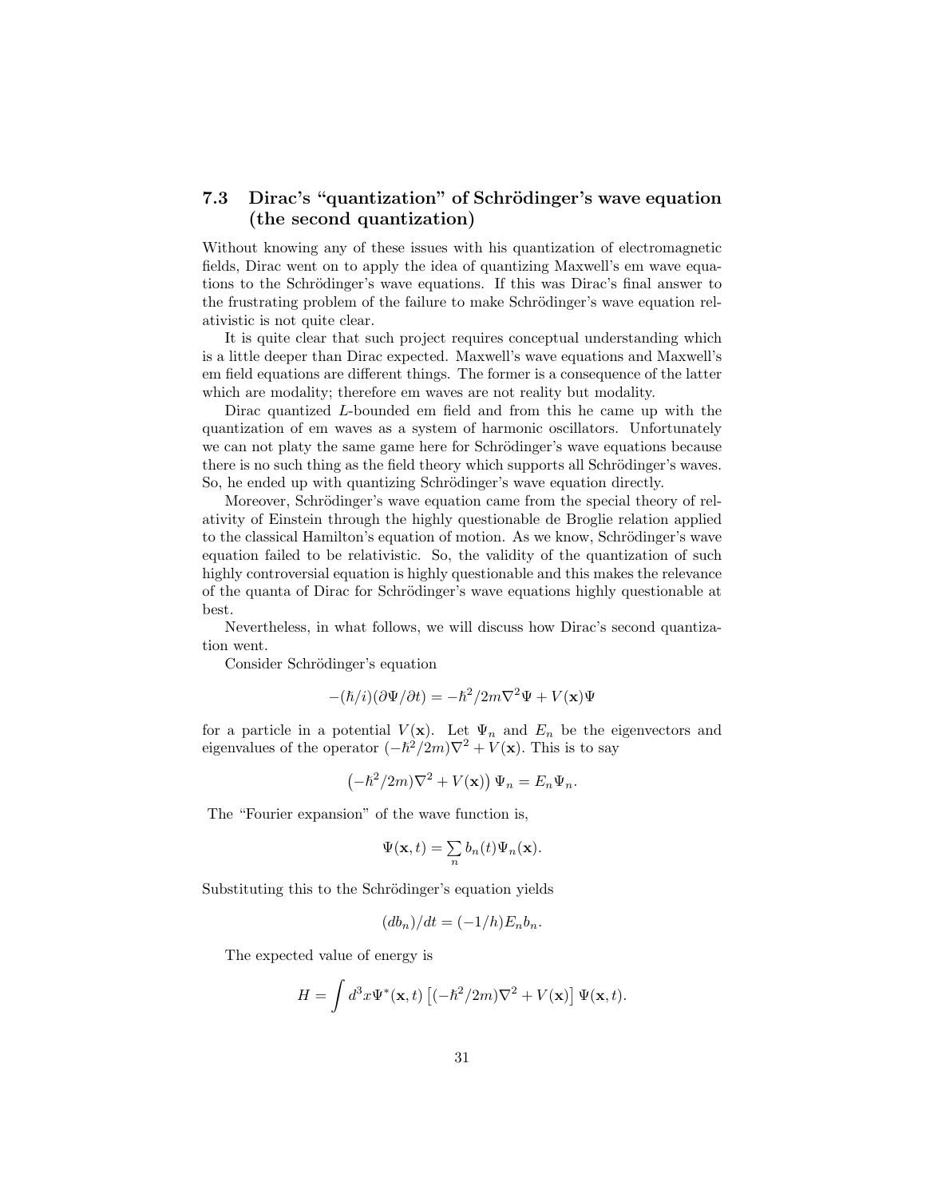## 7.3 Dirac's "quantization" of Schrödinger's wave equation (the second quantization)

Without knowing any of these issues with his quantization of electromagnetic fields, Dirac went on to apply the idea of quantizing Maxwell's em wave equations to the Schrödinger's wave equations. If this was Dirac's final answer to the frustrating problem of the failure to make Schrödinger's wave equation relativistic is not quite clear.

It is quite clear that such project requires conceptual understanding which is a little deeper than Dirac expected. Maxwell's wave equations and Maxwell's em field equations are different things. The former is a consequence of the latter which are modality; therefore em waves are not reality but modality.

Dirac quantized $L$-bounded em field and from this he came up with the quantization of em waves as a system of harmonic oscillators. Unfortunately we can not platy the same game here for Schrödinger's wave equations because there is no such thing as the field theory which supports all Schrödinger's waves. So, he ended up with quantizing Schrödinger's wave equation directly.

Moreover, Schrödinger's wave equation came from the special theory of relativity of Einstein through the highly questionable de Broglie relation applied to the classical Hamilton's equation of motion. As we know, Schrödinger's wave equation failed to be relativistic. So, the validity of the quantization of such highly controversial equation is highly questionable and this makes the relevance of the quanta of Dirac for Schrödinger's wave equations highly questionable at best.

Nevertheless, in what follows, we will discuss how Dirac's second quantization went.

Consider Schrödinger's equation

$$-(\hbar/i)(\partial\Psi/\partial t) = -\hbar^2/2m\nabla^2\Psi + V(\mathbf{x})\Psi$$

for a particle in a potential $V(\mathbf{x})$. Let $\Psi_n$ and $E_n$ be the eigenvectors and eigenvalues of the operator $(-\hbar^2/2m)\nabla^2 + V(\mathbf{x})$. This is to say

$$\left(-\hbar^2/2m)\nabla^2 + V(\mathbf{x})\right)\Psi_n = E_n\Psi_n.$$

The "Fourier expansion" of the wave function is,

$$\Psi(\mathbf{x},t) = \sum_n b_n(t)\Psi_n(\mathbf{x}).$$

Substituting this to the Schrödinger's equation yields

$$(db_n)/dt = (-1/h)E_n b_n.$$

The expected value of energy is

$$H = \int d^3x\Psi^*(\mathbf{x},t)\left[(-\hbar^2/2m)\nabla^2 + V(\mathbf{x})\right]\Psi(\mathbf{x},t).$$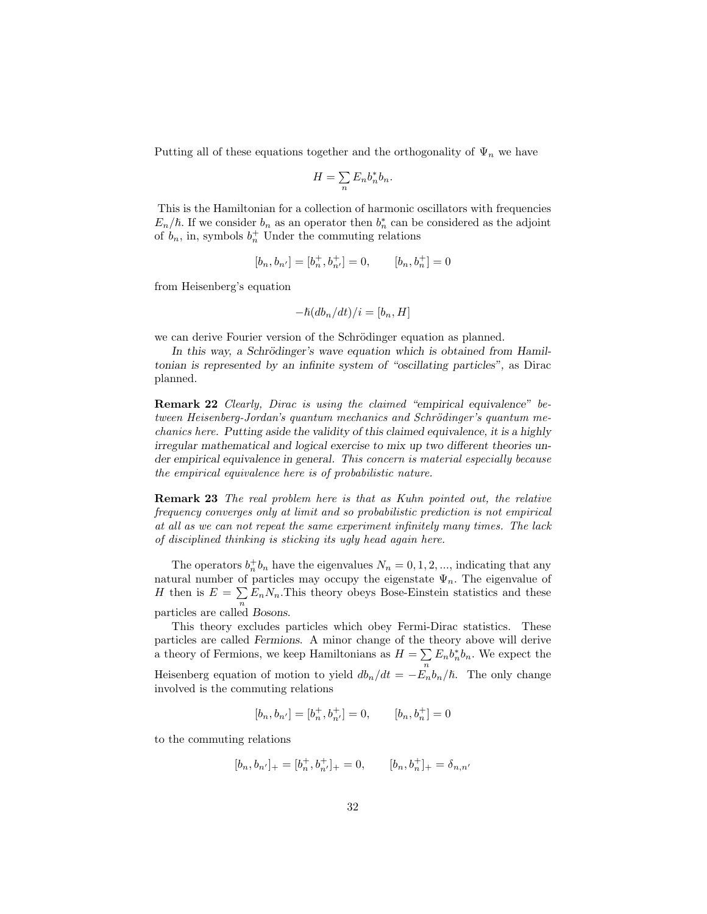Putting all of these equations together and the orthogonality of $\Psi_n$ we have

$$H = \sum_n E_n b_n^* b_n.$$

This is the Hamiltonian for a collection of harmonic oscillators with frequencies $E_n/\hbar$. If we consider $b_n$ as an operator then $b_n^*$ can be considered as the adjoint of $b_n$, in, symbols $b_n^+$ Under the commuting relations

$$[b_n, b_{n'}] = [b_n^+, b_{n'}^+] = 0, \qquad [b_n, b_n^+] = 0$$

from Heisenberg's equation

$$-\hbar(db_n/dt)/i = [b_n, H]$$

we can derive Fourier version of the Schrödinger equation as planned.

*In this way, a Schrödinger's wave equation which is obtained from Hamiltonian is represented by an infinite system of "oscillating particles"*, as Dirac planned.

**Remark 22** *Clearly, Dirac is using the claimed "empirical equivalence" between Heisenberg-Jordan's quantum mechanics and Schrödinger's quantum mechanics here. Putting aside the validity of this claimed equivalence, it is a highly irregular mathematical and logical exercise to mix up two different theories under empirical equivalence in general. This concern is material especially because the empirical equivalence here is of probabilistic nature.*

**Remark 23** *The real problem here is that as Kuhn pointed out, the relative frequency converges only at limit and so probabilistic prediction is not empirical at all as we can not repeat the same experiment infinitely many times. The lack of disciplined thinking is sticking its ugly head again here.*

The operators $b_n^+ b_n$ have the eigenvalues $N_n = 0, 1, 2, ...$, indicating that any natural number of particles may occupy the eigenstate $\Psi_n$. The eigenvalue of $H$ then is $E = \sum_n E_n N_n$.This theory obeys Bose-Einstein statistics and these particles are called *Bosons*.

This theory excludes particles which obey Fermi-Dirac statistics. These particles are called *Fermions*. A minor change of the theory above will derive a theory of Fermions, we keep Hamiltonians as $H = \sum_n E_n b_n^* b_n$. We expect the Heisenberg equation of motion to yield $db_n/dt = -E_n b_n/\hbar$. The only change involved is the commuting relations

$$[b_n, b_{n'}] = [b_n^+, b_{n'}^+] = 0, \qquad [b_n, b_n^+] = 0$$

to the commuting relations

$$[b_n, b_{n'}]_+ = [b_n^+, b_{n'}^+]_+ = 0, \qquad [b_n, b_n^+]_+ = \delta_{n,n'}$$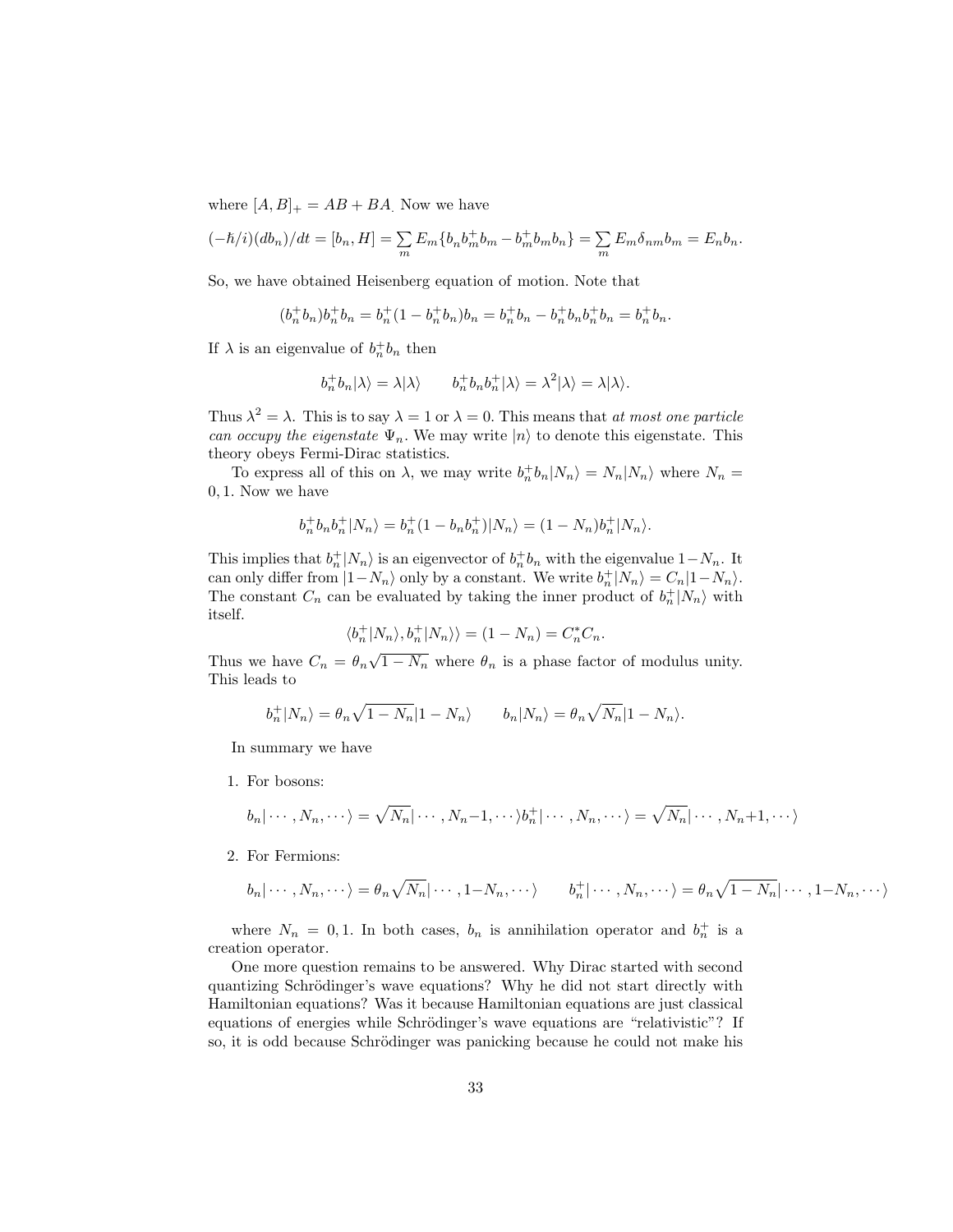where $[A, B]_+ = AB + BA$. Now we have

$$(-\hbar/i)(db_n)/dt = [b_n, H] = \sum_m E_m\{b_n b_m^+ b_m - b_m^+ b_m b_n\} = \sum_m E_m \delta_{nm} b_m = E_n b_n.$$

So, we have obtained Heisenberg equation of motion. Note that

$$(b_n^+ b_n) b_n^+ b_n = b_n^+(1 - b_n^+ b_n) b_n = b_n^+ b_n - b_n^+ b_n b_n^+ b_n = b_n^+ b_n.$$

If $\lambda$ is an eigenvalue of $b_n^+ b_n$ then

$$b_n^+ b_n |\lambda\rangle = \lambda|\lambda\rangle \qquad b_n^+ b_n b_n^+ |\lambda\rangle = \lambda^2 |\lambda\rangle = \lambda|\lambda\rangle.$$

Thus $\lambda^2 = \lambda$. This is to say $\lambda = 1$ or $\lambda = 0$. This means that *at most one particle can occupy the eigenstate* $\Psi_n$. We may write $|n\rangle$ to denote this eigenstate. This theory obeys Fermi-Dirac statistics.

To express all of this on $\lambda$, we may write $b_n^+ b_n |N_n\rangle = N_n |N_n\rangle$ where $N_n = 0, 1$. Now we have

$$b_n^+ b_n b_n^+ |N_n\rangle = b_n^+(1 - b_n b_n^+)|N_n\rangle = (1 - N_n) b_n^+ |N_n\rangle.$$

This implies that $b_n^+|N_n\rangle$ is an eigenvector of $b_n^+ b_n$ with the eigenvalue $1-N_n$. It can only differ from $|1-N_n\rangle$ only by a constant. We write $b_n^+|N_n\rangle = C_n|1-N_n\rangle$. The constant $C_n$ can be evaluated by taking the inner product of $b_n^+|N_n\rangle$ with itself.

$$\langle b_n^+|N_n\rangle, b_n^+|N_n\rangle\rangle = (1 - N_n) = C_n^* C_n.$$

Thus we have $C_n = \theta_n \sqrt{1 - N_n}$ where $\theta_n$ is a phase factor of modulus unity. This leads to

$$b_n^+|N_n\rangle = \theta_n \sqrt{1 - N_n}|1 - N_n\rangle \qquad b_n|N_n\rangle = \theta_n \sqrt{N_n}|1 - N_n\rangle.$$

In summary we have

1. For bosons:

$$b_n|\cdots, N_n, \cdots\rangle = \sqrt{N_n}|\cdots, N_n-1, \cdots\rangle b_n^+|\cdots, N_n, \cdots\rangle = \sqrt{N_n}|\cdots, N_n+1, \cdots\rangle$$

2. For Fermions:

$$b_n|\cdots, N_n, \cdots\rangle = \theta_n \sqrt{N_n}|\cdots, 1-N_n, \cdots\rangle \qquad b_n^+|\cdots, N_n, \cdots\rangle = \theta_n \sqrt{1 - N_n}|\cdots, 1-N_n, \cdots\rangle$$

where $N_n = 0, 1$. In both cases, $b_n$ is annihilation operator and $b_n^+$ is a creation operator.

One more question remains to be answered. Why Dirac started with second quantizing Schrödinger's wave equations? Why he did not start directly with Hamiltonian equations? Was it because Hamiltonian equations are just classical equations of energies while Schrödinger's wave equations are "relativistic"? If so, it is odd because Schrödinger was panicking because he could not make his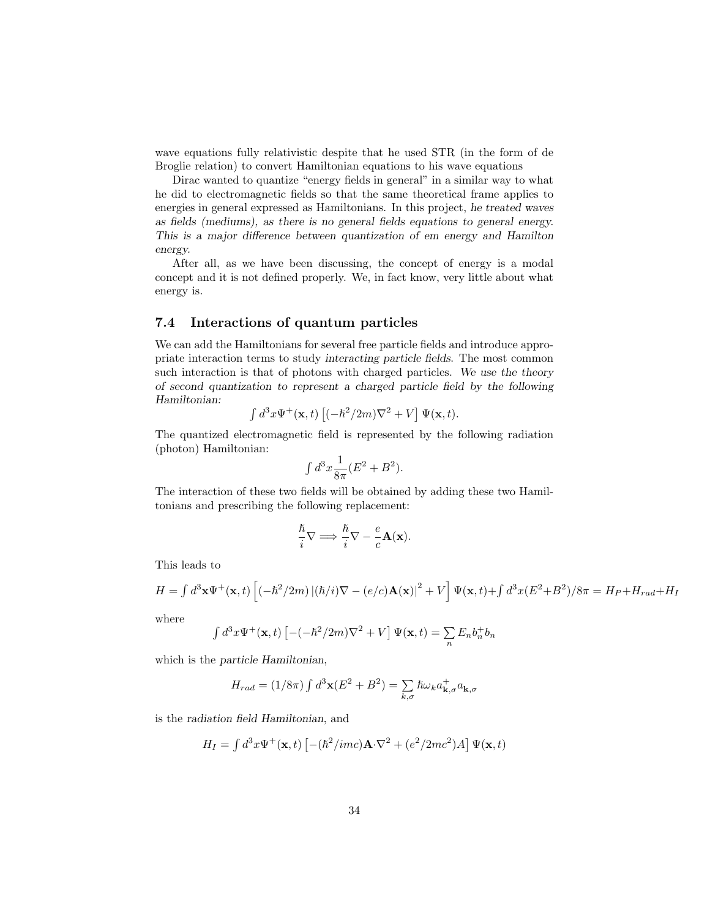wave equations fully relativistic despite that he used STR (in the form of de Broglie relation) to convert Hamiltonian equations to his wave equations

Dirac wanted to quantize "energy fields in general" in a similar way to what he did to electromagnetic fields so that the same theoretical frame applies to energies in general expressed as Hamiltonians. In this project, *he treated waves as fields (mediums), as there is no general fields equations to general energy. This is a major difference between quantization of em energy and Hamilton energy.*

After all, as we have been discussing, the concept of energy is a modal concept and it is not defined properly. We, in fact know, very little about what energy is.

## 7.4 Interactions of quantum particles

We can add the Hamiltonians for several free particle fields and introduce appropriate interaction terms to study *interacting particle fields.* The most common such interaction is that of photons with charged particles. *We use the theory of second quantization to represent a charged particle field by the following Hamiltonian:*

$$\int d^3x \Psi^+(\mathbf{x},t) \left[(-\hbar^2/2m)\nabla^2 + V\right] \Psi(\mathbf{x},t).$$

The quantized electromagnetic field is represented by the following radiation (photon) Hamiltonian:

$$\int d^3x \frac{1}{8\pi}(E^2 + B^2).$$

The interaction of these two fields will be obtained by adding these two Hamiltonians and prescribing the following replacement:

$$\frac{\hbar}{i}\nabla \Longrightarrow \frac{\hbar}{i}\nabla - \frac{e}{c}\mathbf{A}(\mathbf{x}).$$

This leads to

$$H = \int d^3\mathbf{x}\Psi^+(\mathbf{x},t) \left[(-\hbar^2/2m) \left|(\hbar/i)\nabla - (e/c)\mathbf{A}(\mathbf{x})\right|^2 + V\right] \Psi(\mathbf{x},t) + \int d^3x(E^2+B^2)/8\pi = H_P + H_{rad} + H_I$$

where

$$\int d^3x \Psi^+(\mathbf{x},t) \left[-(-\hbar^2/2m)\nabla^2 + V\right] \Psi(\mathbf{x},t) = \sum_n E_n b_n^+ b_n$$

which is the *particle Hamiltonian*,

$$H_{rad} = (1/8\pi) \int d^3\mathbf{x}(E^2 + B^2) = \sum_{k,\sigma} \hbar\omega_k a^+_{\mathbf{k},\sigma} a_{\mathbf{k},\sigma}$$

is the *radiation field Hamiltonian*, and

$$H_I = \int d^3x \Psi^+(\mathbf{x},t) \left[-(\hbar^2/imc)\mathbf{A}\cdot\nabla^2 + (e^2/2mc^2)A\right] \Psi(\mathbf{x},t)$$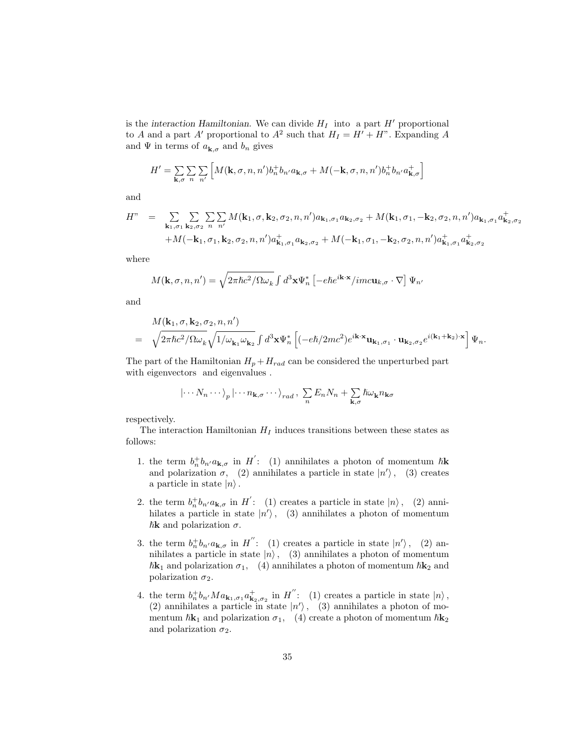is the *interaction Hamiltonian*. We can divide $H_I$ into a part $H'$ proportional to $A$ and a part $A'$ proportional to $A^2$ such that $H_I = H' + H"$. Expanding $A$ and $\Psi$ in terms of $a_{\mathbf{k},\sigma}$ and $b_n$ gives

$$H' = \sum_{\mathbf{k},\sigma} \sum_n \sum_{n'} \left[ M(\mathbf{k},\sigma,n,n') b_n^+ b_{n'} a_{\mathbf{k},\sigma} + M(-\mathbf{k},\sigma,n,n') b_n^+ b_{n'} a_{\mathbf{k},\sigma}^+ \right]$$

and

$$\begin{aligned} H" \quad = \quad & \sum_{\mathbf{k}_1,\sigma_1} \sum_{\mathbf{k}_2,\sigma_2} \sum_n \sum_{n'} M(\mathbf{k}_1,\sigma,\mathbf{k}_2,\sigma_2,n,n') a_{\mathbf{k}_1,\sigma_1} a_{\mathbf{k}_2,\sigma_2} + M(\mathbf{k}_1,\sigma_1,-\mathbf{k}_2,\sigma_2,n,n') a_{\mathbf{k}_1,\sigma_1} a_{\mathbf{k}_2,\sigma_2}^+ \\ & + M(-\mathbf{k}_1,\sigma_1,\mathbf{k}_2,\sigma_2,n,n') a_{\mathbf{k}_1,\sigma_1}^+ a_{\mathbf{k}_2,\sigma_2} + M(-\mathbf{k}_1,\sigma_1,-\mathbf{k}_2,\sigma_2,n,n') a_{\mathbf{k}_1,\sigma_1}^+ a_{\mathbf{k}_2,\sigma_2}^+ \end{aligned}$$

where

$$M(\mathbf{k},\sigma,n,n') = \sqrt{2\pi\hbar c^2/\Omega\omega_k} \int d^3\mathbf{x} \Psi_n^* \left[ -e\hbar e^{i\mathbf{k}\cdot\mathbf{x}}/imc\mathbf{u}_{k,\sigma} \cdot \nabla \right] \Psi_{n'}$$

and

$$\begin{aligned} & M(\mathbf{k}_1,\sigma,\mathbf{k}_2,\sigma_2,n,n') \\ = \quad & \sqrt{2\pi\hbar c^2/\Omega\omega_k} \sqrt{1/\omega_{\mathbf{k}_1}\omega_{\mathbf{k}_2}} \int d^3\mathbf{x} \Psi_n^* \left[ (-e\hbar/2mc^2) e^{i\mathbf{k}\cdot\mathbf{x}} \mathbf{u}_{\mathbf{k}_1,\sigma_1} \cdot \mathbf{u}_{\mathbf{k}_2,\sigma_2} e^{i(\mathbf{k}_1+\mathbf{k}_2)\cdot\mathbf{x}} \right] \Psi_n. \end{aligned}$$

The part of the Hamiltonian $H_p + H_{rad}$ can be considered the unperturbed part with eigenvectors and eigenvalues .

$$\left| \cdots N_n \cdots \right\rangle_p \left| \cdots n_{\mathbf{k},\sigma} \cdots \right\rangle_{rad}, \; \sum_n E_n N_n + \sum_{\mathbf{k},\sigma} \hbar\omega_{\mathbf{k}} n_{\mathbf{k}\sigma}$$

respectively.

The interaction Hamiltonian $H_I$ induces transitions between these states as follows:

1. the term $b_n^+ b_{n'} a_{\mathbf{k},\sigma}$ in $H'$: (1) annihilates a photon of momentum $\hbar\mathbf{k}$ and polarization $\sigma$, (2) annihilates a particle in state $|n'\rangle$, (3) creates a particle in state $|n\rangle$.

2. the term $b_n^+ b_{n'} a_{\mathbf{k},\sigma}$ in $H'$: (1) creates a particle in state $|n\rangle$, (2) annihilates a particle in state $|n'\rangle$, (3) annihilates a photon of momentum $\hbar\mathbf{k}$ and polarization $\sigma$.

3. the term $b_n^+ b_{n'} a_{\mathbf{k},\sigma}$ in $H''$: (1) creates a particle in state $|n'\rangle$, (2) annihilates a particle in state $|n\rangle$, (3) annihilates a photon of momentum $\hbar\mathbf{k}_1$ and polarization $\sigma_1$, (4) annihilates a photon of momentum $\hbar\mathbf{k}_2$ and polarization $\sigma_2$.

4. the term $b_n^+ b_{n'} M a_{\mathbf{k}_1,\sigma_1} a_{\mathbf{k}_2,\sigma_2}^+$ in $H''$: (1) creates a particle in state $|n\rangle$, (2) annihilates a particle in state $|n'\rangle$, (3) annihilates a photon of momentum $\hbar\mathbf{k}_1$ and polarization $\sigma_1$, (4) create a photon of momentum $\hbar\mathbf{k}_2$ and polarization $\sigma_2$.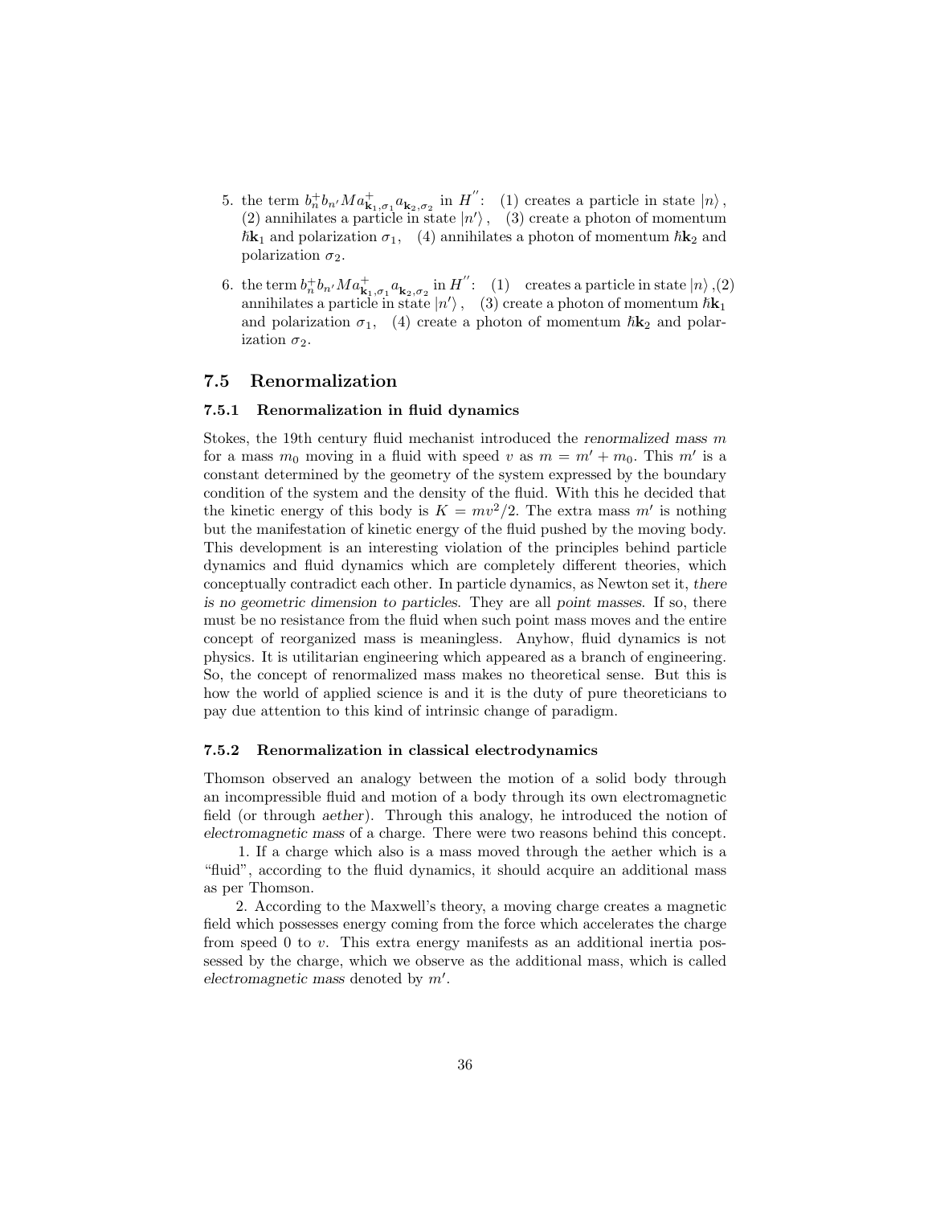5. the term $b_n^+ b_{n'} M a^+_{\mathbf{k}_1,\sigma_1} a_{\mathbf{k}_2,\sigma_2}$ in $H^{''}$: (1) creates a particle in state $|n\rangle$, (2) annihilates a particle in state $|n'\rangle$, (3) create a photon of momentum $\hbar\mathbf{k}_1$ and polarization $\sigma_1$, (4) annihilates a photon of momentum $\hbar\mathbf{k}_2$ and polarization $\sigma_2$.

6. the term $b_n^+ b_{n'} M a^+_{\mathbf{k}_1,\sigma_1} a_{\mathbf{k}_2,\sigma_2}$ in $H^{''}$: (1) creates a particle in state $|n\rangle$,(2) annihilates a particle in state $|n'\rangle$, (3) create a photon of momentum $\hbar\mathbf{k}_1$ and polarization $\sigma_1$, (4) create a photon of momentum $\hbar\mathbf{k}_2$ and polarization $\sigma_2$.

## 7.5 Renormalization

### 7.5.1 Renormalization in fluid dynamics

Stokes, the 19th century fluid mechanist introduced the *renormalized mass* $m$ for a mass $m_0$ moving in a fluid with speed $v$ as $m = m' + m_0$. This $m'$ is a constant determined by the geometry of the system expressed by the boundary condition of the system and the density of the fluid. With this he decided that the kinetic energy of this body is $K = mv^2/2$. The extra mass $m'$ is nothing but the manifestation of kinetic energy of the fluid pushed by the moving body. This development is an interesting violation of the principles behind particle dynamics and fluid dynamics which are completely different theories, which conceptually contradict each other. In particle dynamics, as Newton set it, *there is no geometric dimension to particles*. They are all *point masses*. If so, there must be no resistance from the fluid when such point mass moves and the entire concept of reorganized mass is meaningless. Anyhow, fluid dynamics is not physics. It is utilitarian engineering which appeared as a branch of engineering. So, the concept of renormalized mass makes no theoretical sense. But this is how the world of applied science is and it is the duty of pure theoreticians to pay due attention to this kind of intrinsic change of paradigm.

### 7.5.2 Renormalization in classical electrodynamics

Thomson observed an analogy between the motion of a solid body through an incompressible fluid and motion of a body through its own electromagnetic field (or through *aether*). Through this analogy, he introduced the notion of *electromagnetic mass* of a charge. There were two reasons behind this concept.

1. If a charge which also is a mass moved through the aether which is a "fluid", according to the fluid dynamics, it should acquire an additional mass as per Thomson.

2. According to the Maxwell's theory, a moving charge creates a magnetic field which possesses energy coming from the force which accelerates the charge from speed 0 to $v$. This extra energy manifests as an additional inertia possessed by the charge, which we observe as the additional mass, which is called *electromagnetic mass* denoted by $m'$.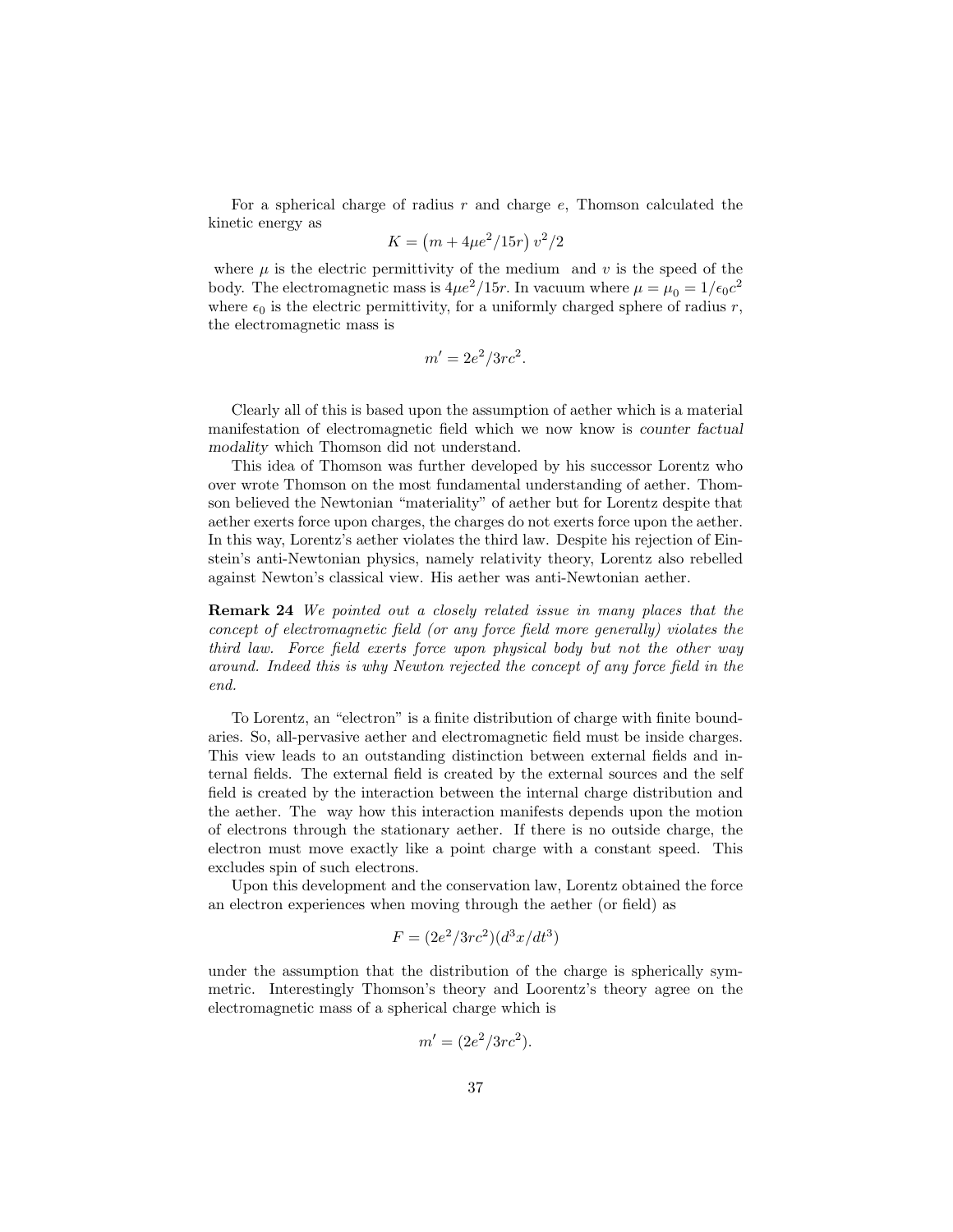For a spherical charge of radius $r$ and charge $e$, Thomson calculated the kinetic energy as

$$K = \left(m + 4\mu e^2/15r\right) v^2/2$$

where $\mu$ is the electric permittivity of the medium and $v$ is the speed of the body. The electromagnetic mass is $4\mu e^2/15r$. In vacuum where $\mu = \mu_0 = 1/\epsilon_0 c^2$ where $\epsilon_0$ is the electric permittivity, for a uniformly charged sphere of radius $r$, the electromagnetic mass is

$$m' = 2e^2/3rc^2.$$

Clearly all of this is based upon the assumption of aether which is a material manifestation of electromagnetic field which we now know is *counter factual modality* which Thomson did not understand.

This idea of Thomson was further developed by his successor Lorentz who over wrote Thomson on the most fundamental understanding of aether. Thomson believed the Newtonian "materiality" of aether but for Lorentz despite that aether exerts force upon charges, the charges do not exerts force upon the aether. In this way, Lorentz's aether violates the third law. Despite his rejection of Einstein's anti-Newtonian physics, namely relativity theory, Lorentz also rebelled against Newton's classical view. His aether was anti-Newtonian aether.

**Remark 24** *We pointed out a closely related issue in many places that the concept of electromagnetic field (or any force field more generally) violates the third law. Force field exerts force upon physical body but not the other way around. Indeed this is why Newton rejected the concept of any force field in the end.*

To Lorentz, an "electron" is a finite distribution of charge with finite boundaries. So, all-pervasive aether and electromagnetic field must be inside charges. This view leads to an outstanding distinction between external fields and internal fields. The external field is created by the external sources and the self field is created by the interaction between the internal charge distribution and the aether. The way how this interaction manifests depends upon the motion of electrons through the stationary aether. If there is no outside charge, the electron must move exactly like a point charge with a constant speed. This excludes spin of such electrons.

Upon this development and the conservation law, Lorentz obtained the force an electron experiences when moving through the aether (or field) as

$$F = (2e^2/3rc^2)(d^3x/dt^3)$$

under the assumption that the distribution of the charge is spherically symmetric. Interestingly Thomson's theory and Loorentz's theory agree on the electromagnetic mass of a spherical charge which is

$$m' = (2e^2/3rc^2).$$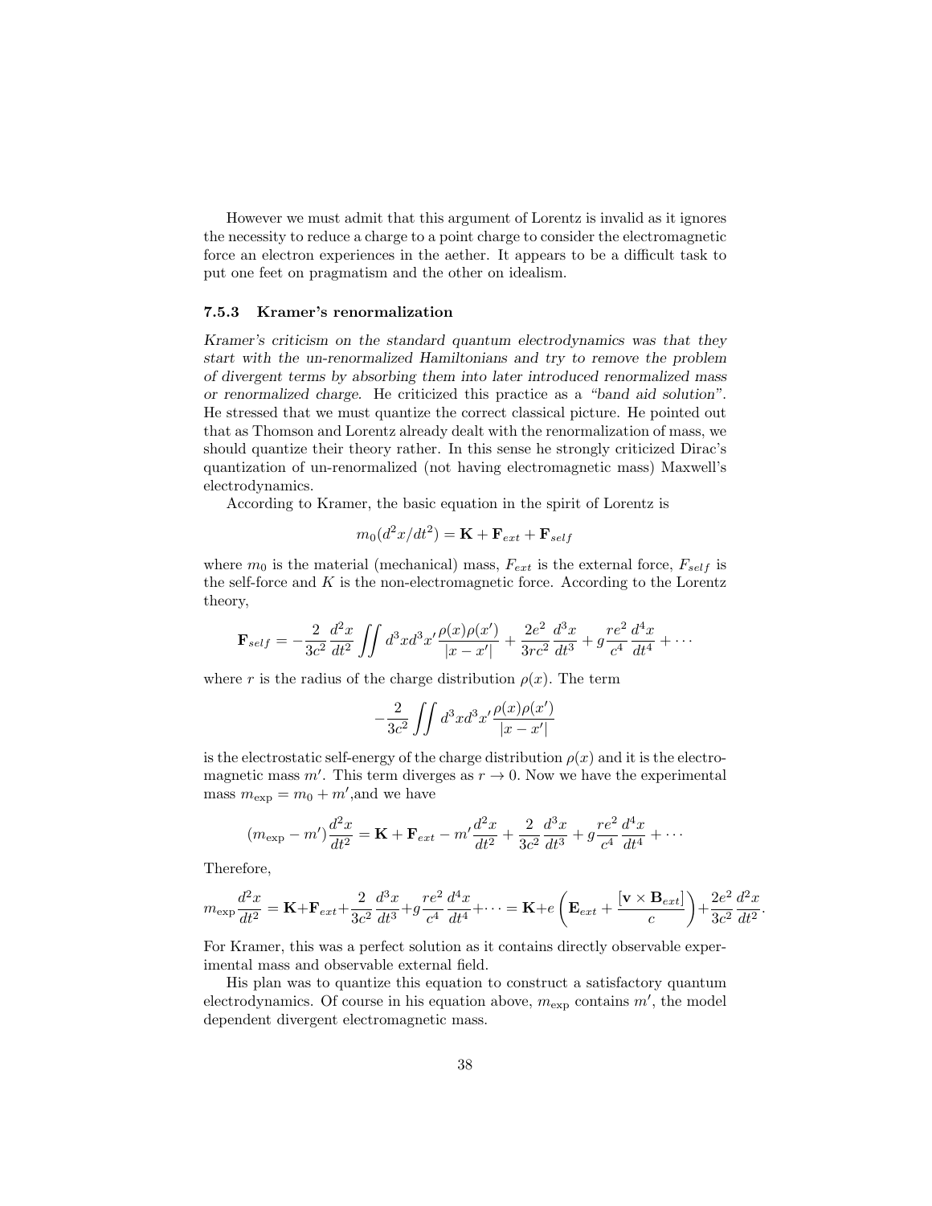However we must admit that this argument of Lorentz is invalid as it ignores the necessity to reduce a charge to a point charge to consider the electromagnetic force an electron experiences in the aether. It appears to be a difficult task to put one feet on pragmatism and the other on idealism.

### 7.5.3 Kramer's renormalization

*Kramer's criticism on the standard quantum electrodynamics was that they start with the un-renormalized Hamiltonians and try to remove the problem of divergent terms by absorbing them into later introduced renormalized mass or renormalized charge.* He criticized this practice as a *"band aid solution"*. He stressed that we must quantize the correct classical picture. He pointed out that as Thomson and Lorentz already dealt with the renormalization of mass, we should quantize their theory rather. In this sense he strongly criticized Dirac's quantization of un-renormalized (not having electromagnetic mass) Maxwell's electrodynamics.

According to Kramer, the basic equation in the spirit of Lorentz is

$$m_0(d^2x/dt^2) = \mathbf{K} + \mathbf{F}_{ext} + \mathbf{F}_{self}$$

where $m_0$ is the material (mechanical) mass, $F_{ext}$ is the external force, $F_{self}$ is the self-force and $K$ is the non-electromagnetic force. According to the Lorentz theory,

$$\mathbf{F}_{self} = -\frac{2}{3c^2}\frac{d^2x}{dt^2}\iint d^3x d^3x' \frac{\rho(x)\rho(x')}{|x-x'|} + \frac{2e^2}{3rc^2}\frac{d^3x}{dt^3} + g\frac{re^2}{c^4}\frac{d^4x}{dt^4} + \cdots$$

where $r$ is the radius of the charge distribution $\rho(x)$. The term

$$-\frac{2}{3c^2}\iint d^3x d^3x' \frac{\rho(x)\rho(x')}{|x-x'|}$$

is the electrostatic self-energy of the charge distribution $\rho(x)$ and it is the electromagnetic mass $m'$. This term diverges as $r \to 0$. Now we have the experimental mass $m_{\exp} = m_0 + m'$,and we have

$$(m_{\exp} - m')\frac{d^2x}{dt^2} = \mathbf{K} + \mathbf{F}_{ext} - m'\frac{d^2x}{dt^2} + \frac{2}{3c^2}\frac{d^3x}{dt^3} + g\frac{re^2}{c^4}\frac{d^4x}{dt^4} + \cdots$$

Therefore,

$$m_{\exp}\frac{d^2x}{dt^2} = \mathbf{K} + \mathbf{F}_{ext} + \frac{2}{3c^2}\frac{d^3x}{dt^3} + g\frac{re^2}{c^4}\frac{d^4x}{dt^4} + \cdots = \mathbf{K} + e\left(\mathbf{E}_{ext} + \frac{[\mathbf{v}\times\mathbf{B}_{ext}]}{c}\right) + \frac{2e^2}{3c^2}\frac{d^2x}{dt^2}.$$

For Kramer, this was a perfect solution as it contains directly observable experimental mass and observable external field.

His plan was to quantize this equation to construct a satisfactory quantum electrodynamics. Of course in his equation above, $m_{\exp}$ contains $m'$, the model dependent divergent electromagnetic mass.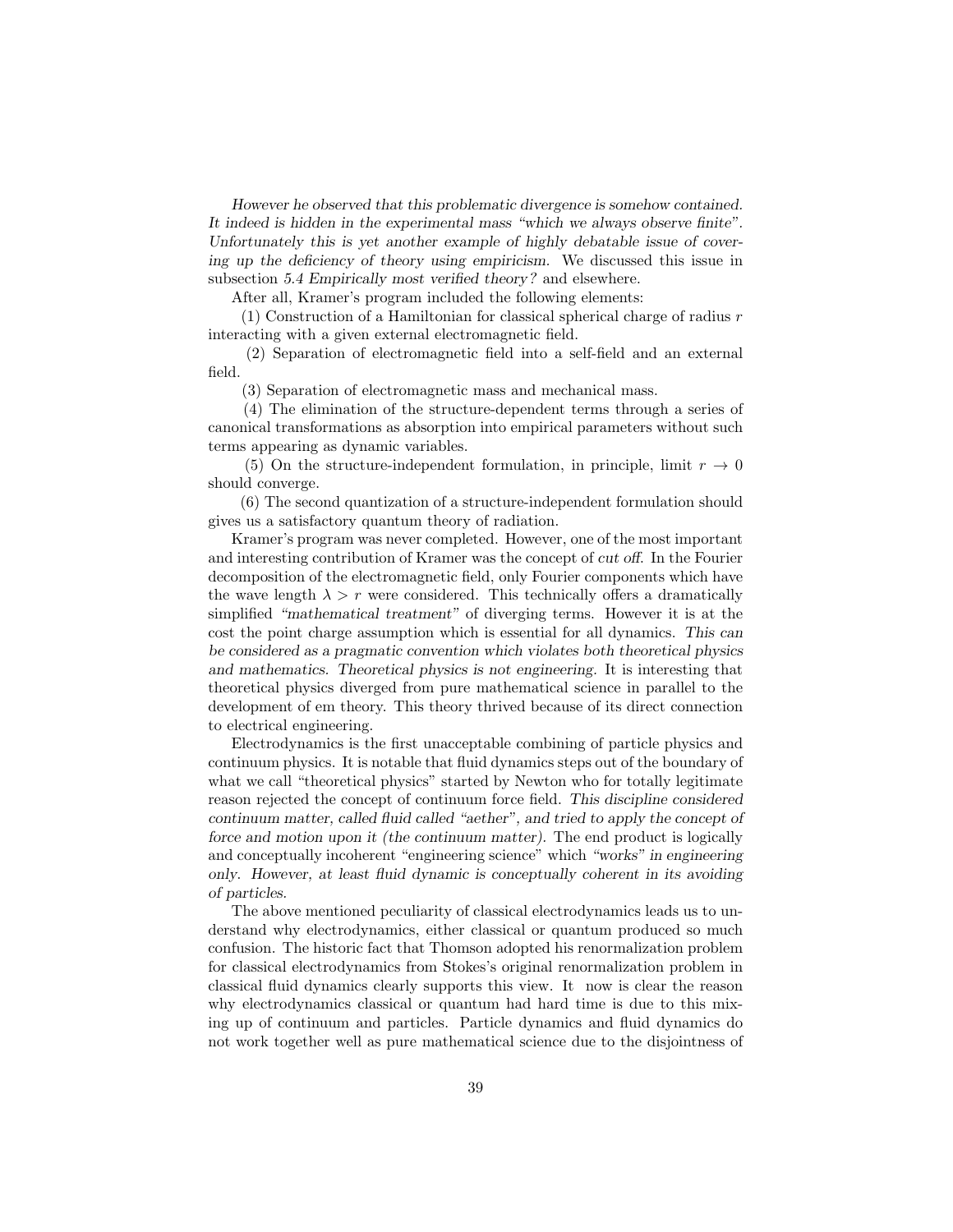*However he observed that this problematic divergence is somehow contained. It indeed is hidden in the experimental mass "which we always observe finite". Unfortunately this is yet another example of highly debatable issue of covering up the deficiency of theory using empiricism.* We discussed this issue in subsection *5.4 Empirically most verified theory?* and elsewhere.

After all, Kramer's program included the following elements:

(1) Construction of a Hamiltonian for classical spherical charge of radius $r$ interacting with a given external electromagnetic field.

(2) Separation of electromagnetic field into a self-field and an external field.

(3) Separation of electromagnetic mass and mechanical mass.

(4) The elimination of the structure-dependent terms through a series of canonical transformations as absorption into empirical parameters without such terms appearing as dynamic variables.

(5) On the structure-independent formulation, in principle, limit $r \to 0$ should converge.

(6) The second quantization of a structure-independent formulation should gives us a satisfactory quantum theory of radiation.

Kramer's program was never completed. However, one of the most important and interesting contribution of Kramer was the concept of *cut off*. In the Fourier decomposition of the electromagnetic field, only Fourier components which have the wave length $\lambda > r$ were considered. This technically offers a dramatically simplified *"mathematical treatment"* of diverging terms. However it is at the cost the point charge assumption which is essential for all dynamics. *This can be considered as a pragmatic convention which violates both theoretical physics and mathematics. Theoretical physics is not engineering.* It is interesting that theoretical physics diverged from pure mathematical science in parallel to the development of em theory. This theory thrived because of its direct connection to electrical engineering.

Electrodynamics is the first unacceptable combining of particle physics and continuum physics. It is notable that fluid dynamics steps out of the boundary of what we call "theoretical physics" started by Newton who for totally legitimate reason rejected the concept of continuum force field. *This discipline considered continuum matter, called fluid called "aether", and tried to apply the concept of force and motion upon it (the continuum matter).* The end product is logically and conceptually incoherent "engineering science" which *"works" in engineering only. However, at least fluid dynamic is conceptually coherent in its avoiding of particles.*

The above mentioned peculiarity of classical electrodynamics leads us to understand why electrodynamics, either classical or quantum produced so much confusion. The historic fact that Thomson adopted his renormalization problem for classical electrodynamics from Stokes's original renormalization problem in classical fluid dynamics clearly supports this view. It now is clear the reason why electrodynamics classical or quantum had hard time is due to this mixing up of continuum and particles. Particle dynamics and fluid dynamics do not work together well as pure mathematical science due to the disjointness of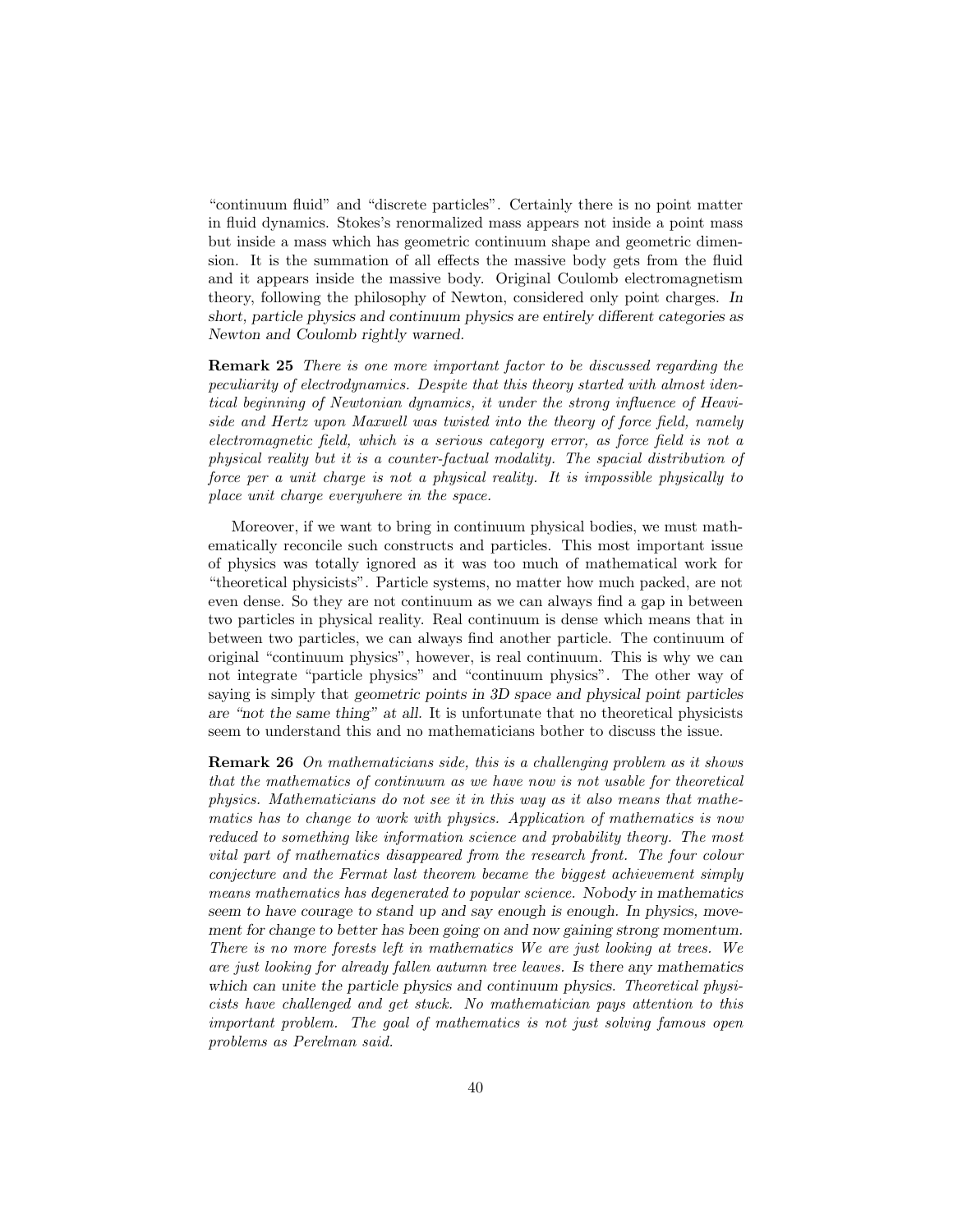"continuum fluid" and "discrete particles". Certainly there is no point matter in fluid dynamics. Stokes's renormalized mass appears not inside a point mass but inside a mass which has geometric continuum shape and geometric dimension. It is the summation of all effects the massive body gets from the fluid and it appears inside the massive body. Original Coulomb electromagnetism theory, following the philosophy of Newton, considered only point charges. *In short, particle physics and continuum physics are entirely different categories as Newton and Coulomb rightly warned.*

**Remark 25** *There is one more important factor to be discussed regarding the peculiarity of electrodynamics. Despite that this theory started with almost identical beginning of Newtonian dynamics, it under the strong influence of Heaviside and Hertz upon Maxwell was twisted into the theory of force field, namely electromagnetic field, which is a serious category error, as force field is not a physical reality but it is a counter-factual modality. The spacial distribution of force per a unit charge is not a physical reality. It is impossible physically to place unit charge everywhere in the space.*

Moreover, if we want to bring in continuum physical bodies, we must mathematically reconcile such constructs and particles. This most important issue of physics was totally ignored as it was too much of mathematical work for "theoretical physicists". Particle systems, no matter how much packed, are not even dense. So they are not continuum as we can always find a gap in between two particles in physical reality. Real continuum is dense which means that in between two particles, we can always find another particle. The continuum of original "continuum physics", however, is real continuum. This is why we can not integrate "particle physics" and "continuum physics". The other way of saying is simply that *geometric points in 3D space and physical point particles are "not the same thing" at all.* It is unfortunate that no theoretical physicists seem to understand this and no mathematicians bother to discuss the issue.

**Remark 26** *On mathematicians side, this is a challenging problem as it shows that the mathematics of continuum as we have now is not usable for theoretical physics. Mathematicians do not see it in this way as it also means that mathematics has to change to work with physics. Application of mathematics is now reduced to something like information science and probability theory. The most vital part of mathematics disappeared from the research front. The four colour conjecture and the Fermat last theorem became the biggest achievement simply means mathematics has degenerated to popular science. Nobody in mathematics seem to have courage to stand up and say enough is enough. In physics, movement for change to better has been going on and now gaining strong momentum. There is no more forests left in mathematics We are just looking at trees. We are just looking for already fallen autumn tree leaves. Is there any mathematics which can unite the particle physics and continuum physics. Theoretical physicists have challenged and get stuck. No mathematician pays attention to this important problem. The goal of mathematics is not just solving famous open problems as Perelman said.*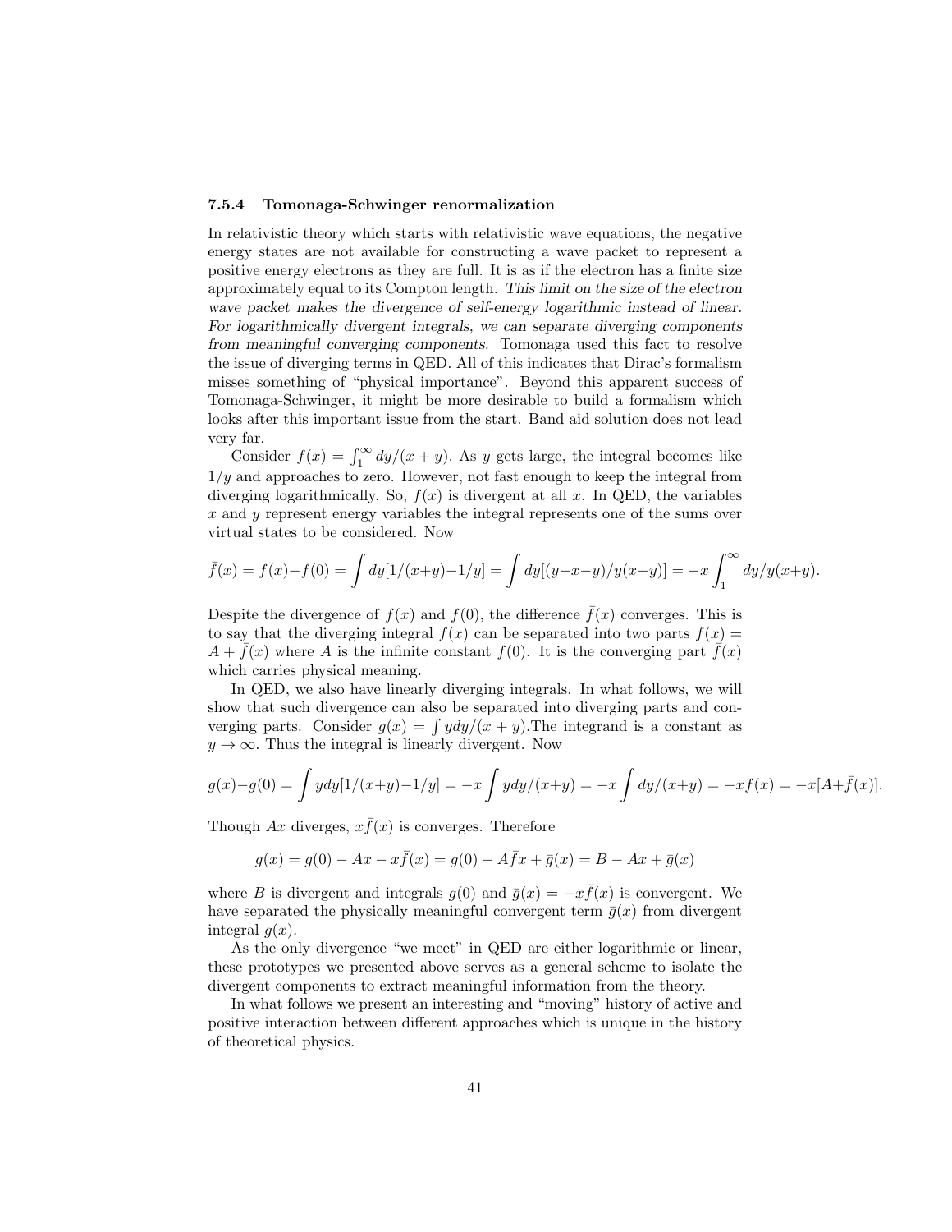### 7.5.4 Tomonaga-Schwinger renormalization

In relativistic theory which starts with relativistic wave equations, the negative energy states are not available for constructing a wave packet to represent a positive energy electrons as they are full. It is as if the electron has a finite size approximately equal to its Compton length. *This limit on the size of the electron wave packet makes the divergence of self-energy logarithmic instead of linear. For logarithmically divergent integrals, we can separate diverging components from meaningful converging components.* Tomonaga used this fact to resolve the issue of diverging terms in QED. All of this indicates that Dirac's formalism misses something of "physical importance". Beyond this apparent success of Tomonaga-Schwinger, it might be more desirable to build a formalism which looks after this important issue from the start. Band aid solution does not lead very far.

Consider $f(x) = \int_1^\infty dy/(x+y)$. As $y$ gets large, the integral becomes like $1/y$ and approaches to zero. However, not fast enough to keep the integral from diverging logarithmically. So, $f(x)$ is divergent at all $x$. In QED, the variables $x$ and $y$ represent energy variables the integral represents one of the sums over virtual states to be considered. Now

$$\bar{f}(x) = f(x) - f(0) = \int dy[1/(x+y) - 1/y] = \int dy[(y-x-y)/y(x+y)] = -x\int_1^\infty dy/y(x+y).$$

Despite the divergence of $f(x)$ and $f(0)$, the difference $\bar{f}(x)$ converges. This is to say that the diverging integral $f(x)$ can be separated into two parts $f(x) = A + \bar{f}(x)$ where $A$ is the infinite constant $f(0)$. It is the converging part $\bar{f}(x)$ which carries physical meaning.

In QED, we also have linearly diverging integrals. In what follows, we will show that such divergence can also be separated into diverging parts and converging parts. Consider $g(x) = \int y dy/(x+y)$.The integrand is a constant as $y \to \infty$. Thus the integral is linearly divergent. Now

$$g(x) - g(0) = \int y dy[1/(x+y) - 1/y] = -x\int y dy/(x+y) = -x\int dy/(x+y) = -xf(x) = -x[A+\bar{f}(x)].$$

Though $Ax$ diverges, $x\bar{f}(x)$ is converges. Therefore

$$g(x) = g(0) - Ax - x\bar{f}(x) = g(0) - A\bar{f}x + \bar{g}(x) = B - Ax + \bar{g}(x)$$

where $B$ is divergent and integrals $g(0)$ and $\bar{g}(x) = -x\bar{f}(x)$ is convergent. We have separated the physically meaningful convergent term $\bar{g}(x)$ from divergent integral $g(x)$.

As the only divergence "we meet" in QED are either logarithmic or linear, these prototypes we presented above serves as a general scheme to isolate the divergent components to extract meaningful information from the theory.

In what follows we present an interesting and "moving" history of active and positive interaction between different approaches which is unique in the history of theoretical physics.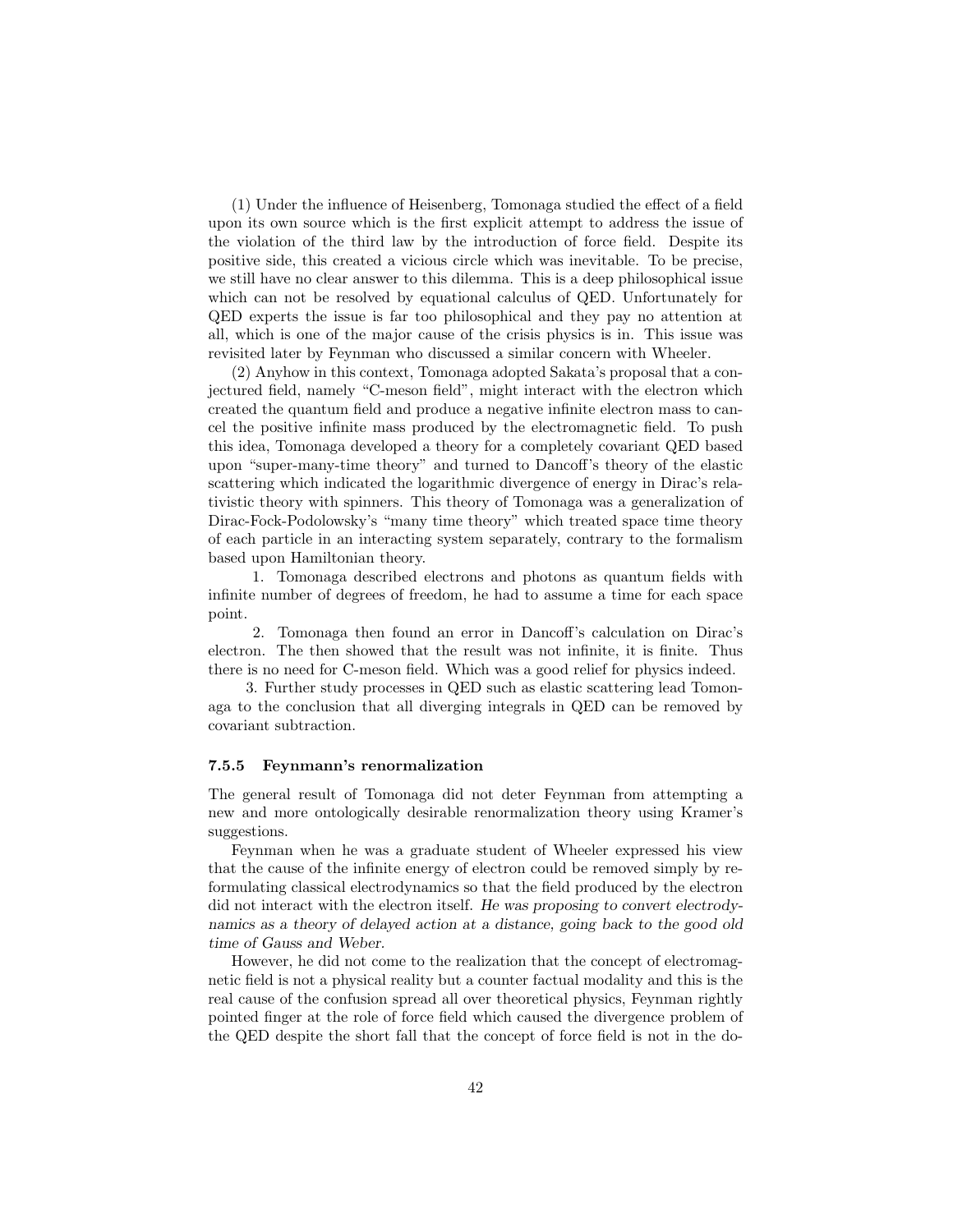(1) Under the influence of Heisenberg, Tomonaga studied the effect of a field upon its own source which is the first explicit attempt to address the issue of the violation of the third law by the introduction of force field. Despite its positive side, this created a vicious circle which was inevitable. To be precise, we still have no clear answer to this dilemma. This is a deep philosophical issue which can not be resolved by equational calculus of QED. Unfortunately for QED experts the issue is far too philosophical and they pay no attention at all, which is one of the major cause of the crisis physics is in. This issue was revisited later by Feynman who discussed a similar concern with Wheeler.

(2) Anyhow in this context, Tomonaga adopted Sakata's proposal that a conjectured field, namely "C-meson field", might interact with the electron which created the quantum field and produce a negative infinite electron mass to cancel the positive infinite mass produced by the electromagnetic field. To push this idea, Tomonaga developed a theory for a completely covariant QED based upon "super-many-time theory" and turned to Dancoff's theory of the elastic scattering which indicated the logarithmic divergence of energy in Dirac's relativistic theory with spinners. This theory of Tomonaga was a generalization of Dirac-Fock-Podolowsky's "many time theory" which treated space time theory of each particle in an interacting system separately, contrary to the formalism based upon Hamiltonian theory.

1. Tomonaga described electrons and photons as quantum fields with infinite number of degrees of freedom, he had to assume a time for each space point.

2. Tomonaga then found an error in Dancoff's calculation on Dirac's electron. The then showed that the result was not infinite, it is finite. Thus there is no need for C-meson field. Which was a good relief for physics indeed.

3. Further study processes in QED such as elastic scattering lead Tomonaga to the conclusion that all diverging integrals in QED can be removed by covariant subtraction.

### 7.5.5 Feynmann's renormalization

The general result of Tomonaga did not deter Feynman from attempting a new and more ontologically desirable renormalization theory using Kramer's suggestions.

Feynman when he was a graduate student of Wheeler expressed his view that the cause of the infinite energy of electron could be removed simply by reformulating classical electrodynamics so that the field produced by the electron did not interact with the electron itself. *He was proposing to convert electrodynamics as a theory of delayed action at a distance, going back to the good old time of Gauss and Weber.*

However, he did not come to the realization that the concept of electromagnetic field is not a physical reality but a counter factual modality and this is the real cause of the confusion spread all over theoretical physics, Feynman rightly pointed finger at the role of force field which caused the divergence problem of the QED despite the short fall that the concept of force field is not in the do-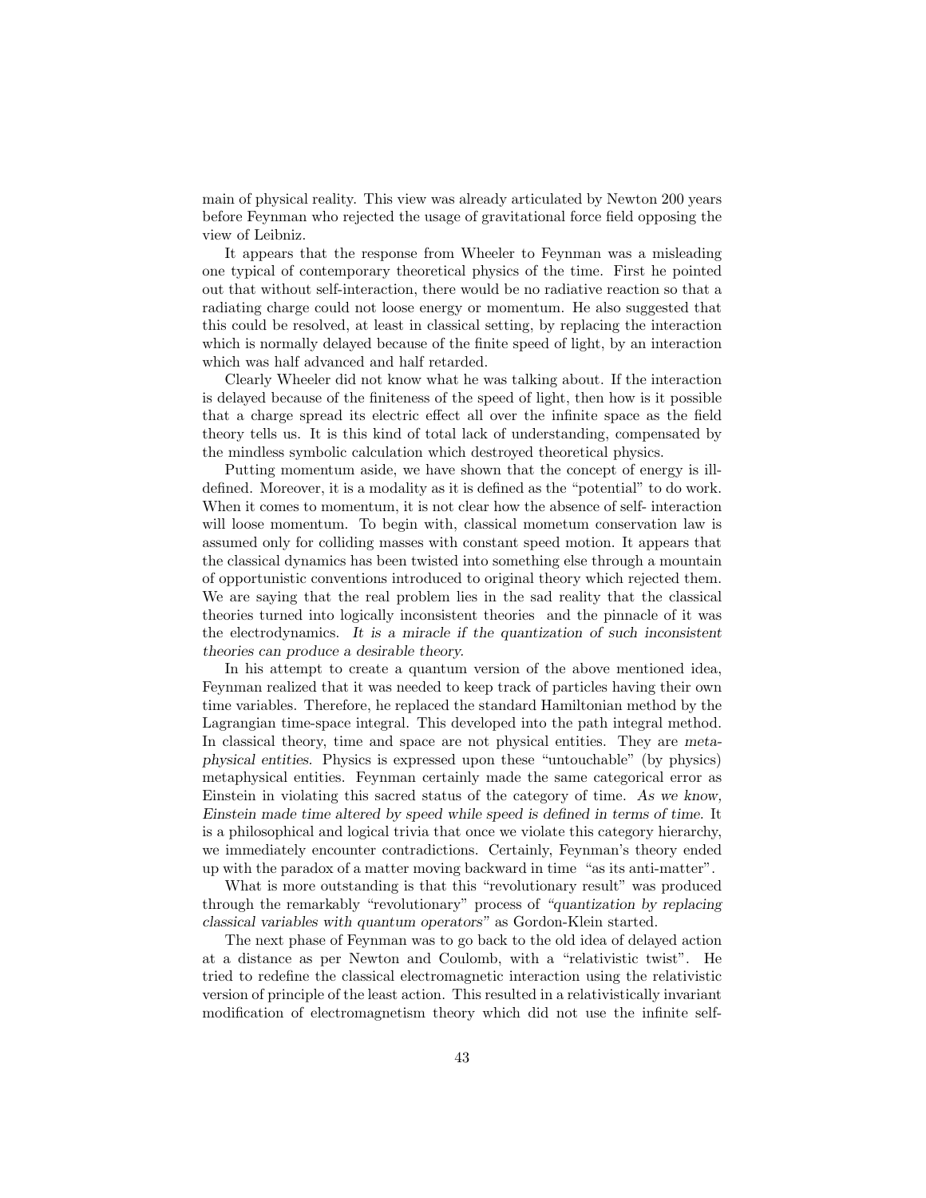main of physical reality. This view was already articulated by Newton 200 years before Feynman who rejected the usage of gravitational force field opposing the view of Leibniz.

It appears that the response from Wheeler to Feynman was a misleading one typical of contemporary theoretical physics of the time. First he pointed out that without self-interaction, there would be no radiative reaction so that a radiating charge could not loose energy or momentum. He also suggested that this could be resolved, at least in classical setting, by replacing the interaction which is normally delayed because of the finite speed of light, by an interaction which was half advanced and half retarded.

Clearly Wheeler did not know what he was talking about. If the interaction is delayed because of the finiteness of the speed of light, then how is it possible that a charge spread its electric effect all over the infinite space as the field theory tells us. It is this kind of total lack of understanding, compensated by the mindless symbolic calculation which destroyed theoretical physics.

Putting momentum aside, we have shown that the concept of energy is ill-defined. Moreover, it is a modality as it is defined as the "potential" to do work. When it comes to momentum, it is not clear how the absence of self- interaction will loose momentum. To begin with, classical mometum conservation law is assumed only for colliding masses with constant speed motion. It appears that the classical dynamics has been twisted into something else through a mountain of opportunistic conventions introduced to original theory which rejected them. We are saying that the real problem lies in the sad reality that the classical theories turned into logically inconsistent theories and the pinnacle of it was the electrodynamics. *It is a miracle if the quantization of such inconsistent theories can produce a desirable theory.*

In his attempt to create a quantum version of the above mentioned idea, Feynman realized that it was needed to keep track of particles having their own time variables. Therefore, he replaced the standard Hamiltonian method by the Lagrangian time-space integral. This developed into the path integral method. In classical theory, time and space are not physical entities. They are *metaphysical entities.* Physics is expressed upon these "untouchable" (by physics) metaphysical entities. Feynman certainly made the same categorical error as Einstein in violating this sacred status of the category of time. *As we know, Einstein made time altered by speed while speed is defined in terms of time.* It is a philosophical and logical trivia that once we violate this category hierarchy, we immediately encounter contradictions. Certainly, Feynman's theory ended up with the paradox of a matter moving backward in time "as its anti-matter".

What is more outstanding is that this "revolutionary result" was produced through the remarkably "revolutionary" process of *"quantization by replacing classical variables with quantum operators"* as Gordon-Klein started.

The next phase of Feynman was to go back to the old idea of delayed action at a distance as per Newton and Coulomb, with a "relativistic twist". He tried to redefine the classical electromagnetic interaction using the relativistic version of principle of the least action. This resulted in a relativistically invariant modification of electromagnetism theory which did not use the infinite self-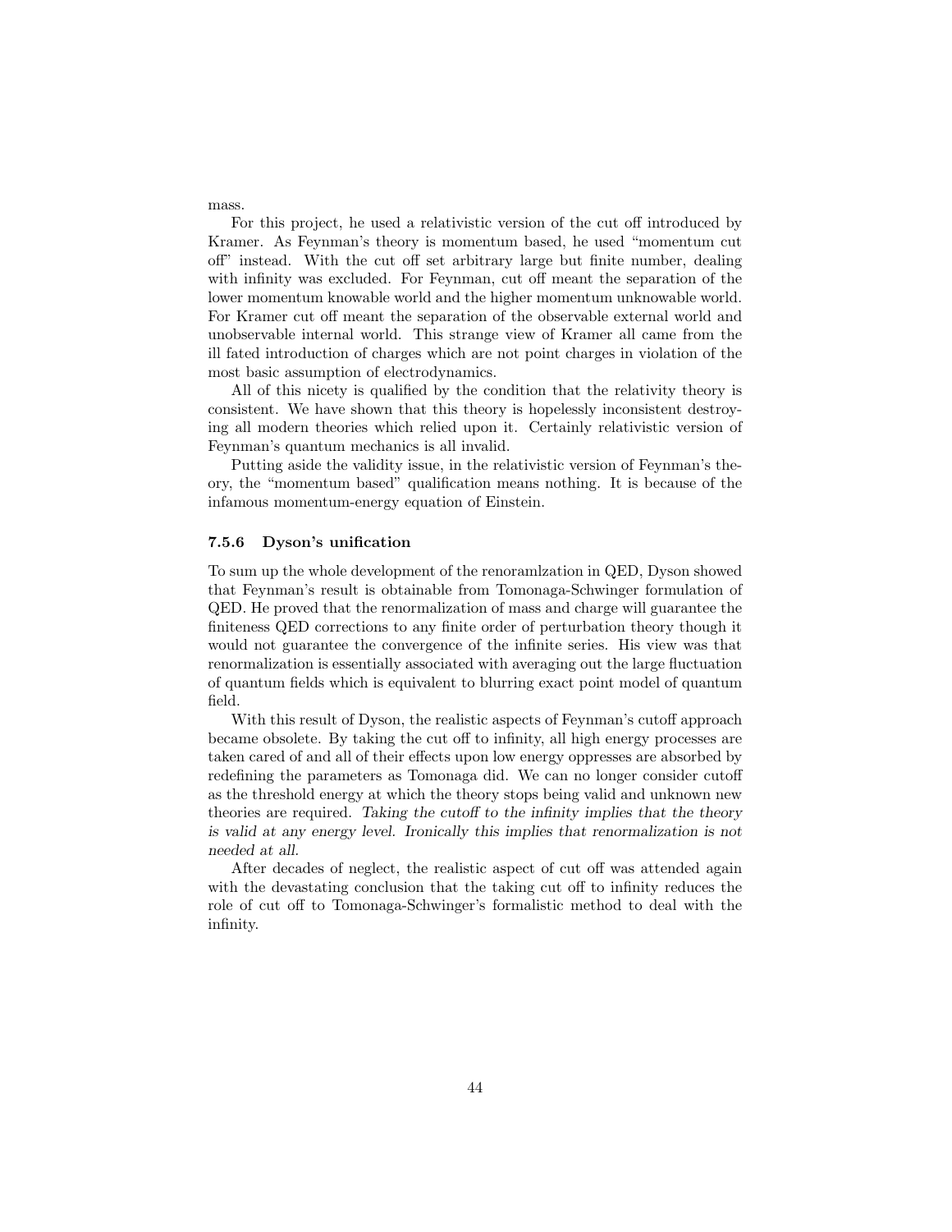mass.

For this project, he used a relativistic version of the cut off introduced by Kramer. As Feynman's theory is momentum based, he used "momentum cut off" instead. With the cut off set arbitrary large but finite number, dealing with infinity was excluded. For Feynman, cut off meant the separation of the lower momentum knowable world and the higher momentum unknowable world. For Kramer cut off meant the separation of the observable external world and unobservable internal world. This strange view of Kramer all came from the ill fated introduction of charges which are not point charges in violation of the most basic assumption of electrodynamics.

All of this nicety is qualified by the condition that the relativity theory is consistent. We have shown that this theory is hopelessly inconsistent destroying all modern theories which relied upon it. Certainly relativistic version of Feynman's quantum mechanics is all invalid.

Putting aside the validity issue, in the relativistic version of Feynman's theory, the "momentum based" qualification means nothing. It is because of the infamous momentum-energy equation of Einstein.

### 7.5.6 Dyson's unification

To sum up the whole development of the renoramlzation in QED, Dyson showed that Feynman's result is obtainable from Tomonaga-Schwinger formulation of QED. He proved that the renormalization of mass and charge will guarantee the finiteness QED corrections to any finite order of perturbation theory though it would not guarantee the convergence of the infinite series. His view was that renormalization is essentially associated with averaging out the large fluctuation of quantum fields which is equivalent to blurring exact point model of quantum field.

With this result of Dyson, the realistic aspects of Feynman's cutoff approach became obsolete. By taking the cut off to infinity, all high energy processes are taken cared of and all of their effects upon low energy oppresses are absorbed by redefining the parameters as Tomonaga did. We can no longer consider cutoff as the threshold energy at which the theory stops being valid and unknown new theories are required. *Taking the cutoff to the infinity implies that the theory is valid at any energy level. Ironically this implies that renormalization is not needed at all.*

After decades of neglect, the realistic aspect of cut off was attended again with the devastating conclusion that the taking cut off to infinity reduces the role of cut off to Tomonaga-Schwinger's formalistic method to deal with the infinity.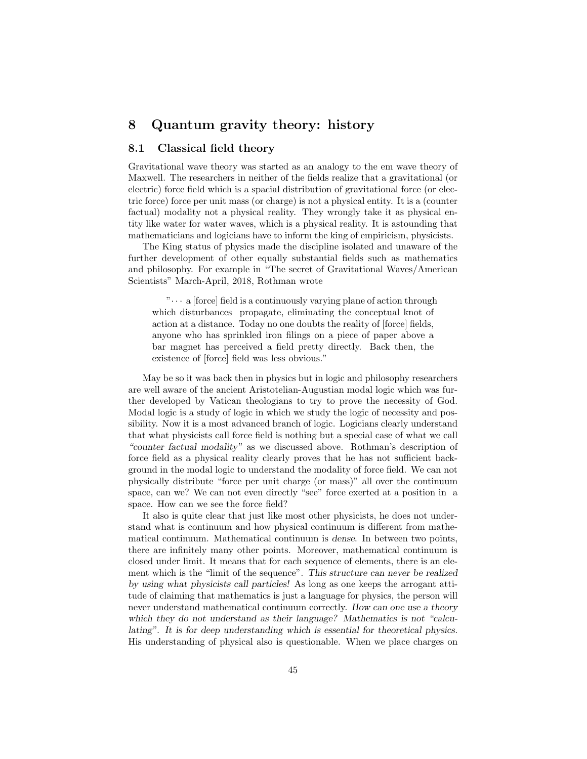# 8 Quantum gravity theory: history

## 8.1 Classical field theory

Gravitational wave theory was started as an analogy to the em wave theory of Maxwell. The researchers in neither of the fields realize that a gravitational (or electric) force field which is a spacial distribution of gravitational force (or electric force) force per unit mass (or charge) is not a physical entity. It is a (counter factual) modality not a physical reality. They wrongly take it as physical entity like water for water waves, which is a physical reality. It is astounding that mathematicians and logicians have to inform the king of empiricism, physicists.

The King status of physics made the discipline isolated and unaware of the further development of other equally substantial fields such as mathematics and philosophy. For example in "The secret of Gravitational Waves/American Scientists" March-April, 2018, Rothman wrote

> "⋯ a [force] field is a continuously varying plane of action through which disturbances propagate, eliminating the conceptual knot of action at a distance. Today no one doubts the reality of [force] fields, anyone who has sprinkled iron filings on a piece of paper above a bar magnet has perceived a field pretty directly. Back then, the existence of [force] field was less obvious."

May be so it was back then in physics but in logic and philosophy researchers are well aware of the ancient Aristotelian-Augustian modal logic which was further developed by Vatican theologians to try to prove the necessity of God. Modal logic is a study of logic in which we study the logic of necessity and possibility. Now it is a most advanced branch of logic. Logicians clearly understand that what physicists call force field is nothing but a special case of what we call *"counter factual modality"* as we discussed above. Rothman's description of force field as a physical reality clearly proves that he has not sufficient background in the modal logic to understand the modality of force field. We can not physically distribute "force per unit charge (or mass)" all over the continuum space, can we? We can not even directly "see" force exerted at a position in a space. How can we see the force field?

It also is quite clear that just like most other physicists, he does not understand what is continuum and how physical continuum is different from mathematical continuum. Mathematical continuum is *dense*. In between two points, there are infinitely many other points. Moreover, mathematical continuum is closed under limit. It means that for each sequence of elements, there is an element which is the "limit of the sequence". *This structure can never be realized by using what physicists call particles!* As long as one keeps the arrogant attitude of claiming that mathematics is just a language for physics, the person will never understand mathematical continuum correctly. *How can one use a theory which they do not understand as their language? Mathematics is not "calculating". It is for deep understanding which is essential for theoretical physics.* His understanding of physical also is questionable. When we place charges on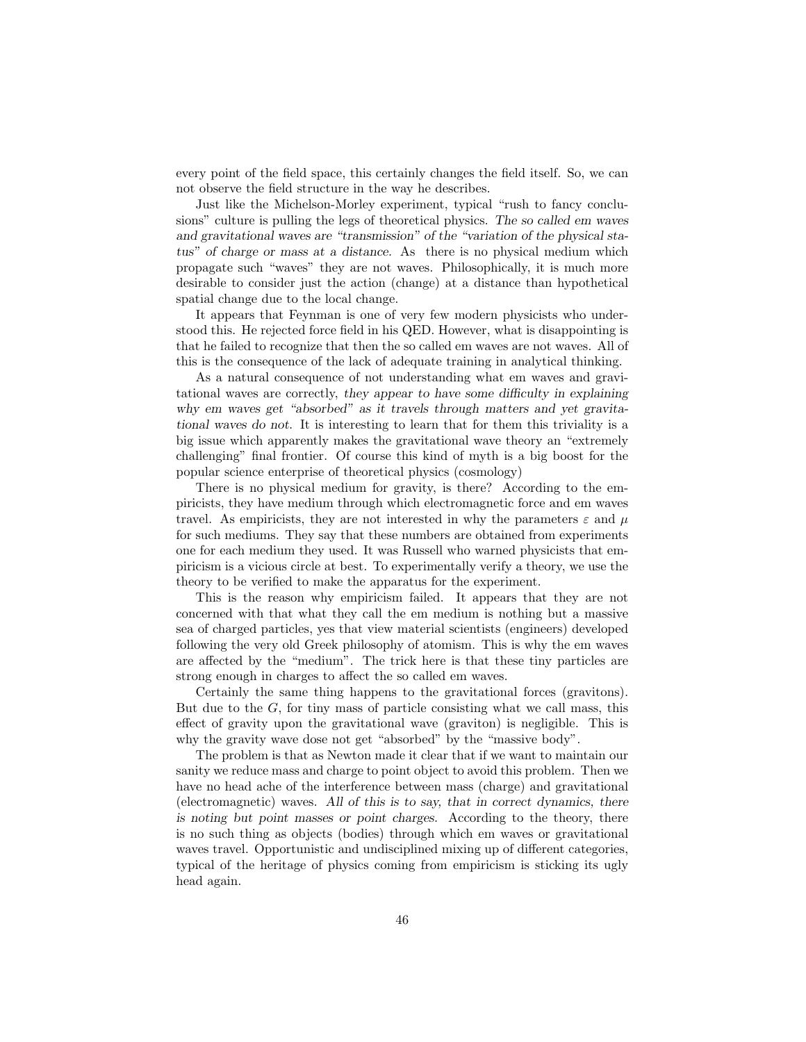every point of the field space, this certainly changes the field itself. So, we can not observe the field structure in the way he describes.

Just like the Michelson-Morley experiment, typical "rush to fancy conclusions" culture is pulling the legs of theoretical physics. *The so called em waves and gravitational waves are "transmission" of the "variation of the physical status" of charge or mass at a distance.* As there is no physical medium which propagate such "waves" they are not waves. Philosophically, it is much more desirable to consider just the action (change) at a distance than hypothetical spatial change due to the local change.

It appears that Feynman is one of very few modern physicists who understood this. He rejected force field in his QED. However, what is disappointing is that he failed to recognize that then the so called em waves are not waves. All of this is the consequence of the lack of adequate training in analytical thinking.

As a natural consequence of not understanding what em waves and gravitational waves are correctly, *they appear to have some difficulty in explaining why em waves get "absorbed" as it travels through matters and yet gravitational waves do not.* It is interesting to learn that for them this triviality is a big issue which apparently makes the gravitational wave theory an "extremely challenging" final frontier. Of course this kind of myth is a big boost for the popular science enterprise of theoretical physics (cosmology)

There is no physical medium for gravity, is there? According to the empiricists, they have medium through which electromagnetic force and em waves travel. As empiricists, they are not interested in why the parameters $\varepsilon$ and $\mu$ for such mediums. They say that these numbers are obtained from experiments one for each medium they used. It was Russell who warned physicists that empiricism is a vicious circle at best. To experimentally verify a theory, we use the theory to be verified to make the apparatus for the experiment.

This is the reason why empiricism failed. It appears that they are not concerned with that what they call the em medium is nothing but a massive sea of charged particles, yes that view material scientists (engineers) developed following the very old Greek philosophy of atomism. This is why the em waves are affected by the "medium". The trick here is that these tiny particles are strong enough in charges to affect the so called em waves.

Certainly the same thing happens to the gravitational forces (gravitons). But due to the $G$, for tiny mass of particle consisting what we call mass, this effect of gravity upon the gravitational wave (graviton) is negligible. This is why the gravity wave dose not get "absorbed" by the "massive body".

The problem is that as Newton made it clear that if we want to maintain our sanity we reduce mass and charge to point object to avoid this problem. Then we have no head ache of the interference between mass (charge) and gravitational (electromagnetic) waves. *All of this is to say, that in correct dynamics, there is noting but point masses or point charges.* According to the theory, there is no such thing as objects (bodies) through which em waves or gravitational waves travel. Opportunistic and undisciplined mixing up of different categories, typical of the heritage of physics coming from empiricism is sticking its ugly head again.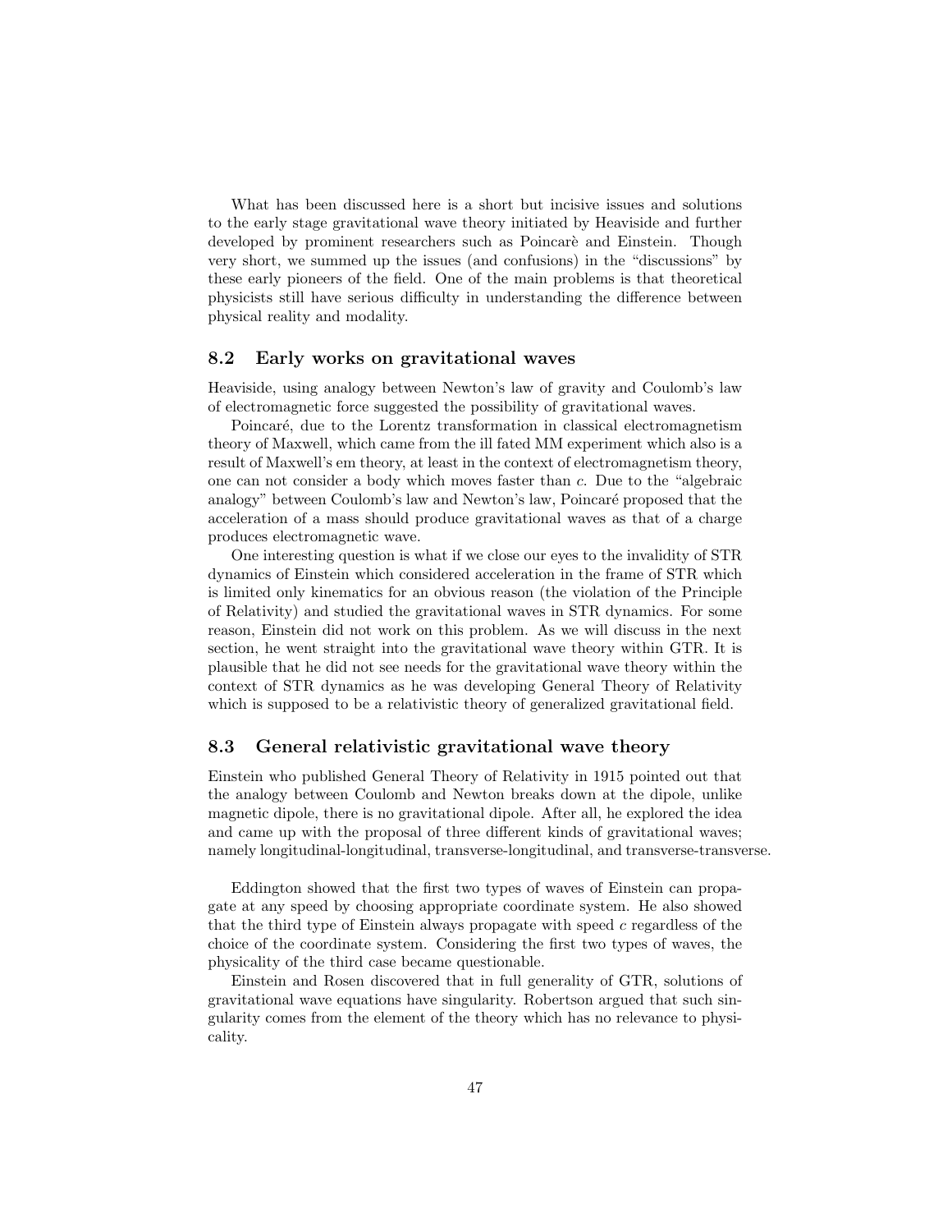What has been discussed here is a short but incisive issues and solutions to the early stage gravitational wave theory initiated by Heaviside and further developed by prominent researchers such as Poincarè and Einstein. Though very short, we summed up the issues (and confusions) in the "discussions" by these early pioneers of the field. One of the main problems is that theoretical physicists still have serious difficulty in understanding the difference between physical reality and modality.

### 8.2 Early works on gravitational waves

Heaviside, using analogy between Newton's law of gravity and Coulomb's law of electromagnetic force suggested the possibility of gravitational waves.

Poincaré, due to the Lorentz transformation in classical electromagnetism theory of Maxwell, which came from the ill fated MM experiment which also is a result of Maxwell's em theory, at least in the context of electromagnetism theory, one can not consider a body which moves faster than $c$. Due to the "algebraic analogy" between Coulomb's law and Newton's law, Poincaré proposed that the acceleration of a mass should produce gravitational waves as that of a charge produces electromagnetic wave.

One interesting question is what if we close our eyes to the invalidity of STR dynamics of Einstein which considered acceleration in the frame of STR which is limited only kinematics for an obvious reason (the violation of the Principle of Relativity) and studied the gravitational waves in STR dynamics. For some reason, Einstein did not work on this problem. As we will discuss in the next section, he went straight into the gravitational wave theory within GTR. It is plausible that he did not see needs for the gravitational wave theory within the context of STR dynamics as he was developing General Theory of Relativity which is supposed to be a relativistic theory of generalized gravitational field.

### 8.3 General relativistic gravitational wave theory

Einstein who published General Theory of Relativity in 1915 pointed out that the analogy between Coulomb and Newton breaks down at the dipole, unlike magnetic dipole, there is no gravitational dipole. After all, he explored the idea and came up with the proposal of three different kinds of gravitational waves; namely longitudinal-longitudinal, transverse-longitudinal, and transverse-transverse.

Eddington showed that the first two types of waves of Einstein can propagate at any speed by choosing appropriate coordinate system. He also showed that the third type of Einstein always propagate with speed $c$ regardless of the choice of the coordinate system. Considering the first two types of waves, the physicality of the third case became questionable.

Einstein and Rosen discovered that in full generality of GTR, solutions of gravitational wave equations have singularity. Robertson argued that such singularity comes from the element of the theory which has no relevance to physicality.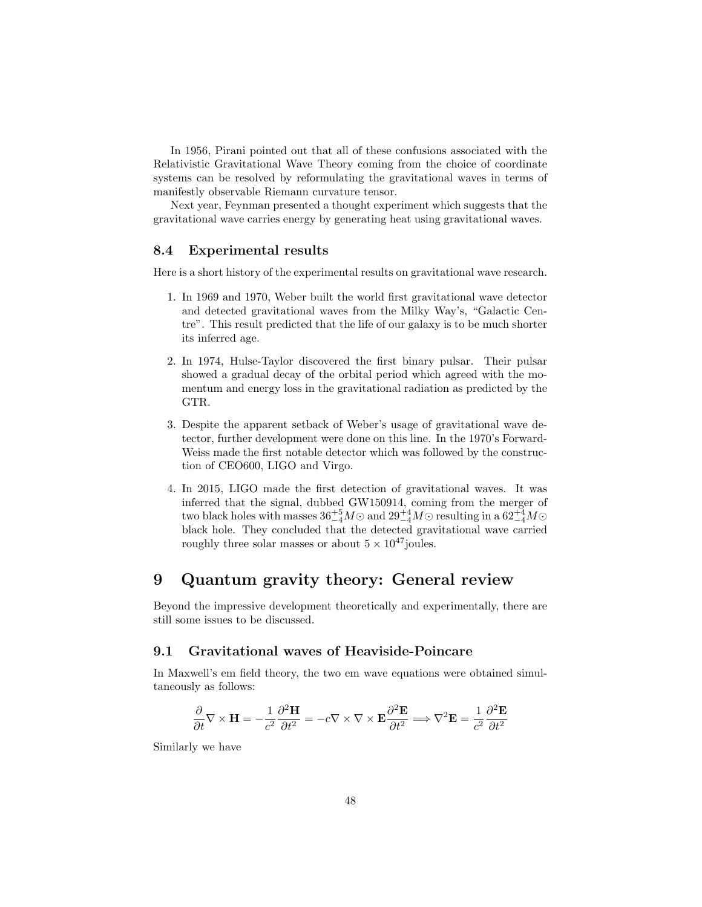In 1956, Pirani pointed out that all of these confusions associated with the Relativistic Gravitational Wave Theory coming from the choice of coordinate systems can be resolved by reformulating the gravitational waves in terms of manifestly observable Riemann curvature tensor.

Next year, Feynman presented a thought experiment which suggests that the gravitational wave carries energy by generating heat using gravitational waves.

### 8.4 Experimental results

Here is a short history of the experimental results on gravitational wave research.

1. In 1969 and 1970, Weber built the world first gravitational wave detector and detected gravitational waves from the Milky Way's, "Galactic Centre". This result predicted that the life of our galaxy is to be much shorter its inferred age.

2. In 1974, Hulse-Taylor discovered the first binary pulsar. Their pulsar showed a gradual decay of the orbital period which agreed with the momentum and energy loss in the gravitational radiation as predicted by the GTR.

3. Despite the apparent setback of Weber's usage of gravitational wave detector, further development were done on this line. In the 1970's Forward-Weiss made the first notable detector which was followed by the construction of CEO600, LIGO and Virgo.

4. In 2015, LIGO made the first detection of gravitational waves. It was inferred that the signal, dubbed GW150914, coming from the merger of two black holes with masses $36^{+5}_{-4}M\odot$ and $29^{+4}_{-4}M\odot$ resulting in a $62^{+4}_{-4}M\odot$ black hole. They concluded that the detected gravitational wave carried roughly three solar masses or about $5\times 10^{47}$joules.

## 9 Quantum gravity theory: General review

Beyond the impressive development theoretically and experimentally, there are still some issues to be discussed.

### 9.1 Gravitational waves of Heaviside-Poincare

In Maxwell's em field theory, the two em wave equations were obtained simultaneously as follows:

$$\frac{\partial}{\partial t}\nabla\times\mathbf{H} = -\frac{1}{c^2}\frac{\partial^2\mathbf{H}}{\partial t^2} = -c\nabla\times\nabla\times\mathbf{E}\frac{\partial^2\mathbf{E}}{\partial t^2}\Longrightarrow \nabla^2\mathbf{E} = \frac{1}{c^2}\frac{\partial^2\mathbf{E}}{\partial t^2}$$

Similarly we have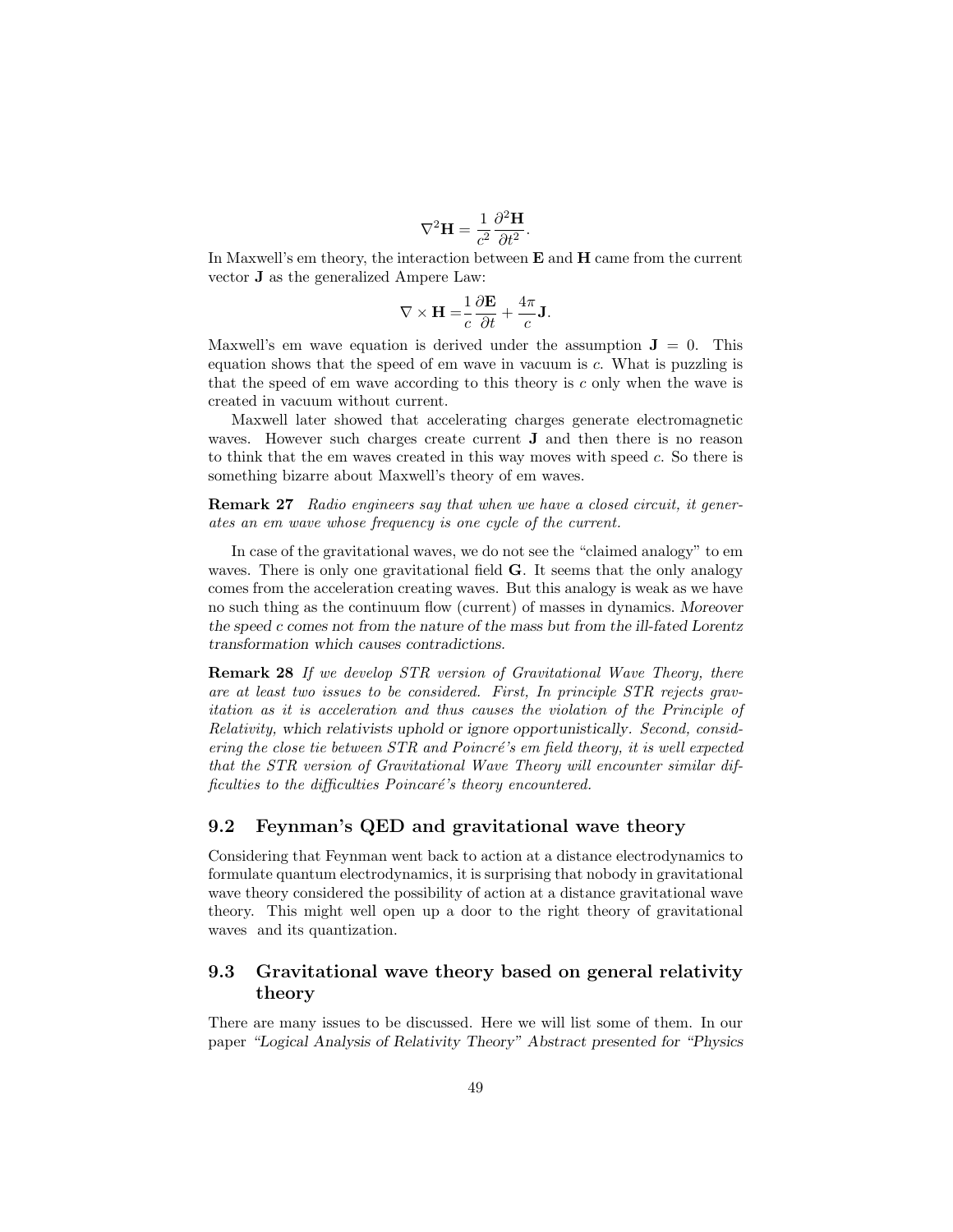$$\nabla^2 \mathbf{H} = \frac{1}{c^2} \frac{\partial^2 \mathbf{H}}{\partial t^2}.$$

In Maxwell's em theory, the interaction between **E** and **H** came from the current vector **J** as the generalized Ampere Law:

$$\nabla \times \mathbf{H} = \frac{1}{c} \frac{\partial \mathbf{E}}{\partial t} + \frac{4\pi}{c} \mathbf{J}.$$

Maxwell's em wave equation is derived under the assumption $\mathbf{J} = 0$. This equation shows that the speed of em wave in vacuum is $c$. What is puzzling is that the speed of em wave according to this theory is $c$ only when the wave is created in vacuum without current.

Maxwell later showed that accelerating charges generate electromagnetic waves. However such charges create current **J** and then there is no reason to think that the em waves created in this way moves with speed $c$. So there is something bizarre about Maxwell's theory of em waves.

**Remark 27** *Radio engineers say that when we have a closed circuit, it generates an em wave whose frequency is one cycle of the current.*

In case of the gravitational waves, we do not see the "claimed analogy" to em waves. There is only one gravitational field **G**. It seems that the only analogy comes from the acceleration creating waves. But this analogy is weak as we have no such thing as the continuum flow (current) of masses in dynamics. *Moreover the speed c comes not from the nature of the mass but from the ill-fated Lorentz transformation which causes contradictions.*

**Remark 28** *If we develop STR version of Gravitational Wave Theory, there are at least two issues to be considered. First, In principle STR rejects gravitation as it is acceleration and thus causes the violation of the Principle of Relativity, which relativists uphold or ignore opportunistically. Second, considering the close tie between STR and Poincré's em field theory, it is well expected that the STR version of Gravitational Wave Theory will encounter similar difficulties to the difficulties Poincaré's theory encountered.*

## 9.2 Feynman's QED and gravitational wave theory

Considering that Feynman went back to action at a distance electrodynamics to formulate quantum electrodynamics, it is surprising that nobody in gravitational wave theory considered the possibility of action at a distance gravitational wave theory. This might well open up a door to the right theory of gravitational waves and its quantization.

## 9.3 Gravitational wave theory based on general relativity theory

There are many issues to be discussed. Here we will list some of them. In our paper *"Logical Analysis of Relativity Theory" Abstract presented for "Physics*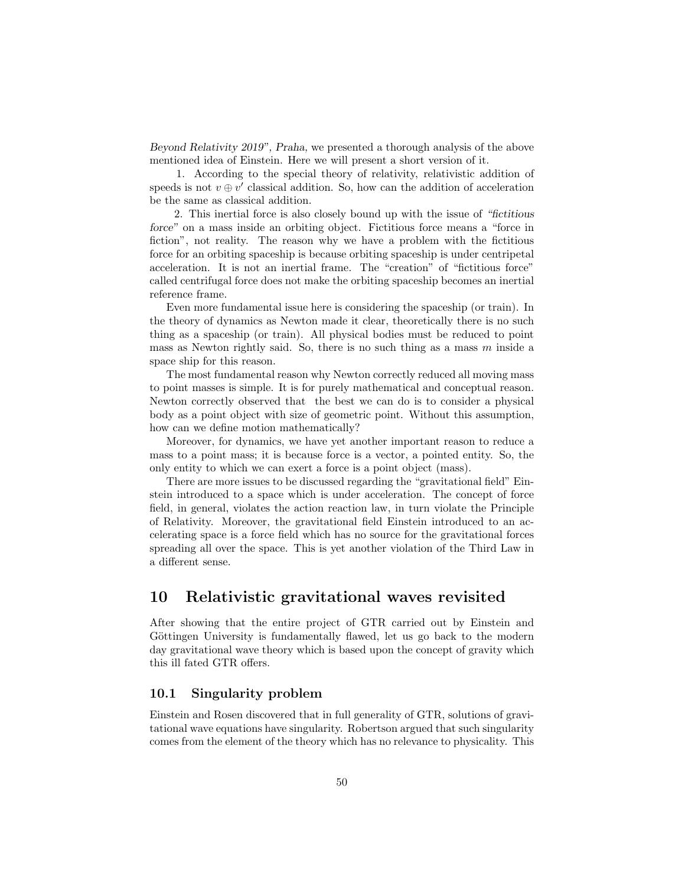*Beyond Relativity 2019", Praha,* we presented a thorough analysis of the above mentioned idea of Einstein. Here we will present a short version of it.

1. According to the special theory of relativity, relativistic addition of speeds is not $v \oplus v'$ classical addition. So, how can the addition of acceleration be the same as classical addition.

2. This inertial force is also closely bound up with the issue of *"fictitious force"* on a mass inside an orbiting object. Fictitious force means a "force in fiction", not reality. The reason why we have a problem with the fictitious force for an orbiting spaceship is because orbiting spaceship is under centripetal acceleration. It is not an inertial frame. The "creation" of "fictitious force" called centrifugal force does not make the orbiting spaceship becomes an inertial reference frame.

Even more fundamental issue here is considering the spaceship (or train). In the theory of dynamics as Newton made it clear, theoretically there is no such thing as a spaceship (or train). All physical bodies must be reduced to point mass as Newton rightly said. So, there is no such thing as a mass $m$ inside a space ship for this reason.

The most fundamental reason why Newton correctly reduced all moving mass to point masses is simple. It is for purely mathematical and conceptual reason. Newton correctly observed that the best we can do is to consider a physical body as a point object with size of geometric point. Without this assumption, how can we define motion mathematically?

Moreover, for dynamics, we have yet another important reason to reduce a mass to a point mass; it is because force is a vector, a pointed entity. So, the only entity to which we can exert a force is a point object (mass).

There are more issues to be discussed regarding the "gravitational field" Einstein introduced to a space which is under acceleration. The concept of force field, in general, violates the action reaction law, in turn violate the Principle of Relativity. Moreover, the gravitational field Einstein introduced to an accelerating space is a force field which has no source for the gravitational forces spreading all over the space. This is yet another violation of the Third Law in a different sense.

## 10 Relativistic gravitational waves revisited

After showing that the entire project of GTR carried out by Einstein and Göttingen University is fundamentally flawed, let us go back to the modern day gravitational wave theory which is based upon the concept of gravity which this ill fated GTR offers.

### 10.1 Singularity problem

Einstein and Rosen discovered that in full generality of GTR, solutions of gravitational wave equations have singularity. Robertson argued that such singularity comes from the element of the theory which has no relevance to physicality. This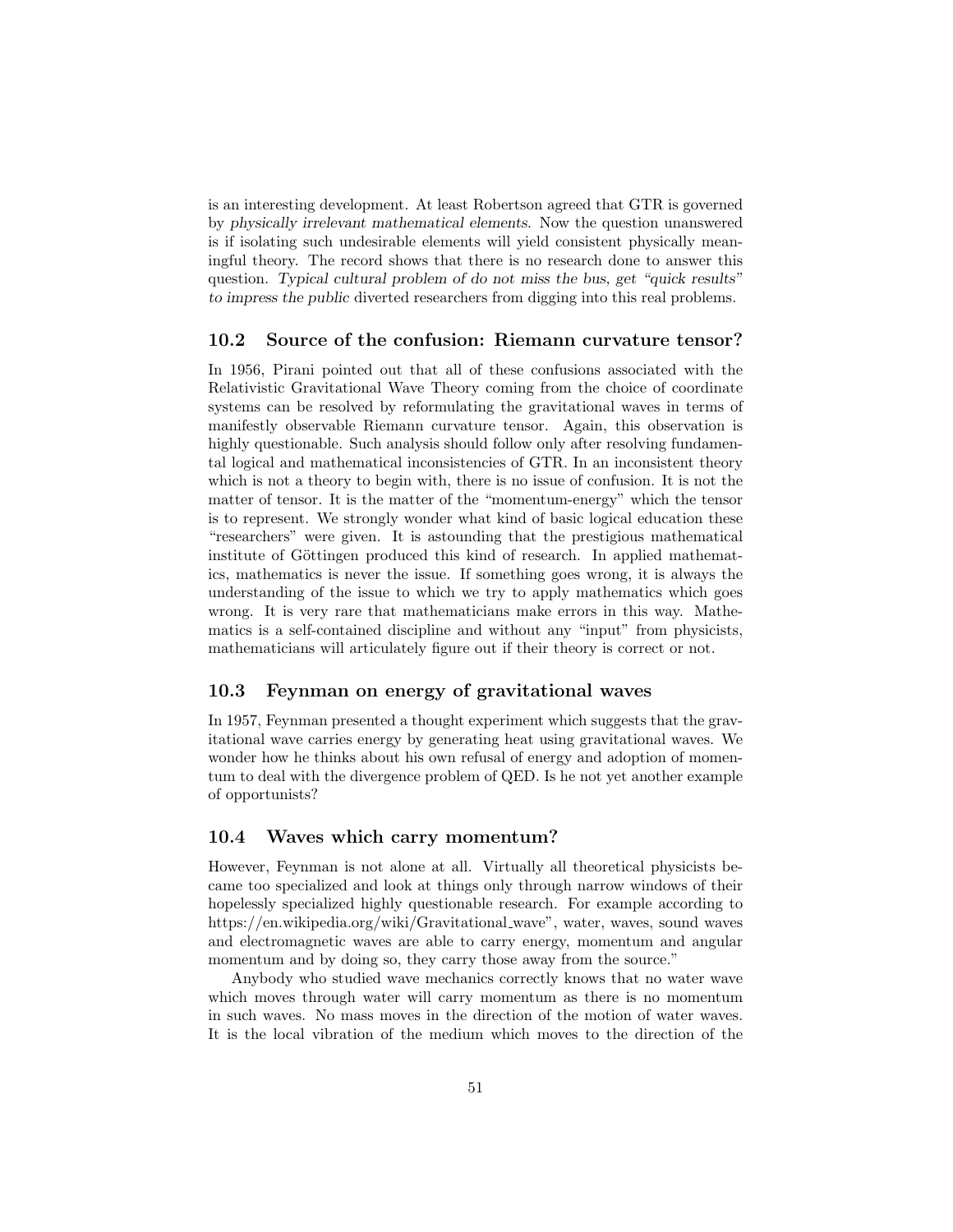is an interesting development. At least Robertson agreed that GTR is governed by *physically irrelevant mathematical elements*. Now the question unanswered is if isolating such undesirable elements will yield consistent physically meaningful theory. The record shows that there is no research done to answer this question. *Typical cultural problem of do not miss the bus, get "quick results" to impress the public* diverted researchers from digging into this real problems.

## 10.2 Source of the confusion: Riemann curvature tensor?

In 1956, Pirani pointed out that all of these confusions associated with the Relativistic Gravitational Wave Theory coming from the choice of coordinate systems can be resolved by reformulating the gravitational waves in terms of manifestly observable Riemann curvature tensor. Again, this observation is highly questionable. Such analysis should follow only after resolving fundamental logical and mathematical inconsistencies of GTR. In an inconsistent theory which is not a theory to begin with, there is no issue of confusion. It is not the matter of tensor. It is the matter of the "momentum-energy" which the tensor is to represent. We strongly wonder what kind of basic logical education these "researchers" were given. It is astounding that the prestigious mathematical institute of Göttingen produced this kind of research. In applied mathematics, mathematics is never the issue. If something goes wrong, it is always the understanding of the issue to which we try to apply mathematics which goes wrong. It is very rare that mathematicians make errors in this way. Mathematics is a self-contained discipline and without any "input" from physicists, mathematicians will articulately figure out if their theory is correct or not.

## 10.3 Feynman on energy of gravitational waves

In 1957, Feynman presented a thought experiment which suggests that the gravitational wave carries energy by generating heat using gravitational waves. We wonder how he thinks about his own refusal of energy and adoption of momentum to deal with the divergence problem of QED. Is he not yet another example of opportunists?

## 10.4 Waves which carry momentum?

However, Feynman is not alone at all. Virtually all theoretical physicists became too specialized and look at things only through narrow windows of their hopelessly specialized highly questionable research. For example according to https://en.wikipedia.org/wiki/Gravitational_wave", water, waves, sound waves and electromagnetic waves are able to carry energy, momentum and angular momentum and by doing so, they carry those away from the source."

Anybody who studied wave mechanics correctly knows that no water wave which moves through water will carry momentum as there is no momentum in such waves. No mass moves in the direction of the motion of water waves. It is the local vibration of the medium which moves to the direction of the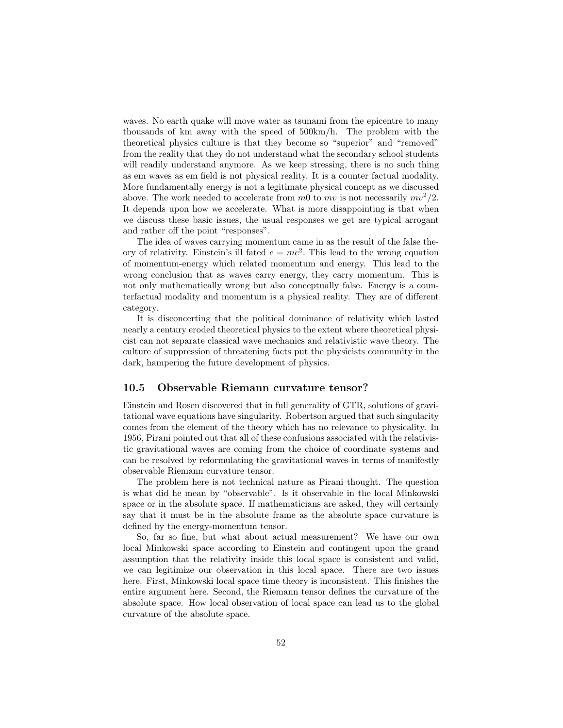waves. No earth quake will move water as tsunami from the epicentre to many thousands of km away with the speed of 500km/h. The problem with the theoretical physics culture is that they become so "superior" and "removed" from the reality that they do not understand what the secondary school students will readily understand anymore. As we keep stressing, there is no such thing as em waves as em field is not physical reality. It is a counter factual modality. More fundamentally energy is not a legitimate physical concept as we discussed above. The work needed to accelerate from $m0$ to $mv$ is not necessarily $mv^2/2$. It depends upon how we accelerate. What is more disappointing is that when we discuss these basic issues, the usual responses we get are typical arrogant and rather off the point "responses".

The idea of waves carrying momentum came in as the result of the false theory of relativity. Einstein's ill fated $e = mc^2$. This lead to the wrong equation of momentum-energy which related momentum and energy. This lead to the wrong conclusion that as waves carry energy, they carry momentum. This is not only mathematically wrong but also conceptually false. Energy is a counterfactual modality and momentum is a physical reality. They are of different category.

It is disconcerting that the political dominance of relativity which lasted nearly a century eroded theoretical physics to the extent where theoretical physicist can not separate classical wave mechanics and relativistic wave theory. The culture of suppression of threatening facts put the physicists community in the dark, hampering the future development of physics.

## 10.5 Observable Riemann curvature tensor?

Einstein and Rosen discovered that in full generality of GTR, solutions of gravitational wave equations have singularity. Robertson argued that such singularity comes from the element of the theory which has no relevance to physicality. In 1956, Pirani pointed out that all of these confusions associated with the relativistic gravitational waves are coming from the choice of coordinate systems and can be resolved by reformulating the gravitational waves in terms of manifestly observable Riemann curvature tensor.

The problem here is not technical nature as Pirani thought. The question is what did he mean by "observable". Is it observable in the local Minkowski space or in the absolute space. If mathematicians are asked, they will certainly say that it must be in the absolute frame as the absolute space curvature is defined by the energy-momentum tensor.

So, far so fine, but what about actual measurement? We have our own local Minkowski space according to Einstein and contingent upon the grand assumption that the relativity inside this local space is consistent and valid, we can legitimize our observation in this local space. There are two issues here. First, Minkowski local space time theory is inconsistent. This finishes the entire argument here. Second, the Riemann tensor defines the curvature of the absolute space. How local observation of local space can lead us to the global curvature of the absolute space.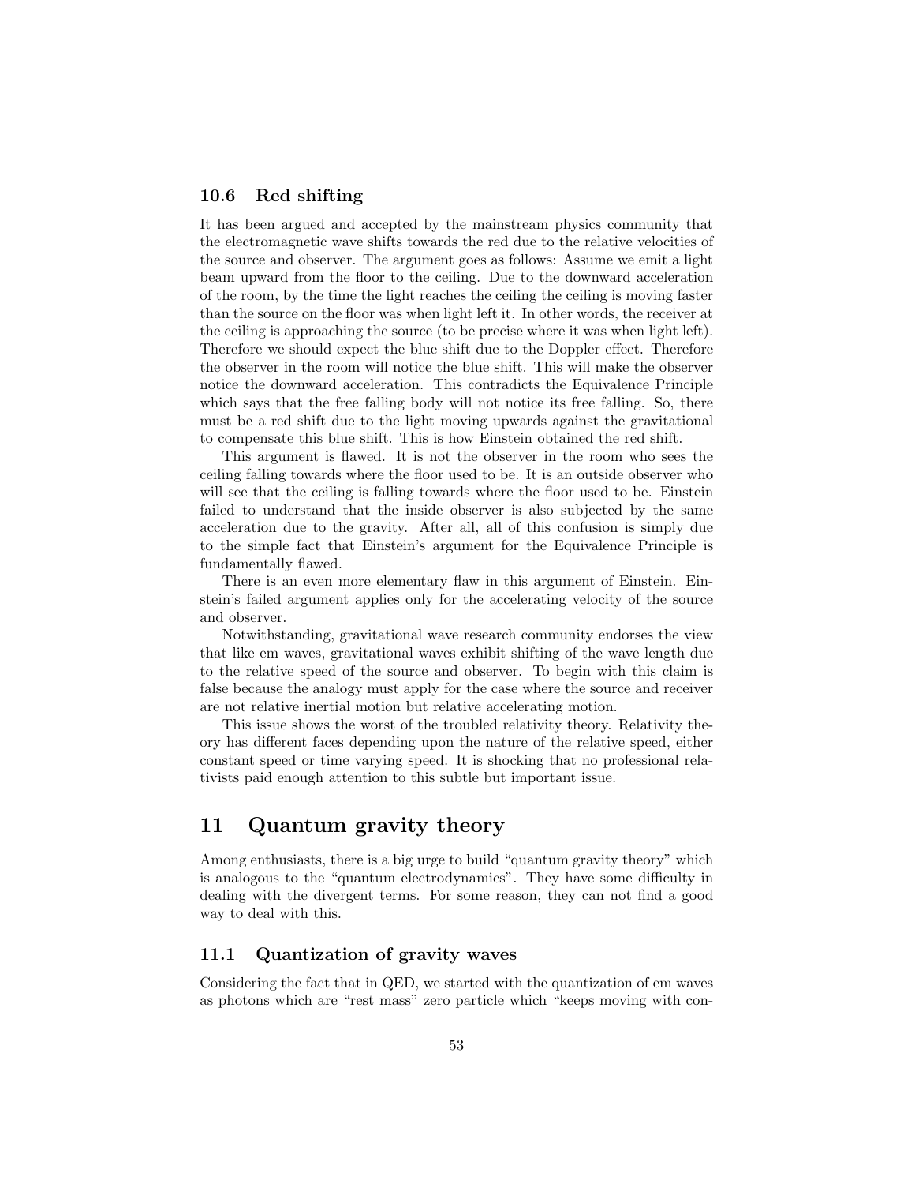### 10.6 Red shifting

It has been argued and accepted by the mainstream physics community that the electromagnetic wave shifts towards the red due to the relative velocities of the source and observer. The argument goes as follows: Assume we emit a light beam upward from the floor to the ceiling. Due to the downward acceleration of the room, by the time the light reaches the ceiling the ceiling is moving faster than the source on the floor was when light left it. In other words, the receiver at the ceiling is approaching the source (to be precise where it was when light left). Therefore we should expect the blue shift due to the Doppler effect. Therefore the observer in the room will notice the blue shift. This will make the observer notice the downward acceleration. This contradicts the Equivalence Principle which says that the free falling body will not notice its free falling. So, there must be a red shift due to the light moving upwards against the gravitational to compensate this blue shift. This is how Einstein obtained the red shift.

This argument is flawed. It is not the observer in the room who sees the ceiling falling towards where the floor used to be. It is an outside observer who will see that the ceiling is falling towards where the floor used to be. Einstein failed to understand that the inside observer is also subjected by the same acceleration due to the gravity. After all, all of this confusion is simply due to the simple fact that Einstein's argument for the Equivalence Principle is fundamentally flawed.

There is an even more elementary flaw in this argument of Einstein. Einstein's failed argument applies only for the accelerating velocity of the source and observer.

Notwithstanding, gravitational wave research community endorses the view that like em waves, gravitational waves exhibit shifting of the wave length due to the relative speed of the source and observer. To begin with this claim is false because the analogy must apply for the case where the source and receiver are not relative inertial motion but relative accelerating motion.

This issue shows the worst of the troubled relativity theory. Relativity theory has different faces depending upon the nature of the relative speed, either constant speed or time varying speed. It is shocking that no professional relativists paid enough attention to this subtle but important issue.

## 11 Quantum gravity theory

Among enthusiasts, there is a big urge to build "quantum gravity theory" which is analogous to the "quantum electrodynamics". They have some difficulty in dealing with the divergent terms. For some reason, they can not find a good way to deal with this.

### 11.1 Quantization of gravity waves

Considering the fact that in QED, we started with the quantization of em waves as photons which are "rest mass" zero particle which "keeps moving with con-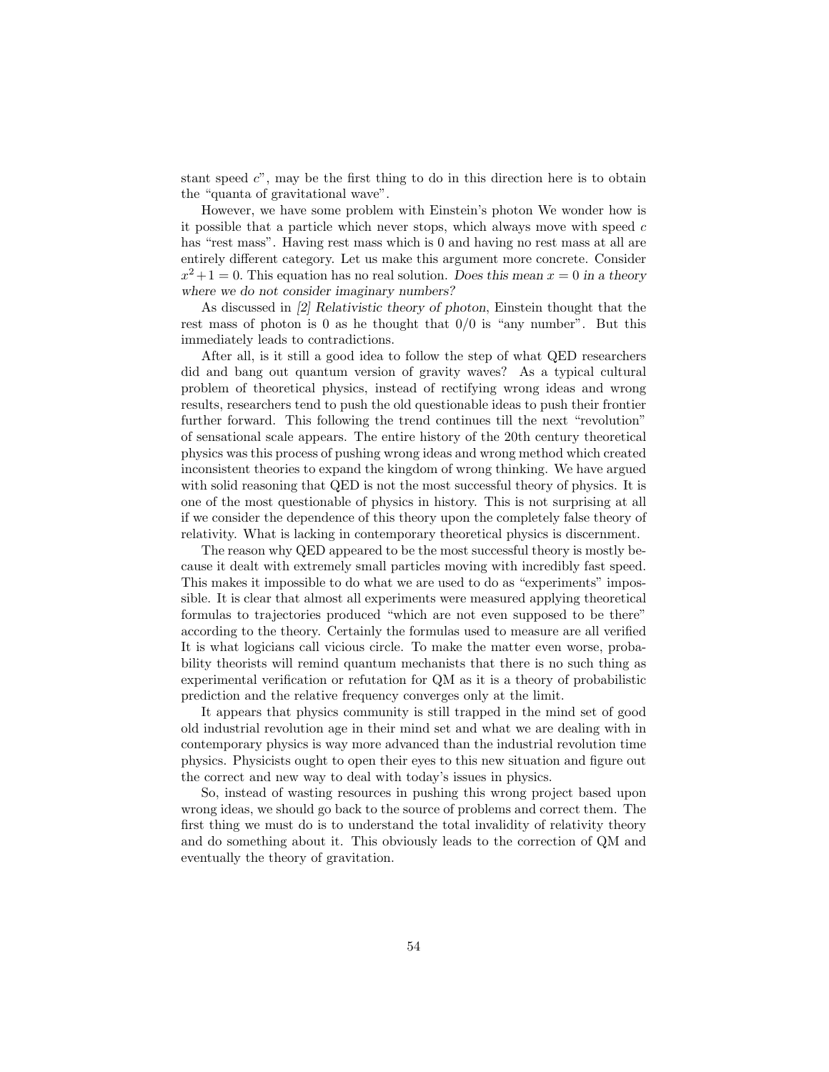stant speed $c$", may be the first thing to do in this direction here is to obtain the "quanta of gravitational wave".

However, we have some problem with Einstein's photon We wonder how is it possible that a particle which never stops, which always move with speed $c$ has "rest mass". Having rest mass which is 0 and having no rest mass at all are entirely different category. Let us make this argument more concrete. Consider $x^2 + 1 = 0$. This equation has no real solution. *Does this mean $x = 0$ in a theory where we do not consider imaginary numbers?*

As discussed in *[2] Relativistic theory of photon*, Einstein thought that the rest mass of photon is 0 as he thought that 0/0 is "any number". But this immediately leads to contradictions.

After all, is it still a good idea to follow the step of what QED researchers did and bang out quantum version of gravity waves? As a typical cultural problem of theoretical physics, instead of rectifying wrong ideas and wrong results, researchers tend to push the old questionable ideas to push their frontier further forward. This following the trend continues till the next "revolution" of sensational scale appears. The entire history of the 20th century theoretical physics was this process of pushing wrong ideas and wrong method which created inconsistent theories to expand the kingdom of wrong thinking. We have argued with solid reasoning that QED is not the most successful theory of physics. It is one of the most questionable of physics in history. This is not surprising at all if we consider the dependence of this theory upon the completely false theory of relativity. What is lacking in contemporary theoretical physics is discernment.

The reason why QED appeared to be the most successful theory is mostly because it dealt with extremely small particles moving with incredibly fast speed. This makes it impossible to do what we are used to do as "experiments" impossible. It is clear that almost all experiments were measured applying theoretical formulas to trajectories produced "which are not even supposed to be there" according to the theory. Certainly the formulas used to measure are all verified It is what logicians call vicious circle. To make the matter even worse, probability theorists will remind quantum mechanists that there is no such thing as experimental verification or refutation for QM as it is a theory of probabilistic prediction and the relative frequency converges only at the limit.

It appears that physics community is still trapped in the mind set of good old industrial revolution age in their mind set and what we are dealing with in contemporary physics is way more advanced than the industrial revolution time physics. Physicists ought to open their eyes to this new situation and figure out the correct and new way to deal with today's issues in physics.

So, instead of wasting resources in pushing this wrong project based upon wrong ideas, we should go back to the source of problems and correct them. The first thing we must do is to understand the total invalidity of relativity theory and do something about it. This obviously leads to the correction of QM and eventually the theory of gravitation.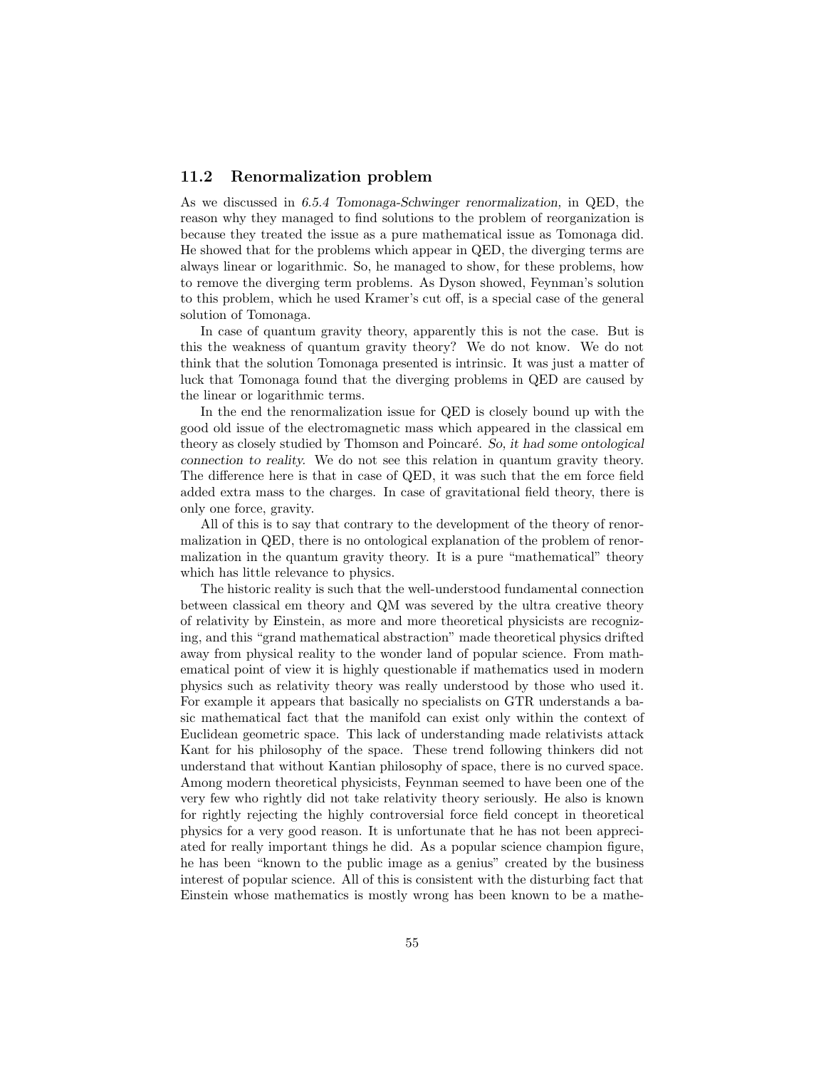## 11.2 Renormalization problem

As we discussed in *6.5.4 Tomonaga-Schwinger renormalization,* in QED, the reason why they managed to find solutions to the problem of reorganization is because they treated the issue as a pure mathematical issue as Tomonaga did. He showed that for the problems which appear in QED, the diverging terms are always linear or logarithmic. So, he managed to show, for these problems, how to remove the diverging term problems. As Dyson showed, Feynman's solution to this problem, which he used Kramer's cut off, is a special case of the general solution of Tomonaga.

In case of quantum gravity theory, apparently this is not the case. But is this the weakness of quantum gravity theory? We do not know. We do not think that the solution Tomonaga presented is intrinsic. It was just a matter of luck that Tomonaga found that the diverging problems in QED are caused by the linear or logarithmic terms.

In the end the renormalization issue for QED is closely bound up with the good old issue of the electromagnetic mass which appeared in the classical em theory as closely studied by Thomson and Poincaré. *So, it had some ontological connection to reality.* We do not see this relation in quantum gravity theory. The difference here is that in case of QED, it was such that the em force field added extra mass to the charges. In case of gravitational field theory, there is only one force, gravity.

All of this is to say that contrary to the development of the theory of renormalization in QED, there is no ontological explanation of the problem of renormalization in the quantum gravity theory. It is a pure "mathematical" theory which has little relevance to physics.

The historic reality is such that the well-understood fundamental connection between classical em theory and QM was severed by the ultra creative theory of relativity by Einstein, as more and more theoretical physicists are recognizing, and this "grand mathematical abstraction" made theoretical physics drifted away from physical reality to the wonder land of popular science. From mathematical point of view it is highly questionable if mathematics used in modern physics such as relativity theory was really understood by those who used it. For example it appears that basically no specialists on GTR understands a basic mathematical fact that the manifold can exist only within the context of Euclidean geometric space. This lack of understanding made relativists attack Kant for his philosophy of the space. These trend following thinkers did not understand that without Kantian philosophy of space, there is no curved space. Among modern theoretical physicists, Feynman seemed to have been one of the very few who rightly did not take relativity theory seriously. He also is known for rightly rejecting the highly controversial force field concept in theoretical physics for a very good reason. It is unfortunate that he has not been appreciated for really important things he did. As a popular science champion figure, he has been "known to the public image as a genius" created by the business interest of popular science. All of this is consistent with the disturbing fact that Einstein whose mathematics is mostly wrong has been known to be a mathe-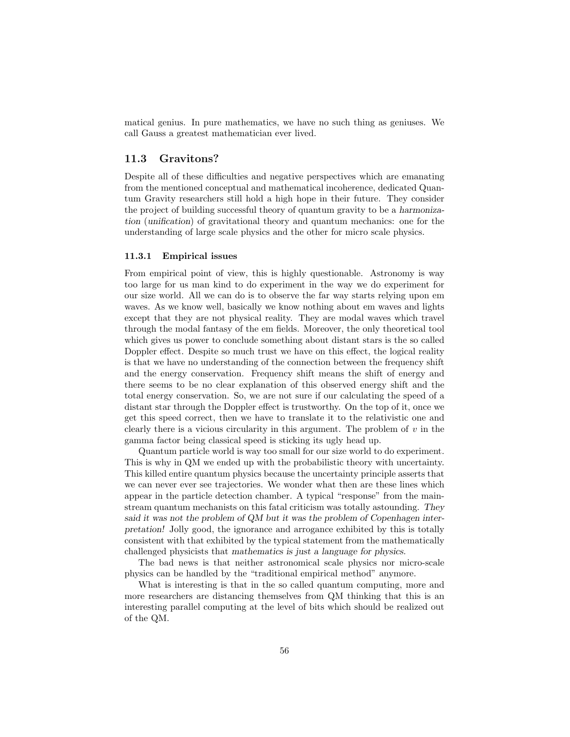matical genius. In pure mathematics, we have no such thing as geniuses. We call Gauss a greatest mathematician ever lived.

## 11.3 Gravitons?

Despite all of these difficulties and negative perspectives which are emanating from the mentioned conceptual and mathematical incoherence, dedicated Quantum Gravity researchers still hold a high hope in their future. They consider the project of building successful theory of quantum gravity to be a *harmonization* (*unification*) of gravitational theory and quantum mechanics: one for the understanding of large scale physics and the other for micro scale physics.

### 11.3.1 Empirical issues

From empirical point of view, this is highly questionable. Astronomy is way too large for us man kind to do experiment in the way we do experiment for our size world. All we can do is to observe the far way starts relying upon em waves. As we know well, basically we know nothing about em waves and lights except that they are not physical reality. They are modal waves which travel through the modal fantasy of the em fields. Moreover, the only theoretical tool which gives us power to conclude something about distant stars is the so called Doppler effect. Despite so much trust we have on this effect, the logical reality is that we have no understanding of the connection between the frequency shift and the energy conservation. Frequency shift means the shift of energy and there seems to be no clear explanation of this observed energy shift and the total energy conservation. So, we are not sure if our calculating the speed of a distant star through the Doppler effect is trustworthy. On the top of it, once we get this speed correct, then we have to translate it to the relativistic one and clearly there is a vicious circularity in this argument. The problem of $v$ in the gamma factor being classical speed is sticking its ugly head up.

Quantum particle world is way too small for our size world to do experiment. This is why in QM we ended up with the probabilistic theory with uncertainty. This killed entire quantum physics because the uncertainty principle asserts that we can never ever see trajectories. We wonder what then are these lines which appear in the particle detection chamber. A typical "response" from the mainstream quantum mechanists on this fatal criticism was totally astounding. *They said it was not the problem of QM but it was the problem of Copenhagen interpretation!* Jolly good, the ignorance and arrogance exhibited by this is totally consistent with that exhibited by the typical statement from the mathematically challenged physicists that *mathematics is just a language for physics*.

The bad news is that neither astronomical scale physics nor micro-scale physics can be handled by the "traditional empirical method" anymore.

What is interesting is that in the so called quantum computing, more and more researchers are distancing themselves from QM thinking that this is an interesting parallel computing at the level of bits which should be realized out of the QM.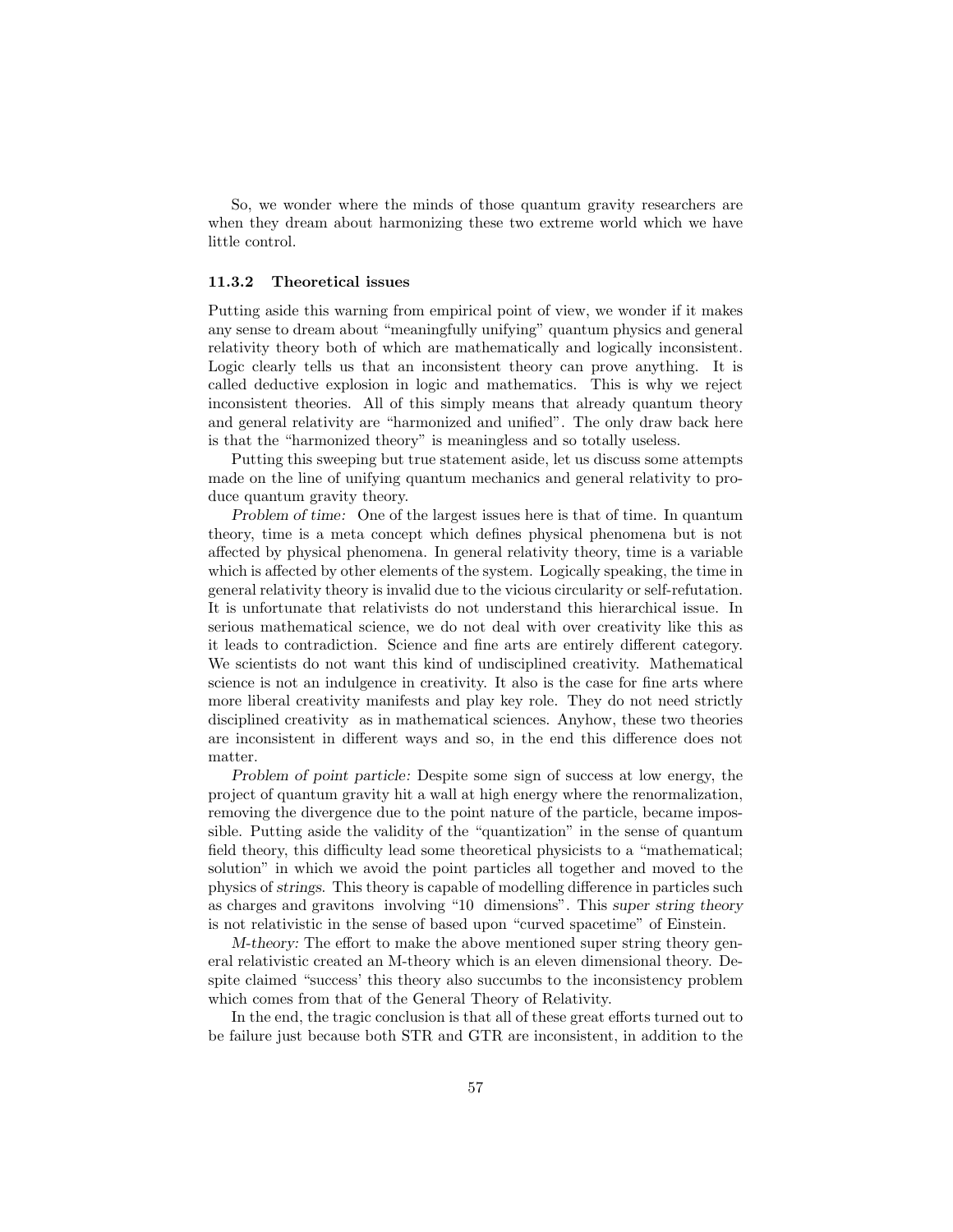So, we wonder where the minds of those quantum gravity researchers are when they dream about harmonizing these two extreme world which we have little control.

### 11.3.2 Theoretical issues

Putting aside this warning from empirical point of view, we wonder if it makes any sense to dream about "meaningfully unifying" quantum physics and general relativity theory both of which are mathematically and logically inconsistent. Logic clearly tells us that an inconsistent theory can prove anything. It is called deductive explosion in logic and mathematics. This is why we reject inconsistent theories. All of this simply means that already quantum theory and general relativity are "harmonized and unified". The only draw back here is that the "harmonized theory" is meaningless and so totally useless.

Putting this sweeping but true statement aside, let us discuss some attempts made on the line of unifying quantum mechanics and general relativity to produce quantum gravity theory.

*Problem of time:* One of the largest issues here is that of time. In quantum theory, time is a meta concept which defines physical phenomena but is not affected by physical phenomena. In general relativity theory, time is a variable which is affected by other elements of the system. Logically speaking, the time in general relativity theory is invalid due to the vicious circularity or self-refutation. It is unfortunate that relativists do not understand this hierarchical issue. In serious mathematical science, we do not deal with over creativity like this as it leads to contradiction. Science and fine arts are entirely different category. We scientists do not want this kind of undisciplined creativity. Mathematical science is not an indulgence in creativity. It also is the case for fine arts where more liberal creativity manifests and play key role. They do not need strictly disciplined creativity as in mathematical sciences. Anyhow, these two theories are inconsistent in different ways and so, in the end this difference does not matter.

*Problem of point particle:* Despite some sign of success at low energy, the project of quantum gravity hit a wall at high energy where the renormalization, removing the divergence due to the point nature of the particle, became impossible. Putting aside the validity of the "quantization" in the sense of quantum field theory, this difficulty lead some theoretical physicists to a "mathematical; solution" in which we avoid the point particles all together and moved to the physics of *strings*. This theory is capable of modelling difference in particles such as charges and gravitons involving "10 dimensions". This *super string theory* is not relativistic in the sense of based upon "curved spacetime" of Einstein.

*M-theory:* The effort to make the above mentioned super string theory general relativistic created an M-theory which is an eleven dimensional theory. Despite claimed "success' this theory also succumbs to the inconsistency problem which comes from that of the General Theory of Relativity.

In the end, the tragic conclusion is that all of these great efforts turned out to be failure just because both STR and GTR are inconsistent, in addition to the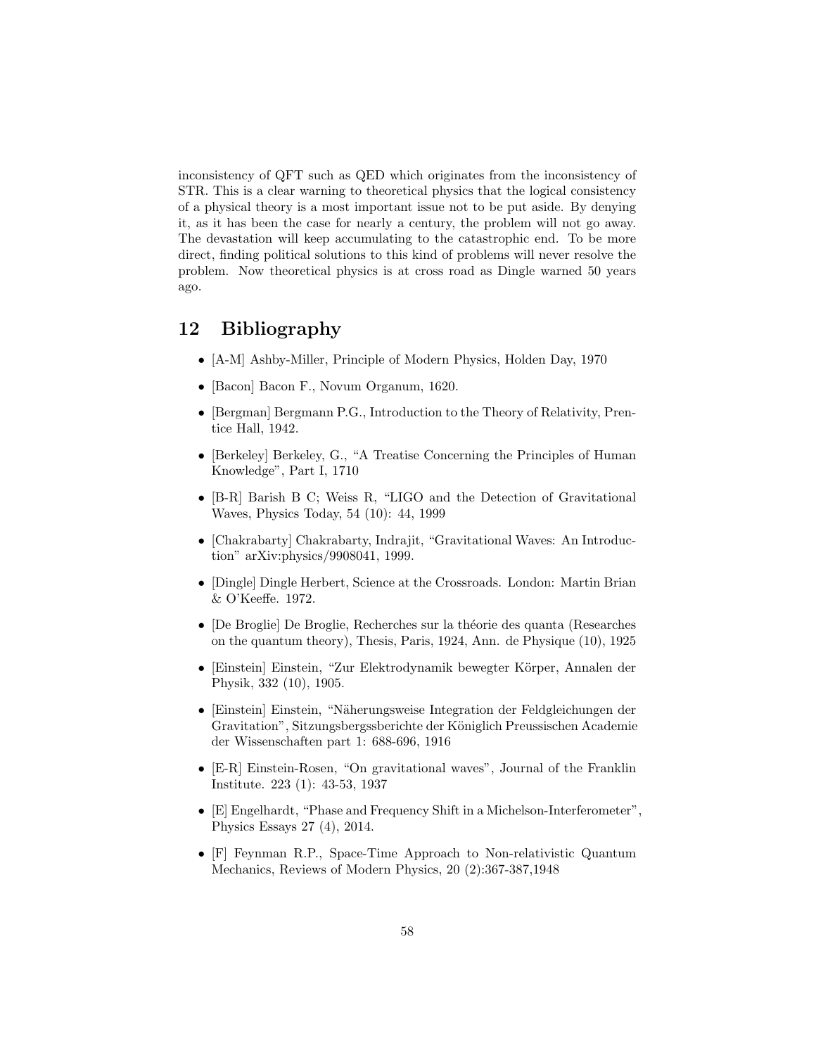inconsistency of QFT such as QED which originates from the inconsistency of STR. This is a clear warning to theoretical physics that the logical consistency of a physical theory is a most important issue not to be put aside. By denying it, as it has been the case for nearly a century, the problem will not go away. The devastation will keep accumulating to the catastrophic end. To be more direct, finding political solutions to this kind of problems will never resolve the problem. Now theoretical physics is at cross road as Dingle warned 50 years ago.

## 12 Bibliography

- [A-M] Ashby-Miller, Principle of Modern Physics, Holden Day, 1970
- [Bacon] Bacon F., Novum Organum, 1620.
- [Bergman] Bergmann P.G., Introduction to the Theory of Relativity, Prentice Hall, 1942.
- [Berkeley] Berkeley, G., "A Treatise Concerning the Principles of Human Knowledge", Part I, 1710
- [B-R] Barish B C; Weiss R, "LIGO and the Detection of Gravitational Waves, Physics Today, 54 (10): 44, 1999
- [Chakrabarty] Chakrabarty, Indrajit, "Gravitational Waves: An Introduction" arXiv:physics/9908041, 1999.
- [Dingle] Dingle Herbert, Science at the Crossroads. London: Martin Brian & O'Keeffe. 1972.
- [De Broglie] De Broglie, Recherches sur la théorie des quanta (Researches on the quantum theory), Thesis, Paris, 1924, Ann. de Physique (10), 1925
- [Einstein] Einstein, "Zur Elektrodynamik bewegter Körper, Annalen der Physik, 332 (10), 1905.
- [Einstein] Einstein, "Näherungsweise Integration der Feldgleichungen der Gravitation", Sitzungsbergssberichte der Königlich Preussischen Academie der Wissenschaften part 1: 688-696, 1916
- [E-R] Einstein-Rosen, "On gravitational waves", Journal of the Franklin Institute. 223 (1): 43-53, 1937
- [E] Engelhardt, "Phase and Frequency Shift in a Michelson-Interferometer", Physics Essays 27 (4), 2014.
- [F] Feynman R.P., Space-Time Approach to Non-relativistic Quantum Mechanics, Reviews of Modern Physics, 20 (2):367-387,1948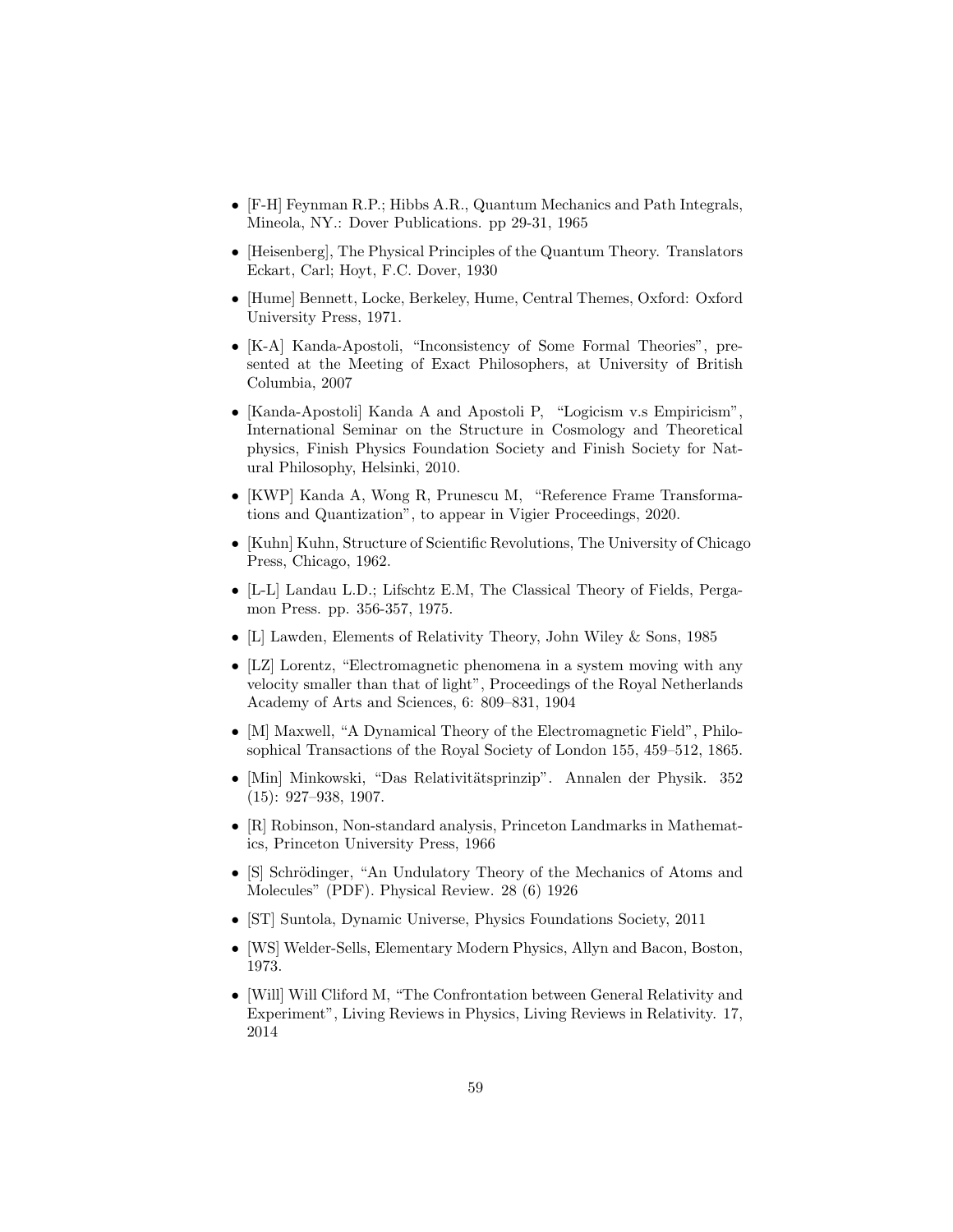- [F-H] Feynman R.P.; Hibbs A.R., Quantum Mechanics and Path Integrals, Mineola, NY.: Dover Publications. pp 29-31, 1965
- [Heisenberg], The Physical Principles of the Quantum Theory. Translators Eckart, Carl; Hoyt, F.C. Dover, 1930
- [Hume] Bennett, Locke, Berkeley, Hume, Central Themes, Oxford: Oxford University Press, 1971.
- [K-A] Kanda-Apostoli, "Inconsistency of Some Formal Theories", presented at the Meeting of Exact Philosophers, at University of British Columbia, 2007
- [Kanda-Apostoli] Kanda A and Apostoli P, "Logicism v.s Empiricism", International Seminar on the Structure in Cosmology and Theoretical physics, Finish Physics Foundation Society and Finish Society for Natural Philosophy, Helsinki, 2010.
- [KWP] Kanda A, Wong R, Prunescu M, "Reference Frame Transformations and Quantization", to appear in Vigier Proceedings, 2020.
- [Kuhn] Kuhn, Structure of Scientific Revolutions, The University of Chicago Press, Chicago, 1962.
- [L-L] Landau L.D.; Lifschtz E.M, The Classical Theory of Fields, Pergamon Press. pp. 356-357, 1975.
- [L] Lawden, Elements of Relativity Theory, John Wiley & Sons, 1985
- [LZ] Lorentz, "Electromagnetic phenomena in a system moving with any velocity smaller than that of light", Proceedings of the Royal Netherlands Academy of Arts and Sciences, 6: 809–831, 1904
- [M] Maxwell, "A Dynamical Theory of the Electromagnetic Field", Philosophical Transactions of the Royal Society of London 155, 459–512, 1865.
- [Min] Minkowski, "Das Relativitätsprinzip". Annalen der Physik. 352 (15): 927–938, 1907.
- [R] Robinson, Non-standard analysis, Princeton Landmarks in Mathematics, Princeton University Press, 1966
- [S] Schrödinger, "An Undulatory Theory of the Mechanics of Atoms and Molecules" (PDF). Physical Review. 28 (6) 1926
- [ST] Suntola, Dynamic Universe, Physics Foundations Society, 2011
- [WS] Welder-Sells, Elementary Modern Physics, Allyn and Bacon, Boston, 1973.
- [Will] Will Cliford M, "The Confrontation between General Relativity and Experiment", Living Reviews in Physics, Living Reviews in Relativity. 17, 2014